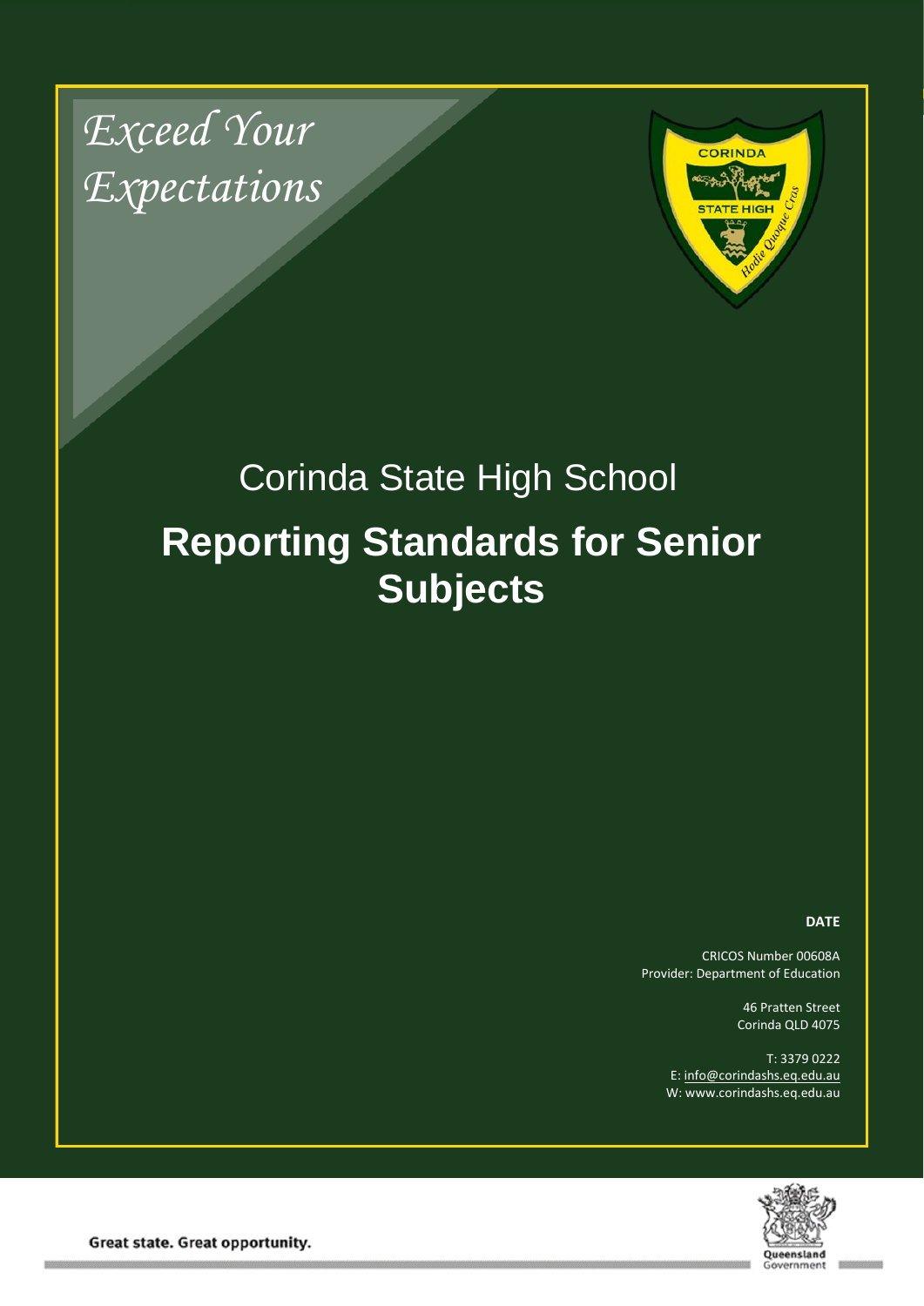*Exceed Your Expectations*

Corinda State High School

# Reporting Standards for Senior Subjects

**DATE**

CRICOS Number 00608A
Provider: Department of Education

46 Pratten Street
Corinda QLD 4075

T: 3379 0222
E: info@corindashs.eq.edu.au
W: www.corindashs.eq.edu.au

Great state. Great opportunity.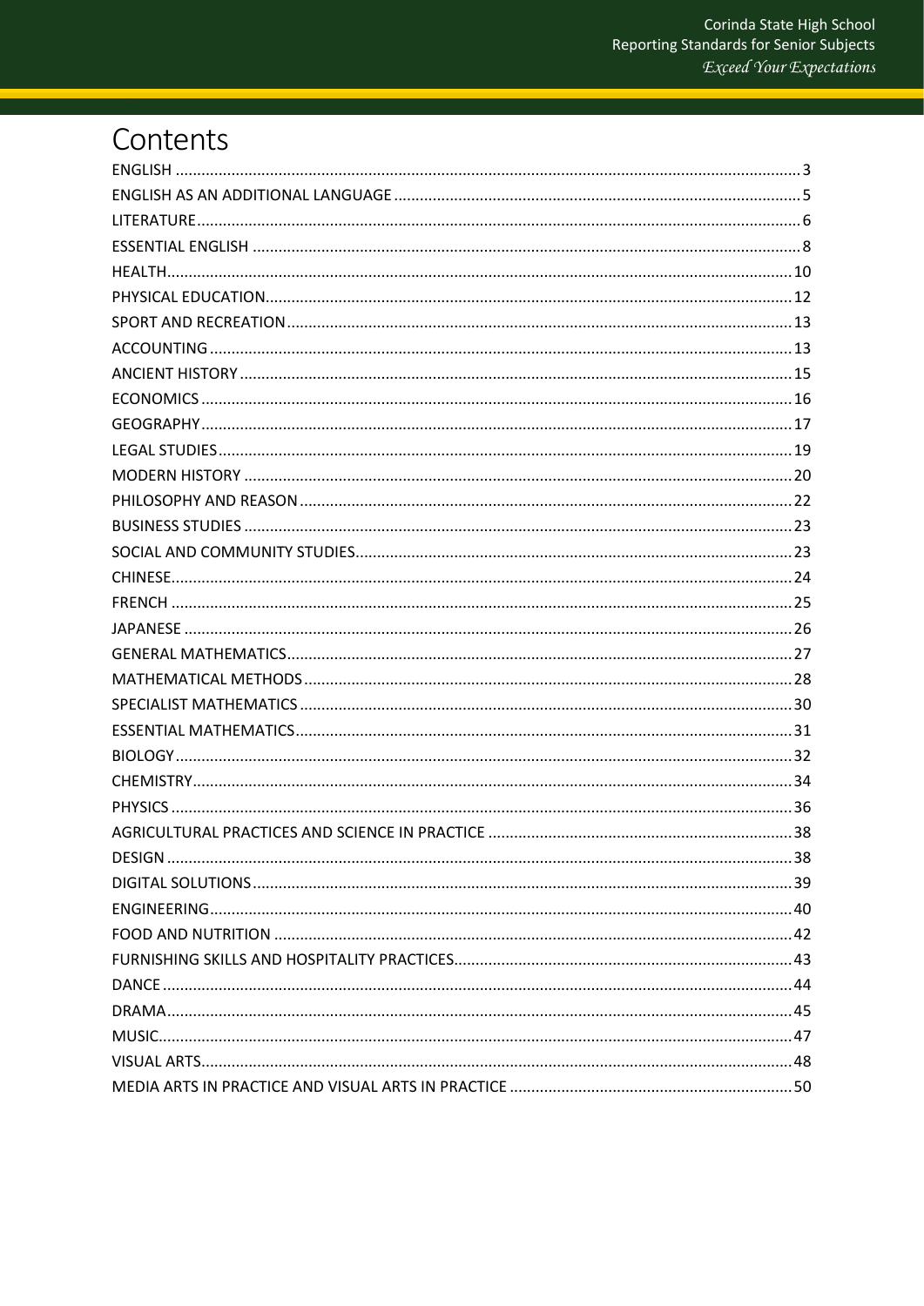# Contents

- ENGLISH ... 3
- ENGLISH AS AN ADDITIONAL LANGUAGE ... 5
- LITERATURE ... 6
- ESSENTIAL ENGLISH ... 8
- HEALTH ... 10
- PHYSICAL EDUCATION ... 12
- SPORT AND RECREATION ... 13
- ACCOUNTING ... 13
- ANCIENT HISTORY ... 15
- ECONOMICS ... 16
- GEOGRAPHY ... 17
- LEGAL STUDIES ... 19
- MODERN HISTORY ... 20
- PHILOSOPHY AND REASON ... 22
- BUSINESS STUDIES ... 23
- SOCIAL AND COMMUNITY STUDIES ... 23
- CHINESE ... 24
- FRENCH ... 25
- JAPANESE ... 26
- GENERAL MATHEMATICS ... 27
- MATHEMATICAL METHODS ... 28
- SPECIALIST MATHEMATICS ... 30
- ESSENTIAL MATHEMATICS ... 31
- BIOLOGY ... 32
- CHEMISTRY ... 34
- PHYSICS ... 36
- AGRICULTURAL PRACTICES AND SCIENCE IN PRACTICE ... 38
- DESIGN ... 38
- DIGITAL SOLUTIONS ... 39
- ENGINEERING ... 40
- FOOD AND NUTRITION ... 42
- FURNISHING SKILLS AND HOSPITALITY PRACTICES ... 43
- DANCE ... 44
- DRAMA ... 45
- MUSIC ... 47
- VISUAL ARTS ... 48
- MEDIA ARTS IN PRACTICE AND VISUAL ARTS IN PRACTICE ... 50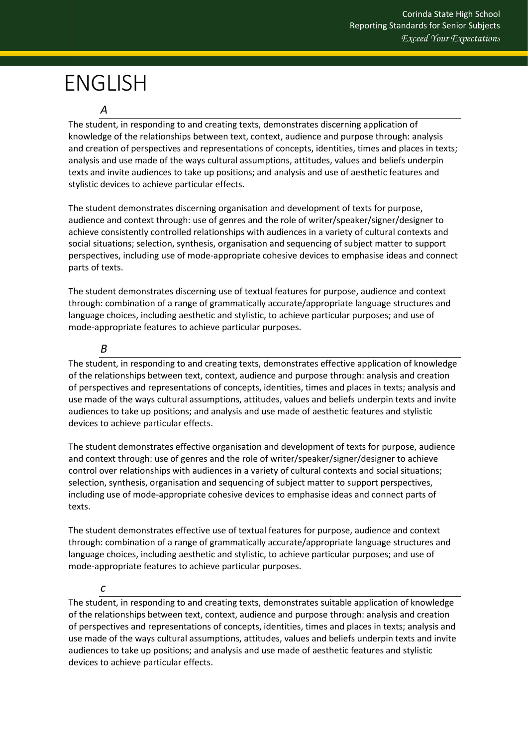# ENGLISH

### *A*

The student, in responding to and creating texts, demonstrates discerning application of knowledge of the relationships between text, context, audience and purpose through: analysis and creation of perspectives and representations of concepts, identities, times and places in texts; analysis and use made of the ways cultural assumptions, attitudes, values and beliefs underpin texts and invite audiences to take up positions; and analysis and use of aesthetic features and stylistic devices to achieve particular effects.

The student demonstrates discerning organisation and development of texts for purpose, audience and context through: use of genres and the role of writer/speaker/signer/designer to achieve consistently controlled relationships with audiences in a variety of cultural contexts and social situations; selection, synthesis, organisation and sequencing of subject matter to support perspectives, including use of mode-appropriate cohesive devices to emphasise ideas and connect parts of texts.

The student demonstrates discerning use of textual features for purpose, audience and context through: combination of a range of grammatically accurate/appropriate language structures and language choices, including aesthetic and stylistic, to achieve particular purposes; and use of mode-appropriate features to achieve particular purposes.

### *B*

The student, in responding to and creating texts, demonstrates effective application of knowledge of the relationships between text, context, audience and purpose through: analysis and creation of perspectives and representations of concepts, identities, times and places in texts; analysis and use made of the ways cultural assumptions, attitudes, values and beliefs underpin texts and invite audiences to take up positions; and analysis and use made of aesthetic features and stylistic devices to achieve particular effects.

The student demonstrates effective organisation and development of texts for purpose, audience and context through: use of genres and the role of writer/speaker/signer/designer to achieve control over relationships with audiences in a variety of cultural contexts and social situations; selection, synthesis, organisation and sequencing of subject matter to support perspectives, including use of mode-appropriate cohesive devices to emphasise ideas and connect parts of texts.

The student demonstrates effective use of textual features for purpose, audience and context through: combination of a range of grammatically accurate/appropriate language structures and language choices, including aesthetic and stylistic, to achieve particular purposes; and use of mode-appropriate features to achieve particular purposes.

### *C*

The student, in responding to and creating texts, demonstrates suitable application of knowledge of the relationships between text, context, audience and purpose through: analysis and creation of perspectives and representations of concepts, identities, times and places in texts; analysis and use made of the ways cultural assumptions, attitudes, values and beliefs underpin texts and invite audiences to take up positions; and analysis and use made of aesthetic features and stylistic devices to achieve particular effects.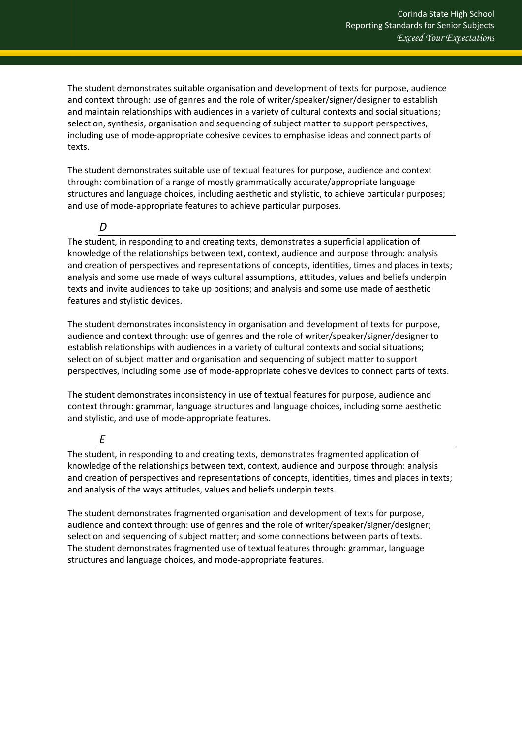The student demonstrates suitable organisation and development of texts for purpose, audience and context through: use of genres and the role of writer/speaker/signer/designer to establish and maintain relationships with audiences in a variety of cultural contexts and social situations; selection, synthesis, organisation and sequencing of subject matter to support perspectives, including use of mode-appropriate cohesive devices to emphasise ideas and connect parts of texts.

The student demonstrates suitable use of textual features for purpose, audience and context through: combination of a range of mostly grammatically accurate/appropriate language structures and language choices, including aesthetic and stylistic, to achieve particular purposes; and use of mode-appropriate features to achieve particular purposes.

### *D*

The student, in responding to and creating texts, demonstrates a superficial application of knowledge of the relationships between text, context, audience and purpose through: analysis and creation of perspectives and representations of concepts, identities, times and places in texts; analysis and some use made of ways cultural assumptions, attitudes, values and beliefs underpin texts and invite audiences to take up positions; and analysis and some use made of aesthetic features and stylistic devices.

The student demonstrates inconsistency in organisation and development of texts for purpose, audience and context through: use of genres and the role of writer/speaker/signer/designer to establish relationships with audiences in a variety of cultural contexts and social situations; selection of subject matter and organisation and sequencing of subject matter to support perspectives, including some use of mode-appropriate cohesive devices to connect parts of texts.

The student demonstrates inconsistency in use of textual features for purpose, audience and context through: grammar, language structures and language choices, including some aesthetic and stylistic, and use of mode-appropriate features.

### *E*

The student, in responding to and creating texts, demonstrates fragmented application of knowledge of the relationships between text, context, audience and purpose through: analysis and creation of perspectives and representations of concepts, identities, times and places in texts; and analysis of the ways attitudes, values and beliefs underpin texts.

The student demonstrates fragmented organisation and development of texts for purpose, audience and context through: use of genres and the role of writer/speaker/signer/designer; selection and sequencing of subject matter; and some connections between parts of texts. The student demonstrates fragmented use of textual features through: grammar, language structures and language choices, and mode-appropriate features.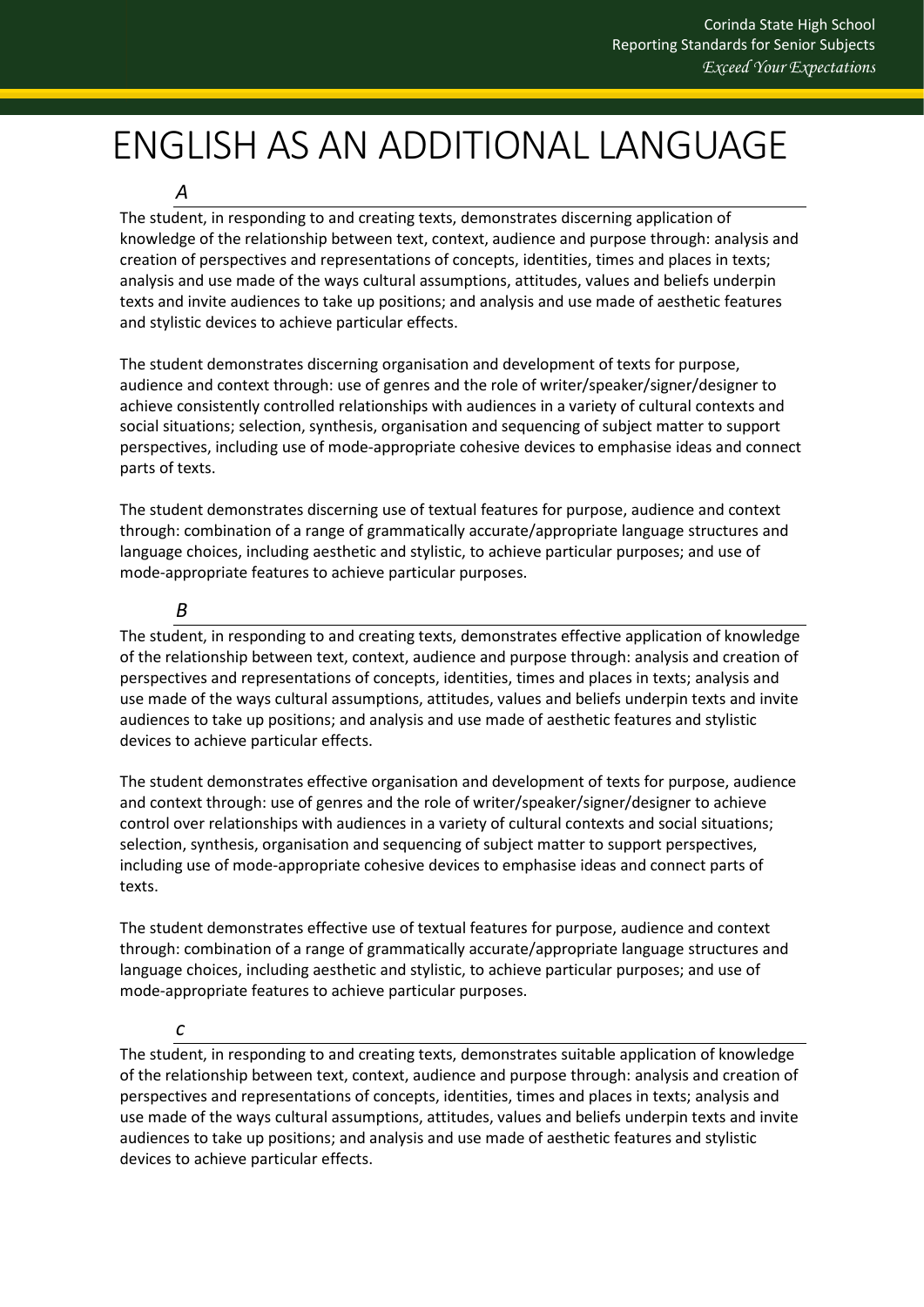# ENGLISH AS AN ADDITIONAL LANGUAGE

### *A*

The student, in responding to and creating texts, demonstrates discerning application of knowledge of the relationship between text, context, audience and purpose through: analysis and creation of perspectives and representations of concepts, identities, times and places in texts; analysis and use made of the ways cultural assumptions, attitudes, values and beliefs underpin texts and invite audiences to take up positions; and analysis and use made of aesthetic features and stylistic devices to achieve particular effects.

The student demonstrates discerning organisation and development of texts for purpose, audience and context through: use of genres and the role of writer/speaker/signer/designer to achieve consistently controlled relationships with audiences in a variety of cultural contexts and social situations; selection, synthesis, organisation and sequencing of subject matter to support perspectives, including use of mode-appropriate cohesive devices to emphasise ideas and connect parts of texts.

The student demonstrates discerning use of textual features for purpose, audience and context through: combination of a range of grammatically accurate/appropriate language structures and language choices, including aesthetic and stylistic, to achieve particular purposes; and use of mode-appropriate features to achieve particular purposes.

### *B*

The student, in responding to and creating texts, demonstrates effective application of knowledge of the relationship between text, context, audience and purpose through: analysis and creation of perspectives and representations of concepts, identities, times and places in texts; analysis and use made of the ways cultural assumptions, attitudes, values and beliefs underpin texts and invite audiences to take up positions; and analysis and use made of aesthetic features and stylistic devices to achieve particular effects.

The student demonstrates effective organisation and development of texts for purpose, audience and context through: use of genres and the role of writer/speaker/signer/designer to achieve control over relationships with audiences in a variety of cultural contexts and social situations; selection, synthesis, organisation and sequencing of subject matter to support perspectives, including use of mode-appropriate cohesive devices to emphasise ideas and connect parts of texts.

The student demonstrates effective use of textual features for purpose, audience and context through: combination of a range of grammatically accurate/appropriate language structures and language choices, including aesthetic and stylistic, to achieve particular purposes; and use of mode-appropriate features to achieve particular purposes.

### *C*

The student, in responding to and creating texts, demonstrates suitable application of knowledge of the relationship between text, context, audience and purpose through: analysis and creation of perspectives and representations of concepts, identities, times and places in texts; analysis and use made of the ways cultural assumptions, attitudes, values and beliefs underpin texts and invite audiences to take up positions; and analysis and use made of aesthetic features and stylistic devices to achieve particular effects.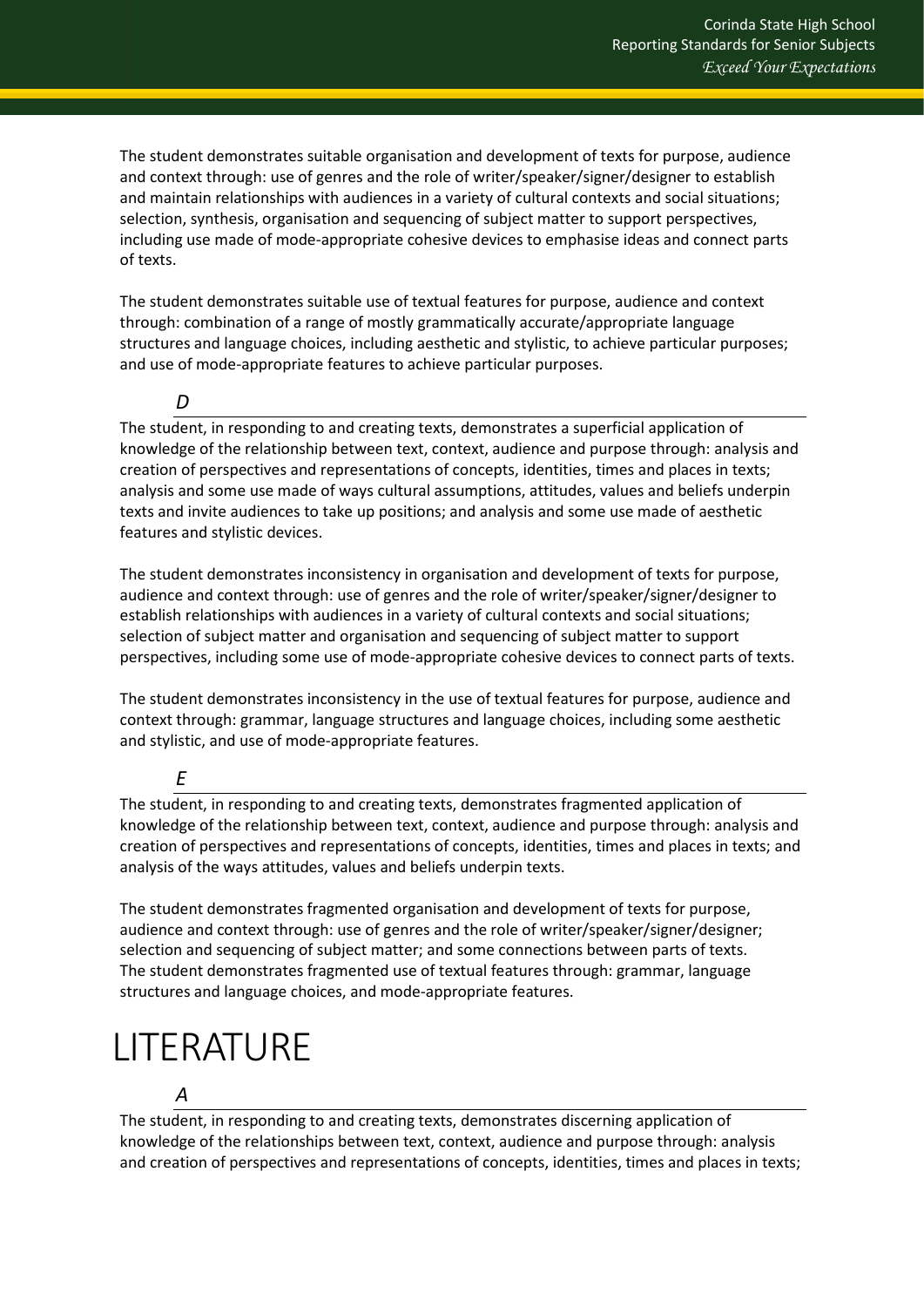The student demonstrates suitable organisation and development of texts for purpose, audience and context through: use of genres and the role of writer/speaker/signer/designer to establish and maintain relationships with audiences in a variety of cultural contexts and social situations; selection, synthesis, organisation and sequencing of subject matter to support perspectives, including use made of mode-appropriate cohesive devices to emphasise ideas and connect parts of texts.

The student demonstrates suitable use of textual features for purpose, audience and context through: combination of a range of mostly grammatically accurate/appropriate language structures and language choices, including aesthetic and stylistic, to achieve particular purposes; and use of mode-appropriate features to achieve particular purposes.

### *D*

The student, in responding to and creating texts, demonstrates a superficial application of knowledge of the relationship between text, context, audience and purpose through: analysis and creation of perspectives and representations of concepts, identities, times and places in texts; analysis and some use made of ways cultural assumptions, attitudes, values and beliefs underpin texts and invite audiences to take up positions; and analysis and some use made of aesthetic features and stylistic devices.

The student demonstrates inconsistency in organisation and development of texts for purpose, audience and context through: use of genres and the role of writer/speaker/signer/designer to establish relationships with audiences in a variety of cultural contexts and social situations; selection of subject matter and organisation and sequencing of subject matter to support perspectives, including some use of mode-appropriate cohesive devices to connect parts of texts.

The student demonstrates inconsistency in the use of textual features for purpose, audience and context through: grammar, language structures and language choices, including some aesthetic and stylistic, and use of mode-appropriate features.

### *E*

The student, in responding to and creating texts, demonstrates fragmented application of knowledge of the relationship between text, context, audience and purpose through: analysis and creation of perspectives and representations of concepts, identities, times and places in texts; and analysis of the ways attitudes, values and beliefs underpin texts.

The student demonstrates fragmented organisation and development of texts for purpose, audience and context through: use of genres and the role of writer/speaker/signer/designer; selection and sequencing of subject matter; and some connections between parts of texts. The student demonstrates fragmented use of textual features through: grammar, language structures and language choices, and mode-appropriate features.

# LITERATURE

### *A*

The student, in responding to and creating texts, demonstrates discerning application of knowledge of the relationships between text, context, audience and purpose through: analysis and creation of perspectives and representations of concepts, identities, times and places in texts;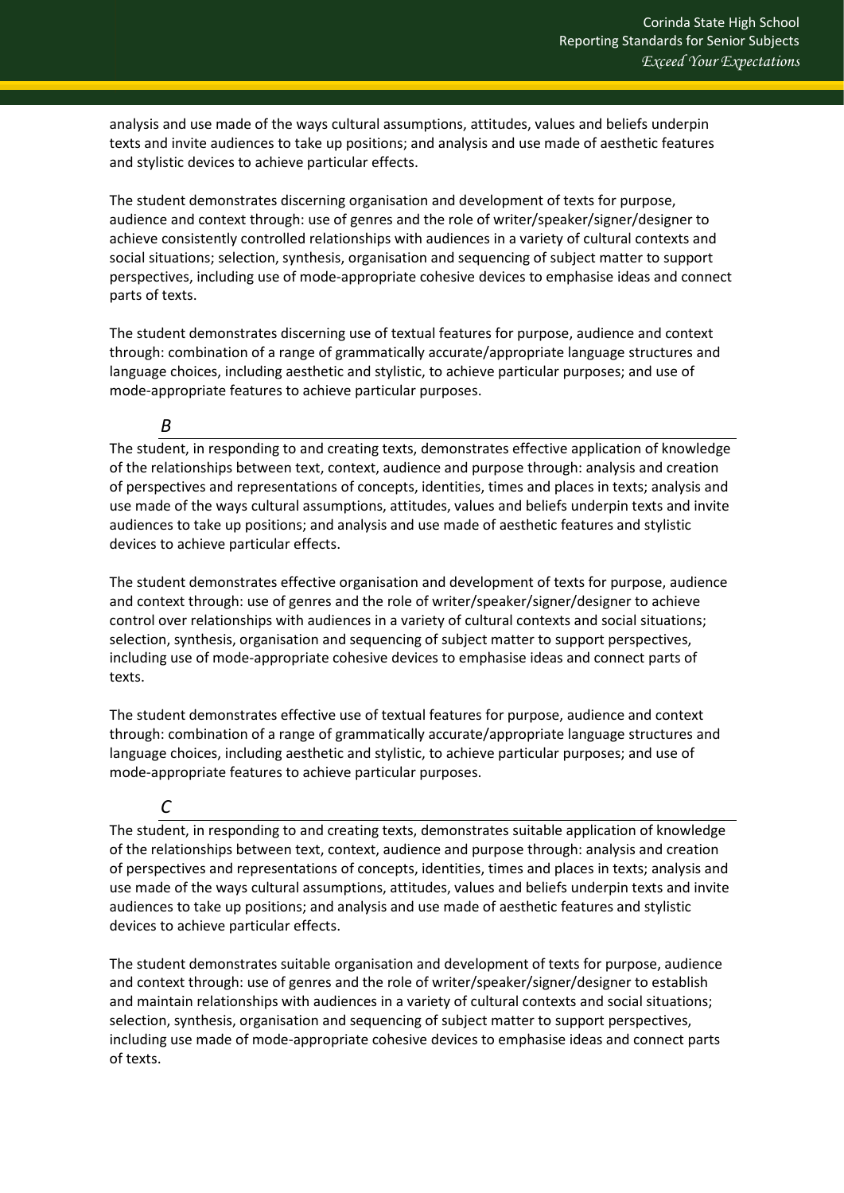analysis and use made of the ways cultural assumptions, attitudes, values and beliefs underpin texts and invite audiences to take up positions; and analysis and use made of aesthetic features and stylistic devices to achieve particular effects.

The student demonstrates discerning organisation and development of texts for purpose, audience and context through: use of genres and the role of writer/speaker/signer/designer to achieve consistently controlled relationships with audiences in a variety of cultural contexts and social situations; selection, synthesis, organisation and sequencing of subject matter to support perspectives, including use of mode-appropriate cohesive devices to emphasise ideas and connect parts of texts.

The student demonstrates discerning use of textual features for purpose, audience and context through: combination of a range of grammatically accurate/appropriate language structures and language choices, including aesthetic and stylistic, to achieve particular purposes; and use of mode-appropriate features to achieve particular purposes.

### *B*

The student, in responding to and creating texts, demonstrates effective application of knowledge of the relationships between text, context, audience and purpose through: analysis and creation of perspectives and representations of concepts, identities, times and places in texts; analysis and use made of the ways cultural assumptions, attitudes, values and beliefs underpin texts and invite audiences to take up positions; and analysis and use made of aesthetic features and stylistic devices to achieve particular effects.

The student demonstrates effective organisation and development of texts for purpose, audience and context through: use of genres and the role of writer/speaker/signer/designer to achieve control over relationships with audiences in a variety of cultural contexts and social situations; selection, synthesis, organisation and sequencing of subject matter to support perspectives, including use of mode-appropriate cohesive devices to emphasise ideas and connect parts of texts.

The student demonstrates effective use of textual features for purpose, audience and context through: combination of a range of grammatically accurate/appropriate language structures and language choices, including aesthetic and stylistic, to achieve particular purposes; and use of mode-appropriate features to achieve particular purposes.

### *C*

The student, in responding to and creating texts, demonstrates suitable application of knowledge of the relationships between text, context, audience and purpose through: analysis and creation of perspectives and representations of concepts, identities, times and places in texts; analysis and use made of the ways cultural assumptions, attitudes, values and beliefs underpin texts and invite audiences to take up positions; and analysis and use made of aesthetic features and stylistic devices to achieve particular effects.

The student demonstrates suitable organisation and development of texts for purpose, audience and context through: use of genres and the role of writer/speaker/signer/designer to establish and maintain relationships with audiences in a variety of cultural contexts and social situations; selection, synthesis, organisation and sequencing of subject matter to support perspectives, including use made of mode-appropriate cohesive devices to emphasise ideas and connect parts of texts.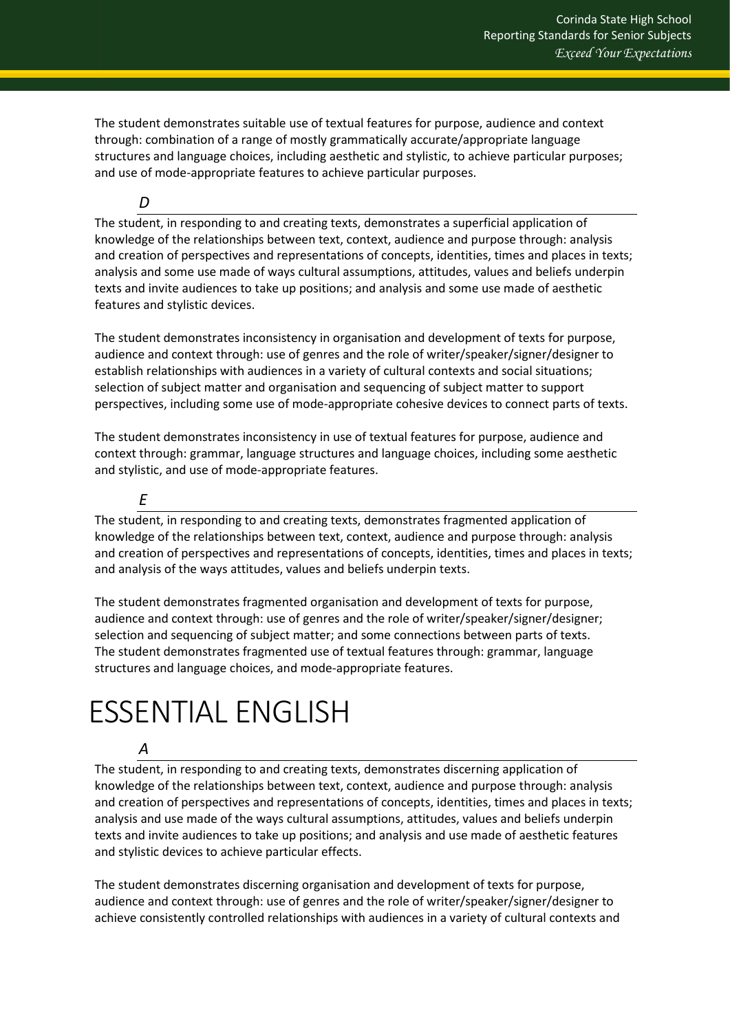The student demonstrates suitable use of textual features for purpose, audience and context through: combination of a range of mostly grammatically accurate/appropriate language structures and language choices, including aesthetic and stylistic, to achieve particular purposes; and use of mode-appropriate features to achieve particular purposes.

### *D*

The student, in responding to and creating texts, demonstrates a superficial application of knowledge of the relationships between text, context, audience and purpose through: analysis and creation of perspectives and representations of concepts, identities, times and places in texts; analysis and some use made of ways cultural assumptions, attitudes, values and beliefs underpin texts and invite audiences to take up positions; and analysis and some use made of aesthetic features and stylistic devices.

The student demonstrates inconsistency in organisation and development of texts for purpose, audience and context through: use of genres and the role of writer/speaker/signer/designer to establish relationships with audiences in a variety of cultural contexts and social situations; selection of subject matter and organisation and sequencing of subject matter to support perspectives, including some use of mode-appropriate cohesive devices to connect parts of texts.

The student demonstrates inconsistency in use of textual features for purpose, audience and context through: grammar, language structures and language choices, including some aesthetic and stylistic, and use of mode-appropriate features.

### *E*

The student, in responding to and creating texts, demonstrates fragmented application of knowledge of the relationships between text, context, audience and purpose through: analysis and creation of perspectives and representations of concepts, identities, times and places in texts; and analysis of the ways attitudes, values and beliefs underpin texts.

The student demonstrates fragmented organisation and development of texts for purpose, audience and context through: use of genres and the role of writer/speaker/signer/designer; selection and sequencing of subject matter; and some connections between parts of texts. The student demonstrates fragmented use of textual features through: grammar, language structures and language choices, and mode-appropriate features.

# ESSENTIAL ENGLISH

### *A*

The student, in responding to and creating texts, demonstrates discerning application of knowledge of the relationships between text, context, audience and purpose through: analysis and creation of perspectives and representations of concepts, identities, times and places in texts; analysis and use made of the ways cultural assumptions, attitudes, values and beliefs underpin texts and invite audiences to take up positions; and analysis and use made of aesthetic features and stylistic devices to achieve particular effects.

The student demonstrates discerning organisation and development of texts for purpose, audience and context through: use of genres and the role of writer/speaker/signer/designer to achieve consistently controlled relationships with audiences in a variety of cultural contexts and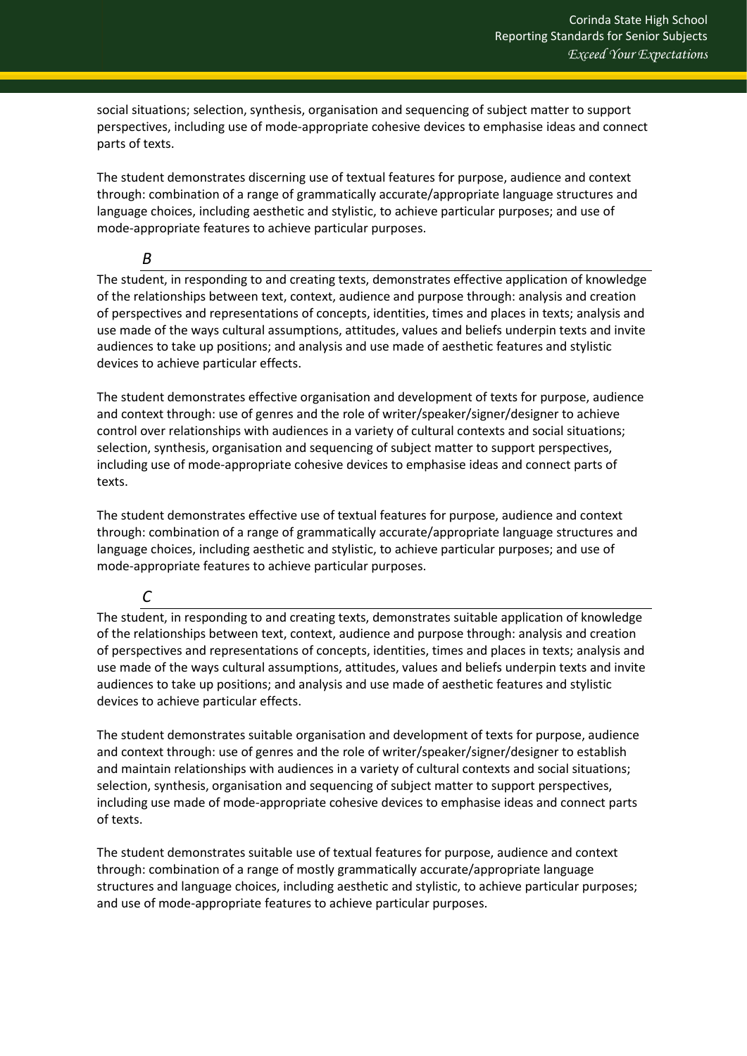social situations; selection, synthesis, organisation and sequencing of subject matter to support perspectives, including use of mode-appropriate cohesive devices to emphasise ideas and connect parts of texts.

The student demonstrates discerning use of textual features for purpose, audience and context through: combination of a range of grammatically accurate/appropriate language structures and language choices, including aesthetic and stylistic, to achieve particular purposes; and use of mode-appropriate features to achieve particular purposes.

### *B*

The student, in responding to and creating texts, demonstrates effective application of knowledge of the relationships between text, context, audience and purpose through: analysis and creation of perspectives and representations of concepts, identities, times and places in texts; analysis and use made of the ways cultural assumptions, attitudes, values and beliefs underpin texts and invite audiences to take up positions; and analysis and use made of aesthetic features and stylistic devices to achieve particular effects.

The student demonstrates effective organisation and development of texts for purpose, audience and context through: use of genres and the role of writer/speaker/signer/designer to achieve control over relationships with audiences in a variety of cultural contexts and social situations; selection, synthesis, organisation and sequencing of subject matter to support perspectives, including use of mode-appropriate cohesive devices to emphasise ideas and connect parts of texts.

The student demonstrates effective use of textual features for purpose, audience and context through: combination of a range of grammatically accurate/appropriate language structures and language choices, including aesthetic and stylistic, to achieve particular purposes; and use of mode-appropriate features to achieve particular purposes.

### *C*

The student, in responding to and creating texts, demonstrates suitable application of knowledge of the relationships between text, context, audience and purpose through: analysis and creation of perspectives and representations of concepts, identities, times and places in texts; analysis and use made of the ways cultural assumptions, attitudes, values and beliefs underpin texts and invite audiences to take up positions; and analysis and use made of aesthetic features and stylistic devices to achieve particular effects.

The student demonstrates suitable organisation and development of texts for purpose, audience and context through: use of genres and the role of writer/speaker/signer/designer to establish and maintain relationships with audiences in a variety of cultural contexts and social situations; selection, synthesis, organisation and sequencing of subject matter to support perspectives, including use made of mode-appropriate cohesive devices to emphasise ideas and connect parts of texts.

The student demonstrates suitable use of textual features for purpose, audience and context through: combination of a range of mostly grammatically accurate/appropriate language structures and language choices, including aesthetic and stylistic, to achieve particular purposes; and use of mode-appropriate features to achieve particular purposes.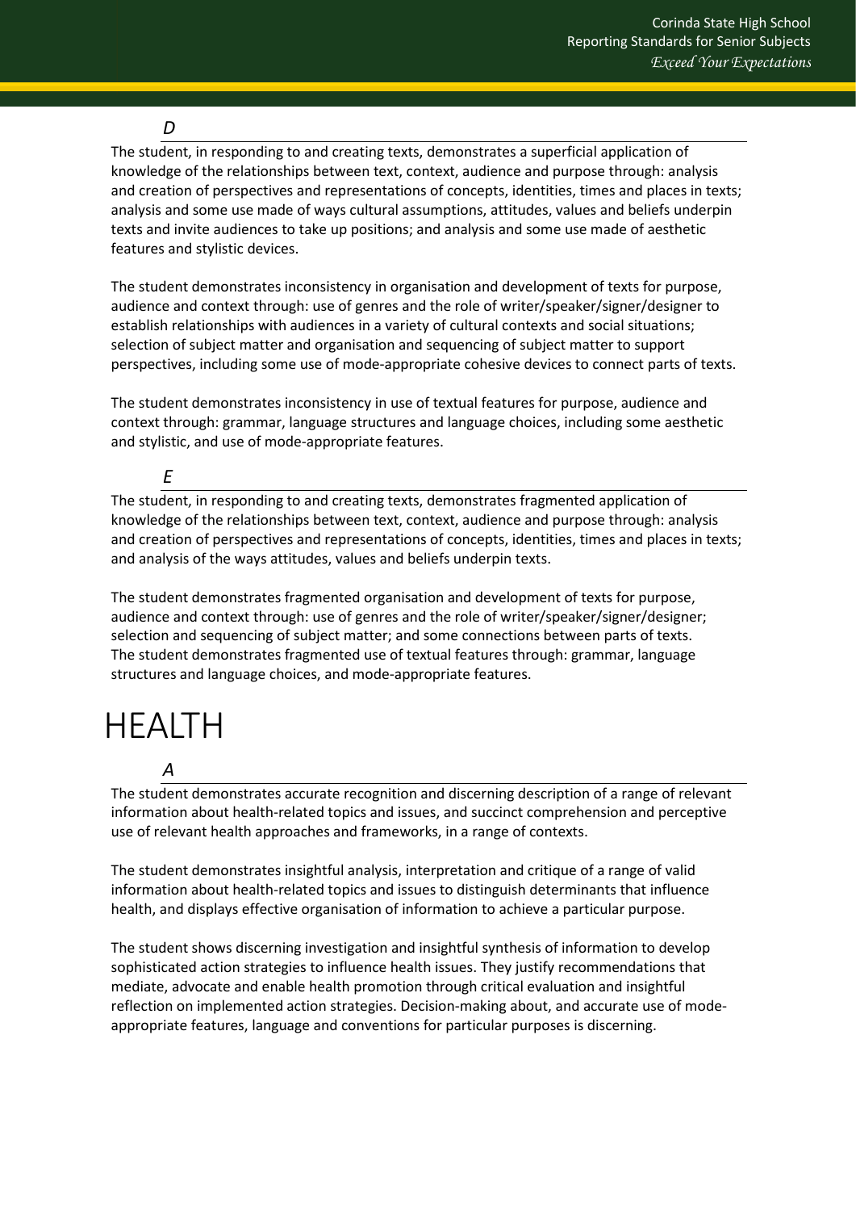### *D*

The student, in responding to and creating texts, demonstrates a superficial application of knowledge of the relationships between text, context, audience and purpose through: analysis and creation of perspectives and representations of concepts, identities, times and places in texts; analysis and some use made of ways cultural assumptions, attitudes, values and beliefs underpin texts and invite audiences to take up positions; and analysis and some use made of aesthetic features and stylistic devices.

The student demonstrates inconsistency in organisation and development of texts for purpose, audience and context through: use of genres and the role of writer/speaker/signer/designer to establish relationships with audiences in a variety of cultural contexts and social situations; selection of subject matter and organisation and sequencing of subject matter to support perspectives, including some use of mode-appropriate cohesive devices to connect parts of texts.

The student demonstrates inconsistency in use of textual features for purpose, audience and context through: grammar, language structures and language choices, including some aesthetic and stylistic, and use of mode-appropriate features.

### *E*

The student, in responding to and creating texts, demonstrates fragmented application of knowledge of the relationships between text, context, audience and purpose through: analysis and creation of perspectives and representations of concepts, identities, times and places in texts; and analysis of the ways attitudes, values and beliefs underpin texts.

The student demonstrates fragmented organisation and development of texts for purpose, audience and context through: use of genres and the role of writer/speaker/signer/designer; selection and sequencing of subject matter; and some connections between parts of texts.
The student demonstrates fragmented use of textual features through: grammar, language structures and language choices, and mode-appropriate features.

# HEALTH

### *A*

The student demonstrates accurate recognition and discerning description of a range of relevant information about health-related topics and issues, and succinct comprehension and perceptive use of relevant health approaches and frameworks, in a range of contexts.

The student demonstrates insightful analysis, interpretation and critique of a range of valid information about health-related topics and issues to distinguish determinants that influence health, and displays effective organisation of information to achieve a particular purpose.

The student shows discerning investigation and insightful synthesis of information to develop sophisticated action strategies to influence health issues. They justify recommendations that mediate, advocate and enable health promotion through critical evaluation and insightful reflection on implemented action strategies. Decision-making about, and accurate use of mode-appropriate features, language and conventions for particular purposes is discerning.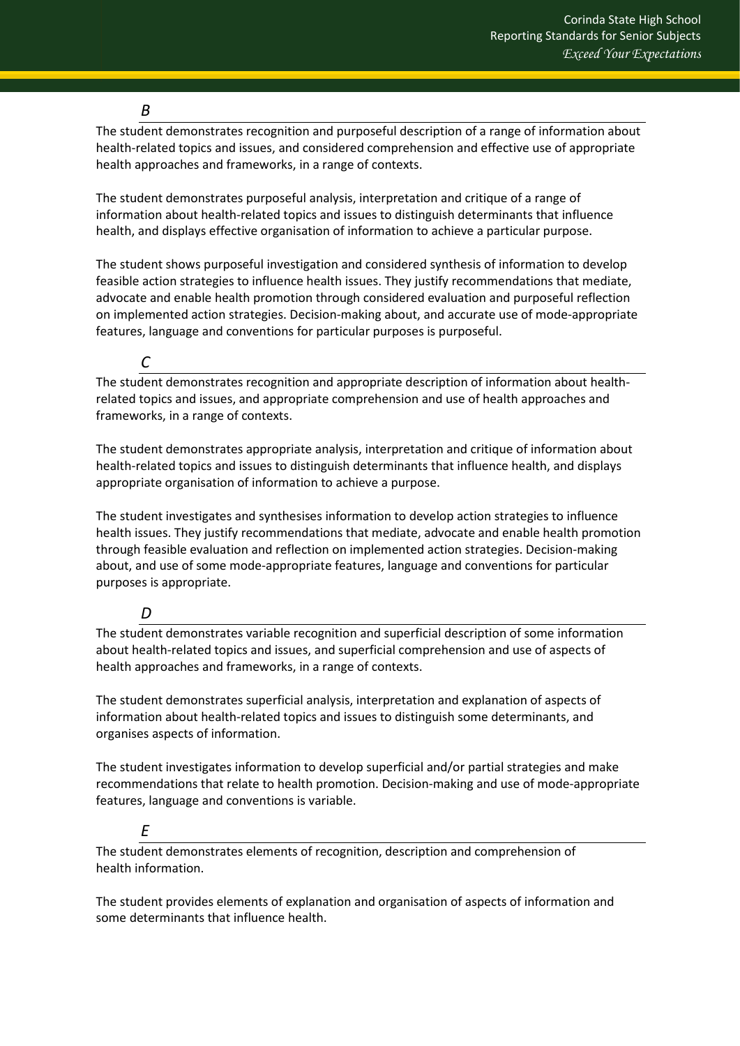### *B*

The student demonstrates recognition and purposeful description of a range of information about health-related topics and issues, and considered comprehension and effective use of appropriate health approaches and frameworks, in a range of contexts.

The student demonstrates purposeful analysis, interpretation and critique of a range of information about health-related topics and issues to distinguish determinants that influence health, and displays effective organisation of information to achieve a particular purpose.

The student shows purposeful investigation and considered synthesis of information to develop feasible action strategies to influence health issues. They justify recommendations that mediate, advocate and enable health promotion through considered evaluation and purposeful reflection on implemented action strategies. Decision-making about, and accurate use of mode-appropriate features, language and conventions for particular purposes is purposeful.

### *C*

The student demonstrates recognition and appropriate description of information about health-related topics and issues, and appropriate comprehension and use of health approaches and frameworks, in a range of contexts.

The student demonstrates appropriate analysis, interpretation and critique of information about health-related topics and issues to distinguish determinants that influence health, and displays appropriate organisation of information to achieve a purpose.

The student investigates and synthesises information to develop action strategies to influence health issues. They justify recommendations that mediate, advocate and enable health promotion through feasible evaluation and reflection on implemented action strategies. Decision-making about, and use of some mode-appropriate features, language and conventions for particular purposes is appropriate.

### *D*

The student demonstrates variable recognition and superficial description of some information about health-related topics and issues, and superficial comprehension and use of aspects of health approaches and frameworks, in a range of contexts.

The student demonstrates superficial analysis, interpretation and explanation of aspects of information about health-related topics and issues to distinguish some determinants, and organises aspects of information.

The student investigates information to develop superficial and/or partial strategies and make recommendations that relate to health promotion. Decision-making and use of mode-appropriate features, language and conventions is variable.

### *E*

The student demonstrates elements of recognition, description and comprehension of health information.

The student provides elements of explanation and organisation of aspects of information and some determinants that influence health.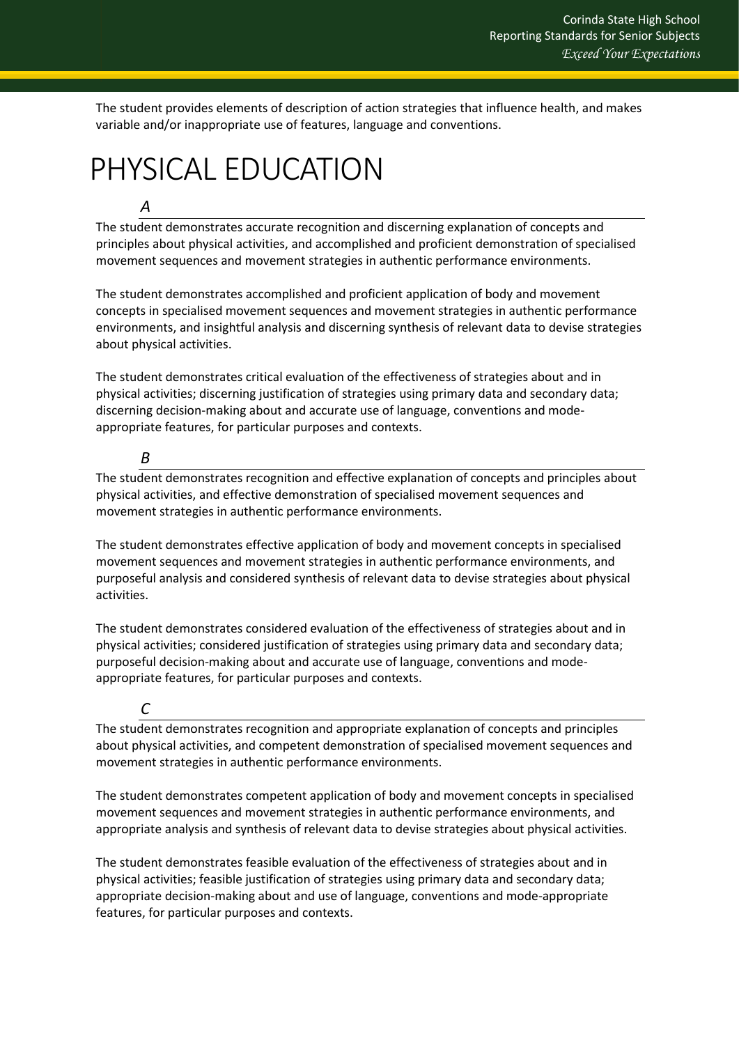The student provides elements of description of action strategies that influence health, and makes variable and/or inappropriate use of features, language and conventions.

# PHYSICAL EDUCATION

### *A*

The student demonstrates accurate recognition and discerning explanation of concepts and principles about physical activities, and accomplished and proficient demonstration of specialised movement sequences and movement strategies in authentic performance environments.

The student demonstrates accomplished and proficient application of body and movement concepts in specialised movement sequences and movement strategies in authentic performance environments, and insightful analysis and discerning synthesis of relevant data to devise strategies about physical activities.

The student demonstrates critical evaluation of the effectiveness of strategies about and in physical activities; discerning justification of strategies using primary data and secondary data; discerning decision-making about and accurate use of language, conventions and mode-appropriate features, for particular purposes and contexts.

### *B*

The student demonstrates recognition and effective explanation of concepts and principles about physical activities, and effective demonstration of specialised movement sequences and movement strategies in authentic performance environments.

The student demonstrates effective application of body and movement concepts in specialised movement sequences and movement strategies in authentic performance environments, and purposeful analysis and considered synthesis of relevant data to devise strategies about physical activities.

The student demonstrates considered evaluation of the effectiveness of strategies about and in physical activities; considered justification of strategies using primary data and secondary data; purposeful decision-making about and accurate use of language, conventions and mode-appropriate features, for particular purposes and contexts.

### *C*

The student demonstrates recognition and appropriate explanation of concepts and principles about physical activities, and competent demonstration of specialised movement sequences and movement strategies in authentic performance environments.

The student demonstrates competent application of body and movement concepts in specialised movement sequences and movement strategies in authentic performance environments, and appropriate analysis and synthesis of relevant data to devise strategies about physical activities.

The student demonstrates feasible evaluation of the effectiveness of strategies about and in physical activities; feasible justification of strategies using primary data and secondary data; appropriate decision-making about and use of language, conventions and mode-appropriate features, for particular purposes and contexts.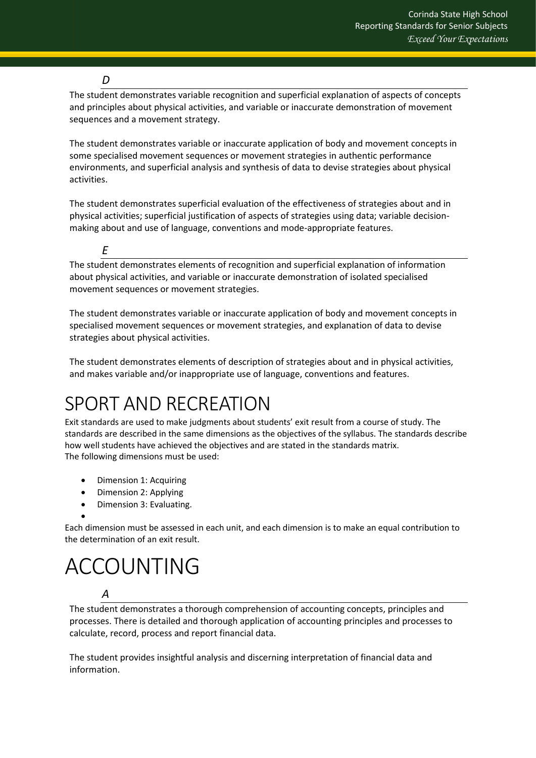### *D*

The student demonstrates variable recognition and superficial explanation of aspects of concepts and principles about physical activities, and variable or inaccurate demonstration of movement sequences and a movement strategy.

The student demonstrates variable or inaccurate application of body and movement concepts in some specialised movement sequences or movement strategies in authentic performance environments, and superficial analysis and synthesis of data to devise strategies about physical activities.

The student demonstrates superficial evaluation of the effectiveness of strategies about and in physical activities; superficial justification of aspects of strategies using data; variable decision-making about and use of language, conventions and mode-appropriate features.

### *E*

The student demonstrates elements of recognition and superficial explanation of information about physical activities, and variable or inaccurate demonstration of isolated specialised movement sequences or movement strategies.

The student demonstrates variable or inaccurate application of body and movement concepts in specialised movement sequences or movement strategies, and explanation of data to devise strategies about physical activities.

The student demonstrates elements of description of strategies about and in physical activities, and makes variable and/or inappropriate use of language, conventions and features.

# SPORT AND RECREATION

Exit standards are used to make judgments about students' exit result from a course of study. The standards are described in the same dimensions as the objectives of the syllabus. The standards describe how well students have achieved the objectives and are stated in the standards matrix.
The following dimensions must be used:

- Dimension 1: Acquiring
- Dimension 2: Applying
- Dimension 3: Evaluating.

Each dimension must be assessed in each unit, and each dimension is to make an equal contribution to the determination of an exit result.

# ACCOUNTING

### *A*

The student demonstrates a thorough comprehension of accounting concepts, principles and processes. There is detailed and thorough application of accounting principles and processes to calculate, record, process and report financial data.

The student provides insightful analysis and discerning interpretation of financial data and information.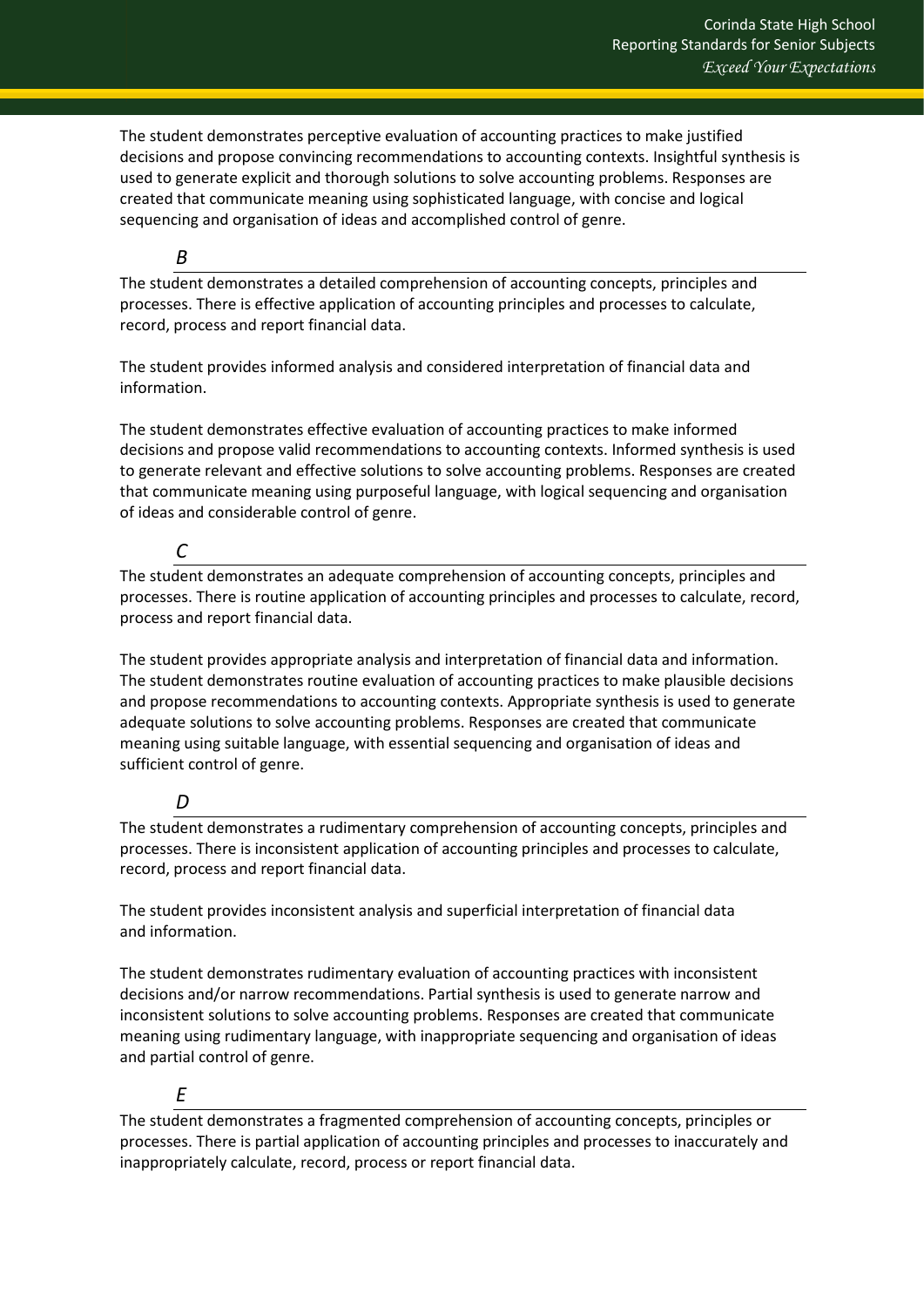The student demonstrates perceptive evaluation of accounting practices to make justified decisions and propose convincing recommendations to accounting contexts. Insightful synthesis is used to generate explicit and thorough solutions to solve accounting problems. Responses are created that communicate meaning using sophisticated language, with concise and logical sequencing and organisation of ideas and accomplished control of genre.

### *B*

The student demonstrates a detailed comprehension of accounting concepts, principles and processes. There is effective application of accounting principles and processes to calculate, record, process and report financial data.

The student provides informed analysis and considered interpretation of financial data and information.

The student demonstrates effective evaluation of accounting practices to make informed decisions and propose valid recommendations to accounting contexts. Informed synthesis is used to generate relevant and effective solutions to solve accounting problems. Responses are created that communicate meaning using purposeful language, with logical sequencing and organisation of ideas and considerable control of genre.

### *C*

The student demonstrates an adequate comprehension of accounting concepts, principles and processes. There is routine application of accounting principles and processes to calculate, record, process and report financial data.

The student provides appropriate analysis and interpretation of financial data and information. The student demonstrates routine evaluation of accounting practices to make plausible decisions and propose recommendations to accounting contexts. Appropriate synthesis is used to generate adequate solutions to solve accounting problems. Responses are created that communicate meaning using suitable language, with essential sequencing and organisation of ideas and sufficient control of genre.

### *D*

The student demonstrates a rudimentary comprehension of accounting concepts, principles and processes. There is inconsistent application of accounting principles and processes to calculate, record, process and report financial data.

The student provides inconsistent analysis and superficial interpretation of financial data and information.

The student demonstrates rudimentary evaluation of accounting practices with inconsistent decisions and/or narrow recommendations. Partial synthesis is used to generate narrow and inconsistent solutions to solve accounting problems. Responses are created that communicate meaning using rudimentary language, with inappropriate sequencing and organisation of ideas and partial control of genre.

### *E*

The student demonstrates a fragmented comprehension of accounting concepts, principles or processes. There is partial application of accounting principles and processes to inaccurately and inappropriately calculate, record, process or report financial data.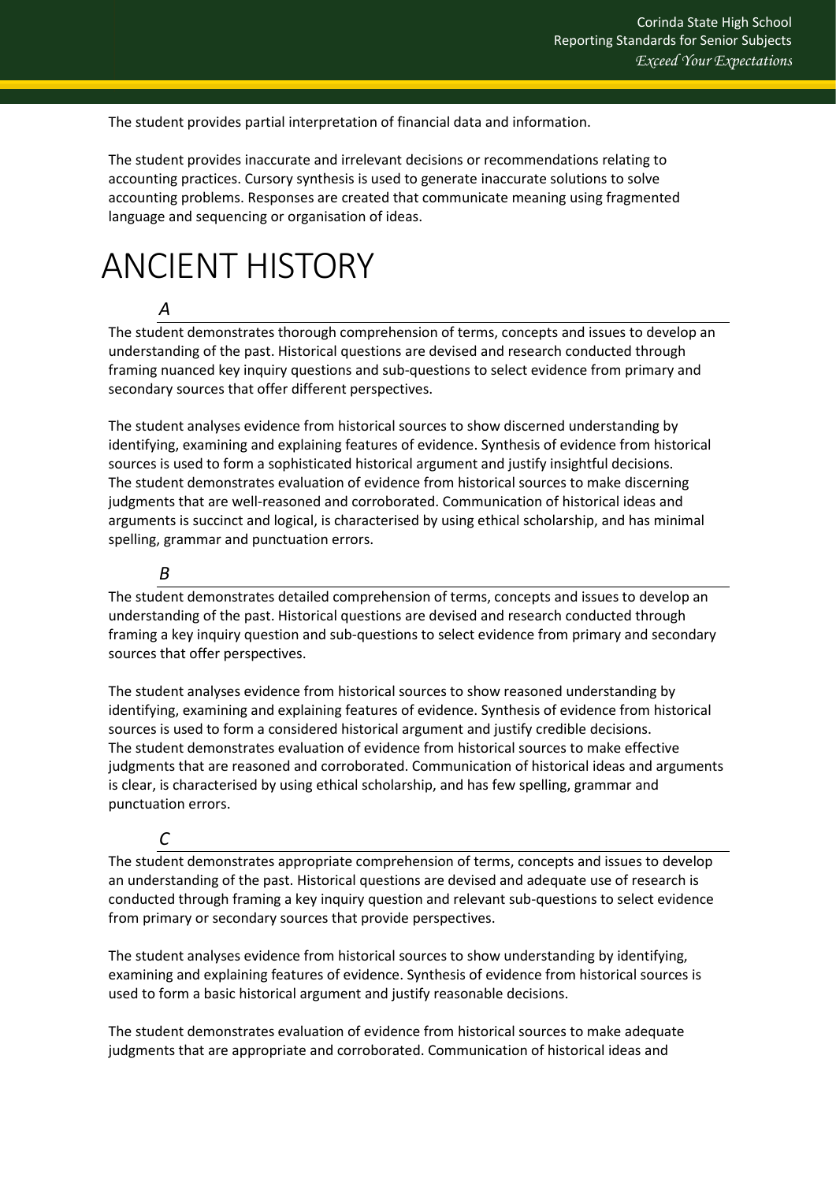The student provides partial interpretation of financial data and information.

The student provides inaccurate and irrelevant decisions or recommendations relating to accounting practices. Cursory synthesis is used to generate inaccurate solutions to solve accounting problems. Responses are created that communicate meaning using fragmented language and sequencing or organisation of ideas.

# ANCIENT HISTORY

### *A*

The student demonstrates thorough comprehension of terms, concepts and issues to develop an understanding of the past. Historical questions are devised and research conducted through framing nuanced key inquiry questions and sub-questions to select evidence from primary and secondary sources that offer different perspectives.

The student analyses evidence from historical sources to show discerned understanding by identifying, examining and explaining features of evidence. Synthesis of evidence from historical sources is used to form a sophisticated historical argument and justify insightful decisions. The student demonstrates evaluation of evidence from historical sources to make discerning judgments that are well-reasoned and corroborated. Communication of historical ideas and arguments is succinct and logical, is characterised by using ethical scholarship, and has minimal spelling, grammar and punctuation errors.

### *B*

The student demonstrates detailed comprehension of terms, concepts and issues to develop an understanding of the past. Historical questions are devised and research conducted through framing a key inquiry question and sub-questions to select evidence from primary and secondary sources that offer perspectives.

The student analyses evidence from historical sources to show reasoned understanding by identifying, examining and explaining features of evidence. Synthesis of evidence from historical sources is used to form a considered historical argument and justify credible decisions. The student demonstrates evaluation of evidence from historical sources to make effective judgments that are reasoned and corroborated. Communication of historical ideas and arguments is clear, is characterised by using ethical scholarship, and has few spelling, grammar and punctuation errors.

### *C*

The student demonstrates appropriate comprehension of terms, concepts and issues to develop an understanding of the past. Historical questions are devised and adequate use of research is conducted through framing a key inquiry question and relevant sub-questions to select evidence from primary or secondary sources that provide perspectives.

The student analyses evidence from historical sources to show understanding by identifying, examining and explaining features of evidence. Synthesis of evidence from historical sources is used to form a basic historical argument and justify reasonable decisions.

The student demonstrates evaluation of evidence from historical sources to make adequate judgments that are appropriate and corroborated. Communication of historical ideas and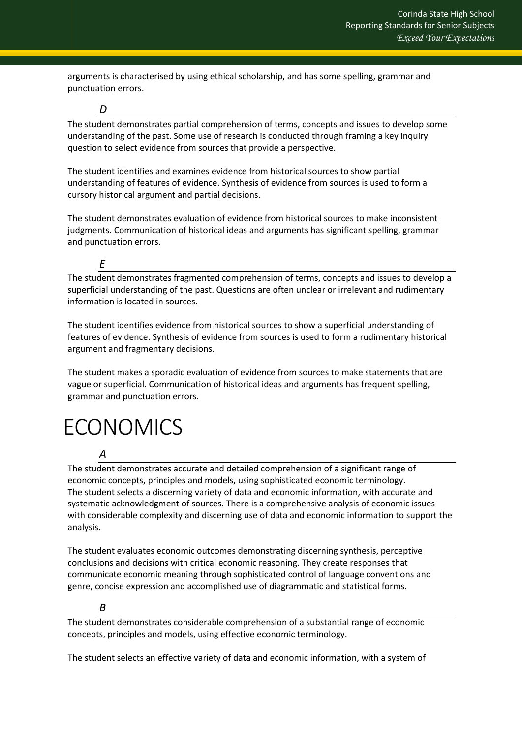arguments is characterised by using ethical scholarship, and has some spelling, grammar and punctuation errors.

### *D*

The student demonstrates partial comprehension of terms, concepts and issues to develop some understanding of the past. Some use of research is conducted through framing a key inquiry question to select evidence from sources that provide a perspective.

The student identifies and examines evidence from historical sources to show partial understanding of features of evidence. Synthesis of evidence from sources is used to form a cursory historical argument and partial decisions.

The student demonstrates evaluation of evidence from historical sources to make inconsistent judgments. Communication of historical ideas and arguments has significant spelling, grammar and punctuation errors.

### *E*

The student demonstrates fragmented comprehension of terms, concepts and issues to develop a superficial understanding of the past. Questions are often unclear or irrelevant and rudimentary information is located in sources.

The student identifies evidence from historical sources to show a superficial understanding of features of evidence. Synthesis of evidence from sources is used to form a rudimentary historical argument and fragmentary decisions.

The student makes a sporadic evaluation of evidence from sources to make statements that are vague or superficial. Communication of historical ideas and arguments has frequent spelling, grammar and punctuation errors.

# ECONOMICS

### *A*

The student demonstrates accurate and detailed comprehension of a significant range of economic concepts, principles and models, using sophisticated economic terminology. The student selects a discerning variety of data and economic information, with accurate and systematic acknowledgment of sources. There is a comprehensive analysis of economic issues with considerable complexity and discerning use of data and economic information to support the analysis.

The student evaluates economic outcomes demonstrating discerning synthesis, perceptive conclusions and decisions with critical economic reasoning. They create responses that communicate economic meaning through sophisticated control of language conventions and genre, concise expression and accomplished use of diagrammatic and statistical forms.

### *B*

The student demonstrates considerable comprehension of a substantial range of economic concepts, principles and models, using effective economic terminology.

The student selects an effective variety of data and economic information, with a system of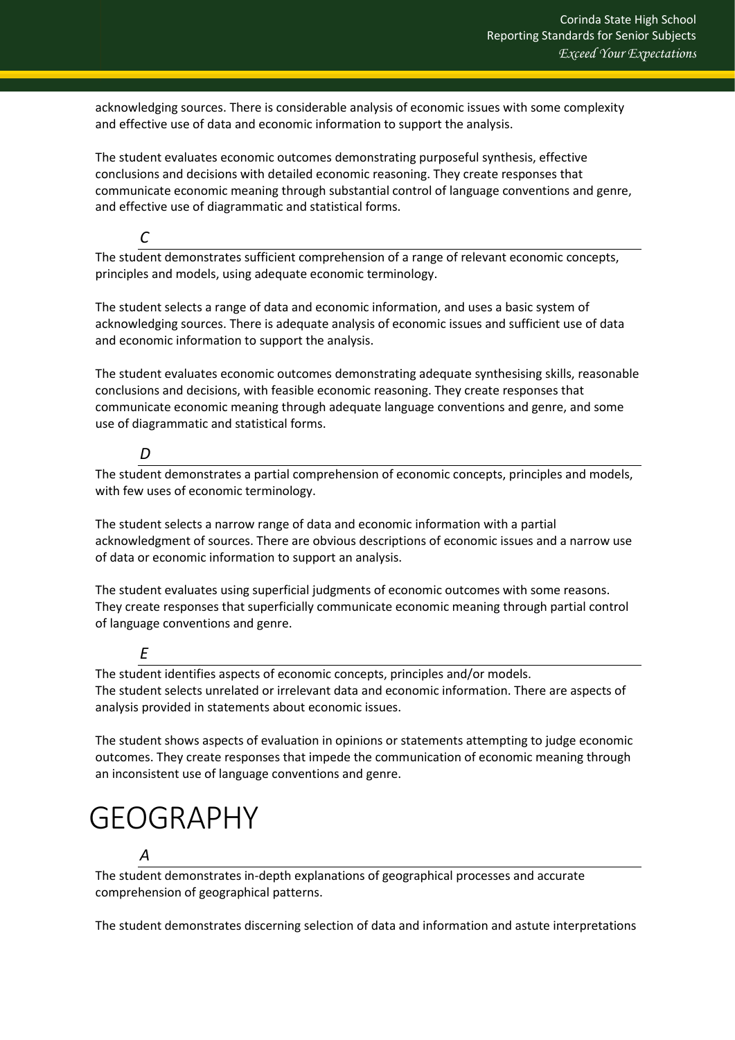acknowledging sources. There is considerable analysis of economic issues with some complexity and effective use of data and economic information to support the analysis.

The student evaluates economic outcomes demonstrating purposeful synthesis, effective conclusions and decisions with detailed economic reasoning. They create responses that communicate economic meaning through substantial control of language conventions and genre, and effective use of diagrammatic and statistical forms.

### *C*

The student demonstrates sufficient comprehension of a range of relevant economic concepts, principles and models, using adequate economic terminology.

The student selects a range of data and economic information, and uses a basic system of acknowledging sources. There is adequate analysis of economic issues and sufficient use of data and economic information to support the analysis.

The student evaluates economic outcomes demonstrating adequate synthesising skills, reasonable conclusions and decisions, with feasible economic reasoning. They create responses that communicate economic meaning through adequate language conventions and genre, and some use of diagrammatic and statistical forms.

### *D*

The student demonstrates a partial comprehension of economic concepts, principles and models, with few uses of economic terminology.

The student selects a narrow range of data and economic information with a partial acknowledgment of sources. There are obvious descriptions of economic issues and a narrow use of data or economic information to support an analysis.

The student evaluates using superficial judgments of economic outcomes with some reasons. They create responses that superficially communicate economic meaning through partial control of language conventions and genre.

### *E*

The student identifies aspects of economic concepts, principles and/or models.
The student selects unrelated or irrelevant data and economic information. There are aspects of analysis provided in statements about economic issues.

The student shows aspects of evaluation in opinions or statements attempting to judge economic outcomes. They create responses that impede the communication of economic meaning through an inconsistent use of language conventions and genre.

# GEOGRAPHY

### *A*

The student demonstrates in-depth explanations of geographical processes and accurate comprehension of geographical patterns.

The student demonstrates discerning selection of data and information and astute interpretations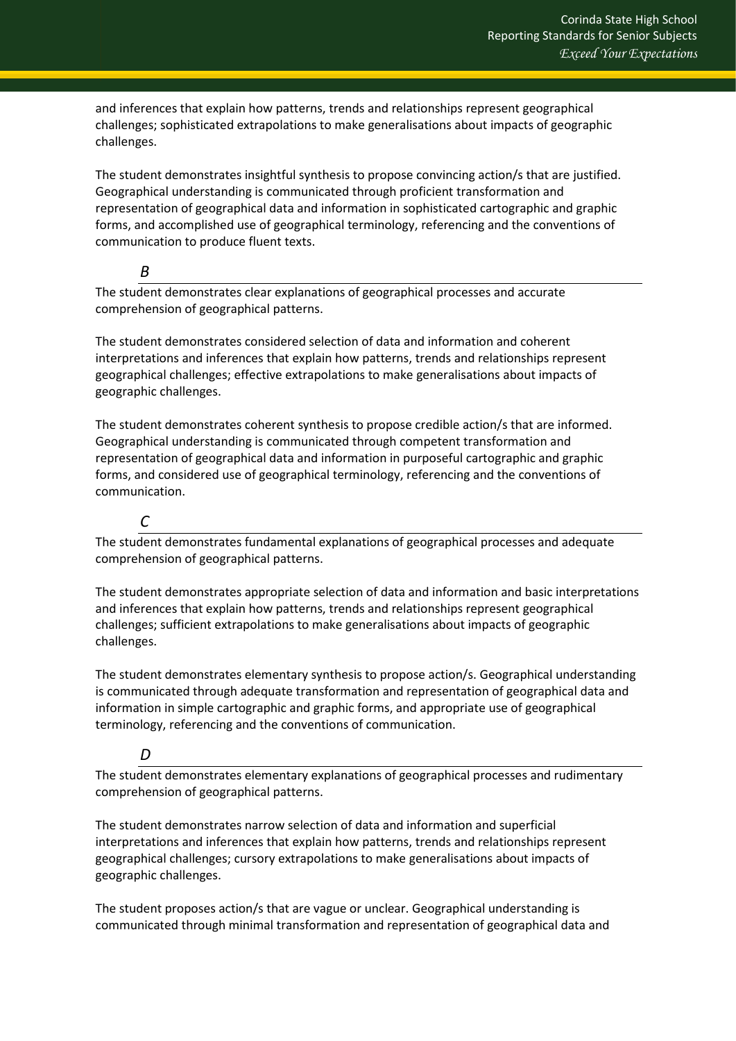and inferences that explain how patterns, trends and relationships represent geographical challenges; sophisticated extrapolations to make generalisations about impacts of geographic challenges.

The student demonstrates insightful synthesis to propose convincing action/s that are justified. Geographical understanding is communicated through proficient transformation and representation of geographical data and information in sophisticated cartographic and graphic forms, and accomplished use of geographical terminology, referencing and the conventions of communication to produce fluent texts.

### *B*

The student demonstrates clear explanations of geographical processes and accurate comprehension of geographical patterns.

The student demonstrates considered selection of data and information and coherent interpretations and inferences that explain how patterns, trends and relationships represent geographical challenges; effective extrapolations to make generalisations about impacts of geographic challenges.

The student demonstrates coherent synthesis to propose credible action/s that are informed. Geographical understanding is communicated through competent transformation and representation of geographical data and information in purposeful cartographic and graphic forms, and considered use of geographical terminology, referencing and the conventions of communication.

### *C*

The student demonstrates fundamental explanations of geographical processes and adequate comprehension of geographical patterns.

The student demonstrates appropriate selection of data and information and basic interpretations and inferences that explain how patterns, trends and relationships represent geographical challenges; sufficient extrapolations to make generalisations about impacts of geographic challenges.

The student demonstrates elementary synthesis to propose action/s. Geographical understanding is communicated through adequate transformation and representation of geographical data and information in simple cartographic and graphic forms, and appropriate use of geographical terminology, referencing and the conventions of communication.

### *D*

The student demonstrates elementary explanations of geographical processes and rudimentary comprehension of geographical patterns.

The student demonstrates narrow selection of data and information and superficial interpretations and inferences that explain how patterns, trends and relationships represent geographical challenges; cursory extrapolations to make generalisations about impacts of geographic challenges.

The student proposes action/s that are vague or unclear. Geographical understanding is communicated through minimal transformation and representation of geographical data and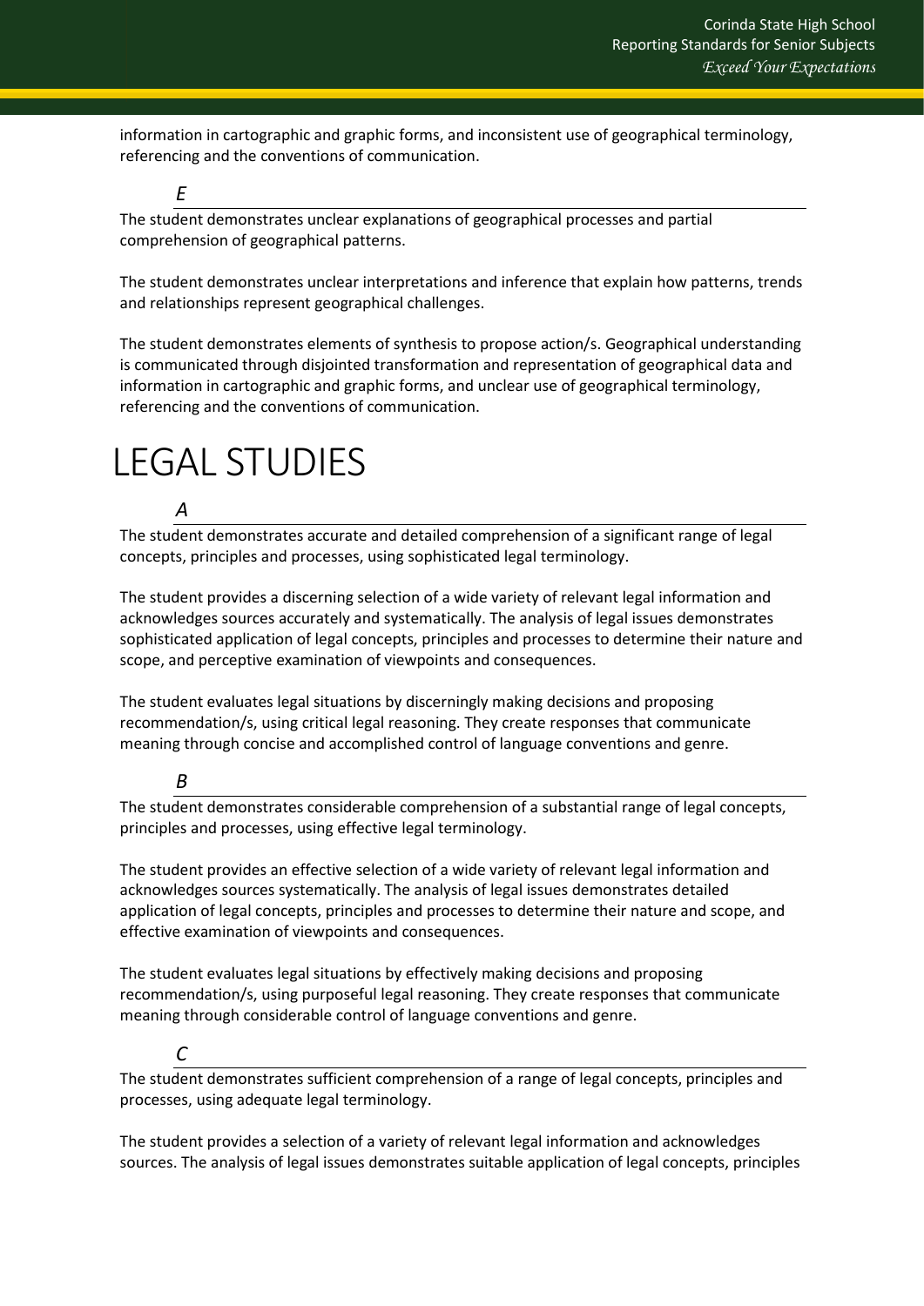information in cartographic and graphic forms, and inconsistent use of geographical terminology, referencing and the conventions of communication.

*E*

The student demonstrates unclear explanations of geographical processes and partial comprehension of geographical patterns.

The student demonstrates unclear interpretations and inference that explain how patterns, trends and relationships represent geographical challenges.

The student demonstrates elements of synthesis to propose action/s. Geographical understanding is communicated through disjointed transformation and representation of geographical data and information in cartographic and graphic forms, and unclear use of geographical terminology, referencing and the conventions of communication.

# LEGAL STUDIES

*A*

The student demonstrates accurate and detailed comprehension of a significant range of legal concepts, principles and processes, using sophisticated legal terminology.

The student provides a discerning selection of a wide variety of relevant legal information and acknowledges sources accurately and systematically. The analysis of legal issues demonstrates sophisticated application of legal concepts, principles and processes to determine their nature and scope, and perceptive examination of viewpoints and consequences.

The student evaluates legal situations by discerningly making decisions and proposing recommendation/s, using critical legal reasoning. They create responses that communicate meaning through concise and accomplished control of language conventions and genre.

*B*

The student demonstrates considerable comprehension of a substantial range of legal concepts, principles and processes, using effective legal terminology.

The student provides an effective selection of a wide variety of relevant legal information and acknowledges sources systematically. The analysis of legal issues demonstrates detailed application of legal concepts, principles and processes to determine their nature and scope, and effective examination of viewpoints and consequences.

The student evaluates legal situations by effectively making decisions and proposing recommendation/s, using purposeful legal reasoning. They create responses that communicate meaning through considerable control of language conventions and genre.

*C*

The student demonstrates sufficient comprehension of a range of legal concepts, principles and processes, using adequate legal terminology.

The student provides a selection of a variety of relevant legal information and acknowledges sources. The analysis of legal issues demonstrates suitable application of legal concepts, principles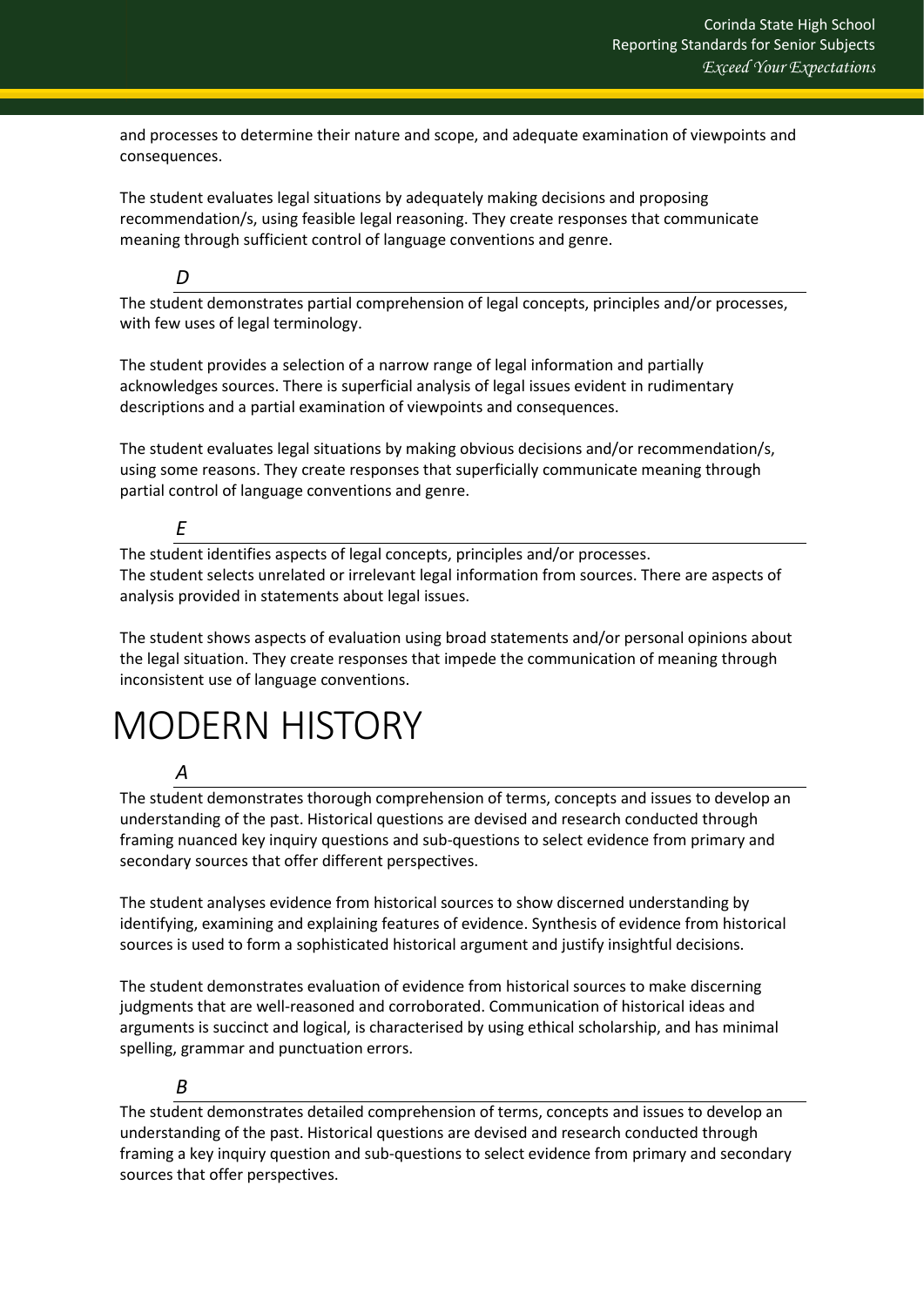and processes to determine their nature and scope, and adequate examination of viewpoints and consequences.

The student evaluates legal situations by adequately making decisions and proposing recommendation/s, using feasible legal reasoning. They create responses that communicate meaning through sufficient control of language conventions and genre.

### *D*

The student demonstrates partial comprehension of legal concepts, principles and/or processes, with few uses of legal terminology.

The student provides a selection of a narrow range of legal information and partially acknowledges sources. There is superficial analysis of legal issues evident in rudimentary descriptions and a partial examination of viewpoints and consequences.

The student evaluates legal situations by making obvious decisions and/or recommendation/s, using some reasons. They create responses that superficially communicate meaning through partial control of language conventions and genre.

### *E*

The student identifies aspects of legal concepts, principles and/or processes.
The student selects unrelated or irrelevant legal information from sources. There are aspects of analysis provided in statements about legal issues.

The student shows aspects of evaluation using broad statements and/or personal opinions about the legal situation. They create responses that impede the communication of meaning through inconsistent use of language conventions.

# MODERN HISTORY

### *A*

The student demonstrates thorough comprehension of terms, concepts and issues to develop an understanding of the past. Historical questions are devised and research conducted through framing nuanced key inquiry questions and sub-questions to select evidence from primary and secondary sources that offer different perspectives.

The student analyses evidence from historical sources to show discerned understanding by identifying, examining and explaining features of evidence. Synthesis of evidence from historical sources is used to form a sophisticated historical argument and justify insightful decisions.

The student demonstrates evaluation of evidence from historical sources to make discerning judgments that are well-reasoned and corroborated. Communication of historical ideas and arguments is succinct and logical, is characterised by using ethical scholarship, and has minimal spelling, grammar and punctuation errors.

### *B*

The student demonstrates detailed comprehension of terms, concepts and issues to develop an understanding of the past. Historical questions are devised and research conducted through framing a key inquiry question and sub-questions to select evidence from primary and secondary sources that offer perspectives.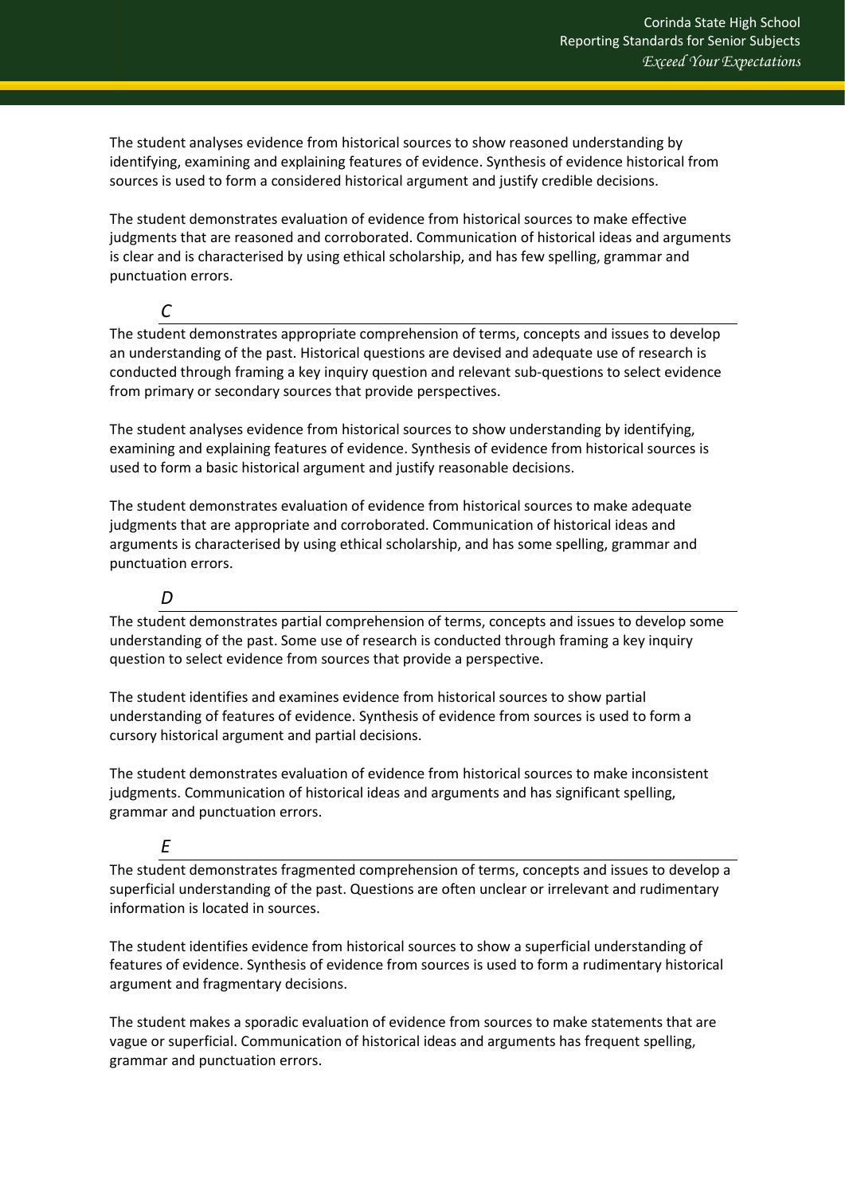The student analyses evidence from historical sources to show reasoned understanding by identifying, examining and explaining features of evidence. Synthesis of evidence historical from sources is used to form a considered historical argument and justify credible decisions.

The student demonstrates evaluation of evidence from historical sources to make effective judgments that are reasoned and corroborated. Communication of historical ideas and arguments is clear and is characterised by using ethical scholarship, and has few spelling, grammar and punctuation errors.

### *C*

The student demonstrates appropriate comprehension of terms, concepts and issues to develop an understanding of the past. Historical questions are devised and adequate use of research is conducted through framing a key inquiry question and relevant sub-questions to select evidence from primary or secondary sources that provide perspectives.

The student analyses evidence from historical sources to show understanding by identifying, examining and explaining features of evidence. Synthesis of evidence from historical sources is used to form a basic historical argument and justify reasonable decisions.

The student demonstrates evaluation of evidence from historical sources to make adequate judgments that are appropriate and corroborated. Communication of historical ideas and arguments is characterised by using ethical scholarship, and has some spelling, grammar and punctuation errors.

### *D*

The student demonstrates partial comprehension of terms, concepts and issues to develop some understanding of the past. Some use of research is conducted through framing a key inquiry question to select evidence from sources that provide a perspective.

The student identifies and examines evidence from historical sources to show partial understanding of features of evidence. Synthesis of evidence from sources is used to form a cursory historical argument and partial decisions.

The student demonstrates evaluation of evidence from historical sources to make inconsistent judgments. Communication of historical ideas and arguments and has significant spelling, grammar and punctuation errors.

### *E*

The student demonstrates fragmented comprehension of terms, concepts and issues to develop a superficial understanding of the past. Questions are often unclear or irrelevant and rudimentary information is located in sources.

The student identifies evidence from historical sources to show a superficial understanding of features of evidence. Synthesis of evidence from sources is used to form a rudimentary historical argument and fragmentary decisions.

The student makes a sporadic evaluation of evidence from sources to make statements that are vague or superficial. Communication of historical ideas and arguments has frequent spelling, grammar and punctuation errors.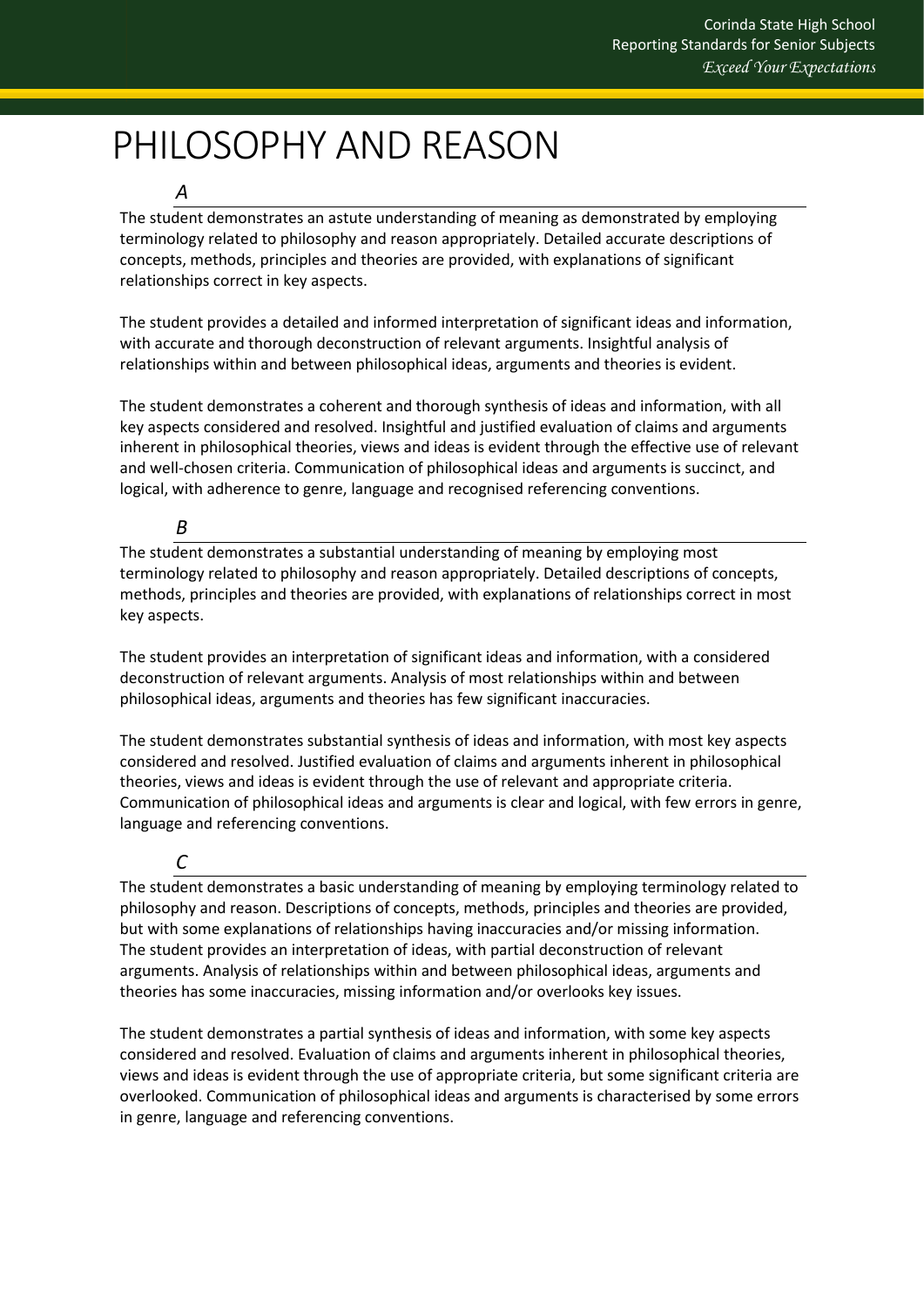# PHILOSOPHY AND REASON

### *A*

The student demonstrates an astute understanding of meaning as demonstrated by employing terminology related to philosophy and reason appropriately. Detailed accurate descriptions of concepts, methods, principles and theories are provided, with explanations of significant relationships correct in key aspects.

The student provides a detailed and informed interpretation of significant ideas and information, with accurate and thorough deconstruction of relevant arguments. Insightful analysis of relationships within and between philosophical ideas, arguments and theories is evident.

The student demonstrates a coherent and thorough synthesis of ideas and information, with all key aspects considered and resolved. Insightful and justified evaluation of claims and arguments inherent in philosophical theories, views and ideas is evident through the effective use of relevant and well-chosen criteria. Communication of philosophical ideas and arguments is succinct, and logical, with adherence to genre, language and recognised referencing conventions.

### *B*

The student demonstrates a substantial understanding of meaning by employing most terminology related to philosophy and reason appropriately. Detailed descriptions of concepts, methods, principles and theories are provided, with explanations of relationships correct in most key aspects.

The student provides an interpretation of significant ideas and information, with a considered deconstruction of relevant arguments. Analysis of most relationships within and between philosophical ideas, arguments and theories has few significant inaccuracies.

The student demonstrates substantial synthesis of ideas and information, with most key aspects considered and resolved. Justified evaluation of claims and arguments inherent in philosophical theories, views and ideas is evident through the use of relevant and appropriate criteria. Communication of philosophical ideas and arguments is clear and logical, with few errors in genre, language and referencing conventions.

### *C*

The student demonstrates a basic understanding of meaning by employing terminology related to philosophy and reason. Descriptions of concepts, methods, principles and theories are provided, but with some explanations of relationships having inaccuracies and/or missing information. The student provides an interpretation of ideas, with partial deconstruction of relevant arguments. Analysis of relationships within and between philosophical ideas, arguments and theories has some inaccuracies, missing information and/or overlooks key issues.

The student demonstrates a partial synthesis of ideas and information, with some key aspects considered and resolved. Evaluation of claims and arguments inherent in philosophical theories, views and ideas is evident through the use of appropriate criteria, but some significant criteria are overlooked. Communication of philosophical ideas and arguments is characterised by some errors in genre, language and referencing conventions.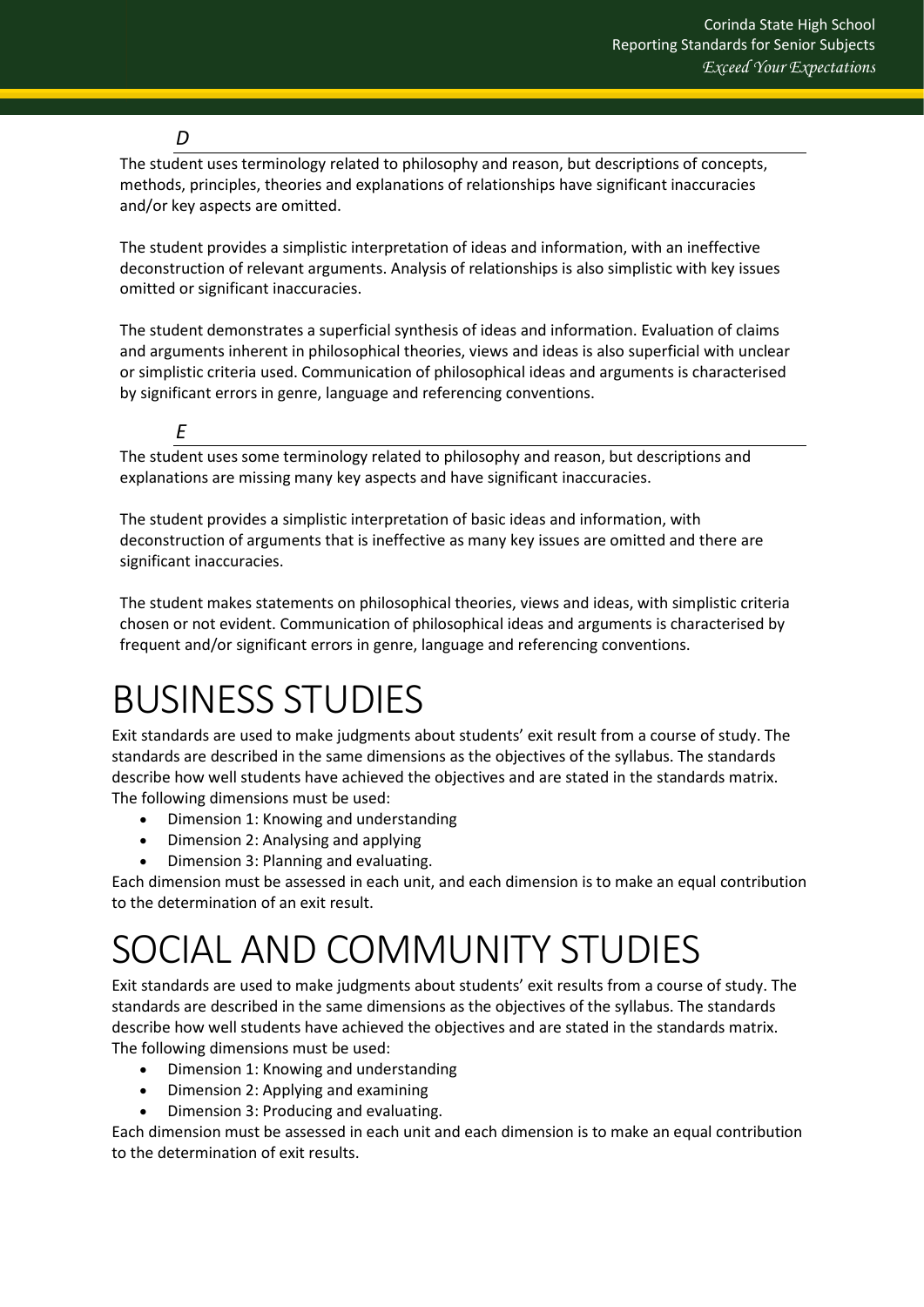### *D*

The student uses terminology related to philosophy and reason, but descriptions of concepts, methods, principles, theories and explanations of relationships have significant inaccuracies and/or key aspects are omitted.

The student provides a simplistic interpretation of ideas and information, with an ineffective deconstruction of relevant arguments. Analysis of relationships is also simplistic with key issues omitted or significant inaccuracies.

The student demonstrates a superficial synthesis of ideas and information. Evaluation of claims and arguments inherent in philosophical theories, views and ideas is also superficial with unclear or simplistic criteria used. Communication of philosophical ideas and arguments is characterised by significant errors in genre, language and referencing conventions.

### *E*

The student uses some terminology related to philosophy and reason, but descriptions and explanations are missing many key aspects and have significant inaccuracies.

The student provides a simplistic interpretation of basic ideas and information, with deconstruction of arguments that is ineffective as many key issues are omitted and there are significant inaccuracies.

The student makes statements on philosophical theories, views and ideas, with simplistic criteria chosen or not evident. Communication of philosophical ideas and arguments is characterised by frequent and/or significant errors in genre, language and referencing conventions.

# BUSINESS STUDIES

Exit standards are used to make judgments about students' exit result from a course of study. The standards are described in the same dimensions as the objectives of the syllabus. The standards describe how well students have achieved the objectives and are stated in the standards matrix. The following dimensions must be used:

- Dimension 1: Knowing and understanding
- Dimension 2: Analysing and applying
- Dimension 3: Planning and evaluating.

Each dimension must be assessed in each unit, and each dimension is to make an equal contribution to the determination of an exit result.

# SOCIAL AND COMMUNITY STUDIES

Exit standards are used to make judgments about students' exit results from a course of study. The standards are described in the same dimensions as the objectives of the syllabus. The standards describe how well students have achieved the objectives and are stated in the standards matrix. The following dimensions must be used:

- Dimension 1: Knowing and understanding
- Dimension 2: Applying and examining
- Dimension 3: Producing and evaluating.

Each dimension must be assessed in each unit and each dimension is to make an equal contribution to the determination of exit results.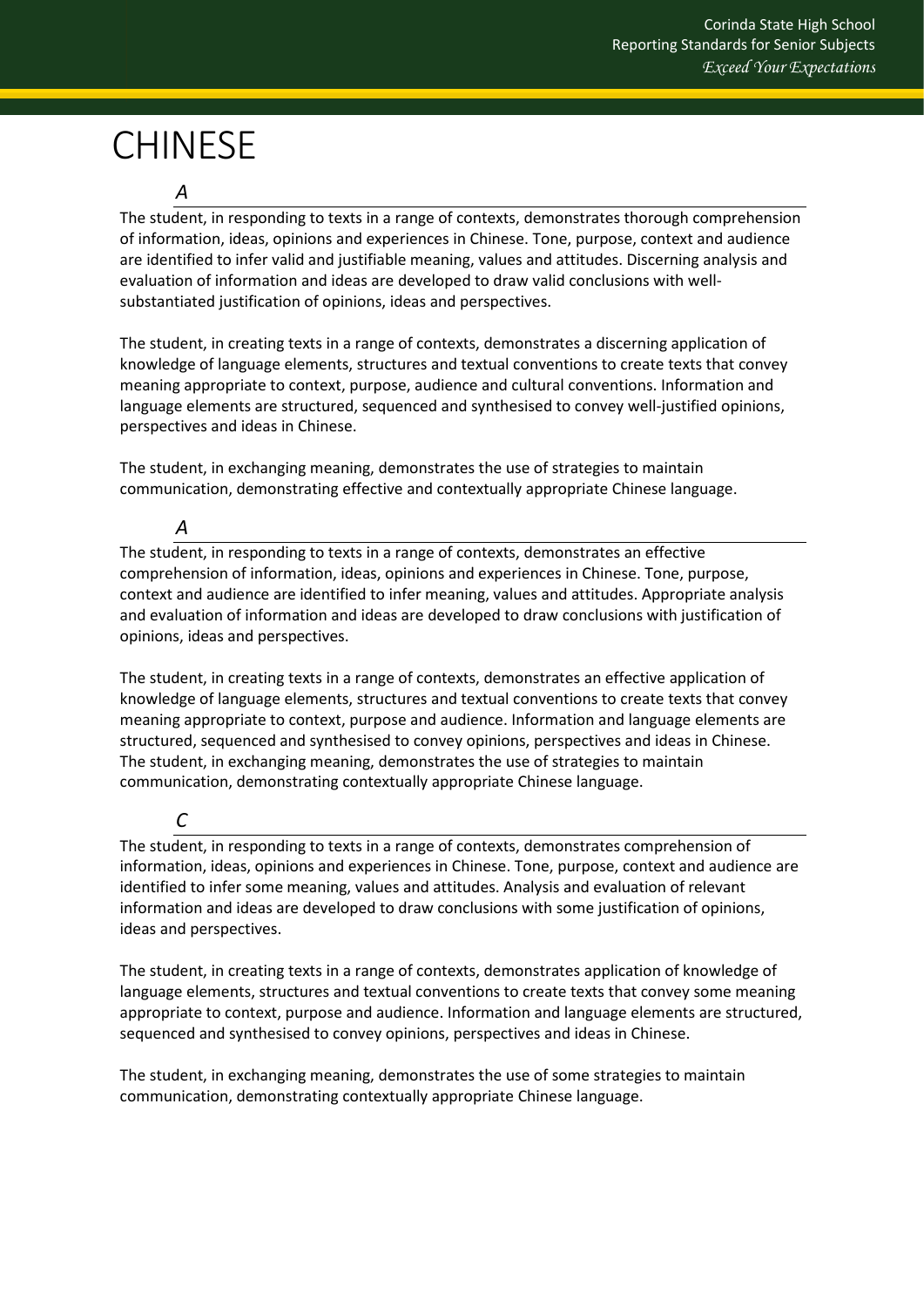# CHINESE

### *A*

The student, in responding to texts in a range of contexts, demonstrates thorough comprehension of information, ideas, opinions and experiences in Chinese. Tone, purpose, context and audience are identified to infer valid and justifiable meaning, values and attitudes. Discerning analysis and evaluation of information and ideas are developed to draw valid conclusions with well-substantiated justification of opinions, ideas and perspectives.

The student, in creating texts in a range of contexts, demonstrates a discerning application of knowledge of language elements, structures and textual conventions to create texts that convey meaning appropriate to context, purpose, audience and cultural conventions. Information and language elements are structured, sequenced and synthesised to convey well-justified opinions, perspectives and ideas in Chinese.

The student, in exchanging meaning, demonstrates the use of strategies to maintain communication, demonstrating effective and contextually appropriate Chinese language.

### *A*

The student, in responding to texts in a range of contexts, demonstrates an effective comprehension of information, ideas, opinions and experiences in Chinese. Tone, purpose, context and audience are identified to infer meaning, values and attitudes. Appropriate analysis and evaluation of information and ideas are developed to draw conclusions with justification of opinions, ideas and perspectives.

The student, in creating texts in a range of contexts, demonstrates an effective application of knowledge of language elements, structures and textual conventions to create texts that convey meaning appropriate to context, purpose and audience. Information and language elements are structured, sequenced and synthesised to convey opinions, perspectives and ideas in Chinese. The student, in exchanging meaning, demonstrates the use of strategies to maintain communication, demonstrating contextually appropriate Chinese language.

### *C*

The student, in responding to texts in a range of contexts, demonstrates comprehension of information, ideas, opinions and experiences in Chinese. Tone, purpose, context and audience are identified to infer some meaning, values and attitudes. Analysis and evaluation of relevant information and ideas are developed to draw conclusions with some justification of opinions, ideas and perspectives.

The student, in creating texts in a range of contexts, demonstrates application of knowledge of language elements, structures and textual conventions to create texts that convey some meaning appropriate to context, purpose and audience. Information and language elements are structured, sequenced and synthesised to convey opinions, perspectives and ideas in Chinese.

The student, in exchanging meaning, demonstrates the use of some strategies to maintain communication, demonstrating contextually appropriate Chinese language.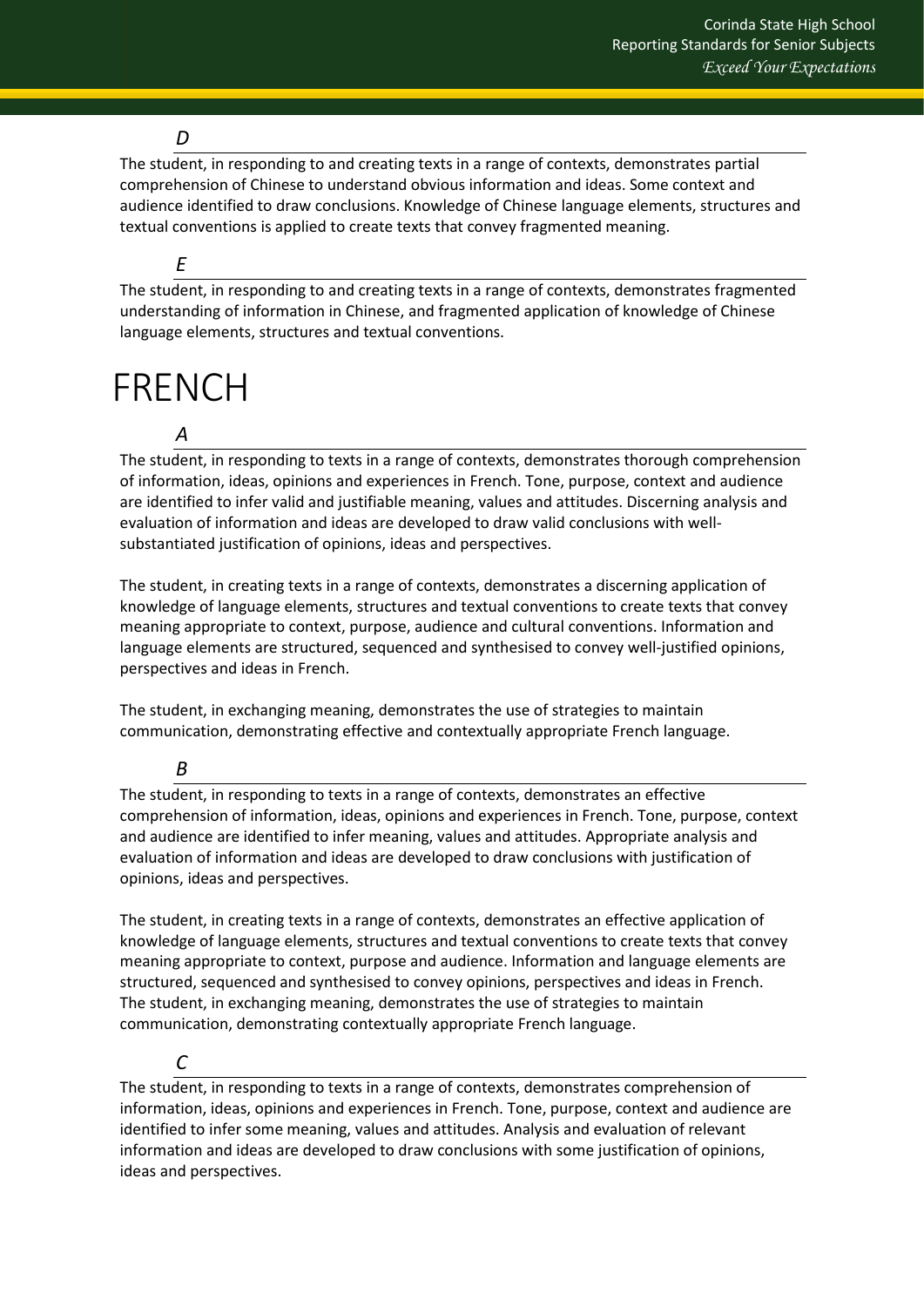*D*

The student, in responding to and creating texts in a range of contexts, demonstrates partial comprehension of Chinese to understand obvious information and ideas. Some context and audience identified to draw conclusions. Knowledge of Chinese language elements, structures and textual conventions is applied to create texts that convey fragmented meaning.

*E*

The student, in responding to and creating texts in a range of contexts, demonstrates fragmented understanding of information in Chinese, and fragmented application of knowledge of Chinese language elements, structures and textual conventions.

# FRENCH

*A*

The student, in responding to texts in a range of contexts, demonstrates thorough comprehension of information, ideas, opinions and experiences in French. Tone, purpose, context and audience are identified to infer valid and justifiable meaning, values and attitudes. Discerning analysis and evaluation of information and ideas are developed to draw valid conclusions with well-substantiated justification of opinions, ideas and perspectives.

The student, in creating texts in a range of contexts, demonstrates a discerning application of knowledge of language elements, structures and textual conventions to create texts that convey meaning appropriate to context, purpose, audience and cultural conventions. Information and language elements are structured, sequenced and synthesised to convey well-justified opinions, perspectives and ideas in French.

The student, in exchanging meaning, demonstrates the use of strategies to maintain communication, demonstrating effective and contextually appropriate French language.

*B*

The student, in responding to texts in a range of contexts, demonstrates an effective comprehension of information, ideas, opinions and experiences in French. Tone, purpose, context and audience are identified to infer meaning, values and attitudes. Appropriate analysis and evaluation of information and ideas are developed to draw conclusions with justification of opinions, ideas and perspectives.

The student, in creating texts in a range of contexts, demonstrates an effective application of knowledge of language elements, structures and textual conventions to create texts that convey meaning appropriate to context, purpose and audience. Information and language elements are structured, sequenced and synthesised to convey opinions, perspectives and ideas in French. The student, in exchanging meaning, demonstrates the use of strategies to maintain communication, demonstrating contextually appropriate French language.

*C*

The student, in responding to texts in a range of contexts, demonstrates comprehension of information, ideas, opinions and experiences in French. Tone, purpose, context and audience are identified to infer some meaning, values and attitudes. Analysis and evaluation of relevant information and ideas are developed to draw conclusions with some justification of opinions, ideas and perspectives.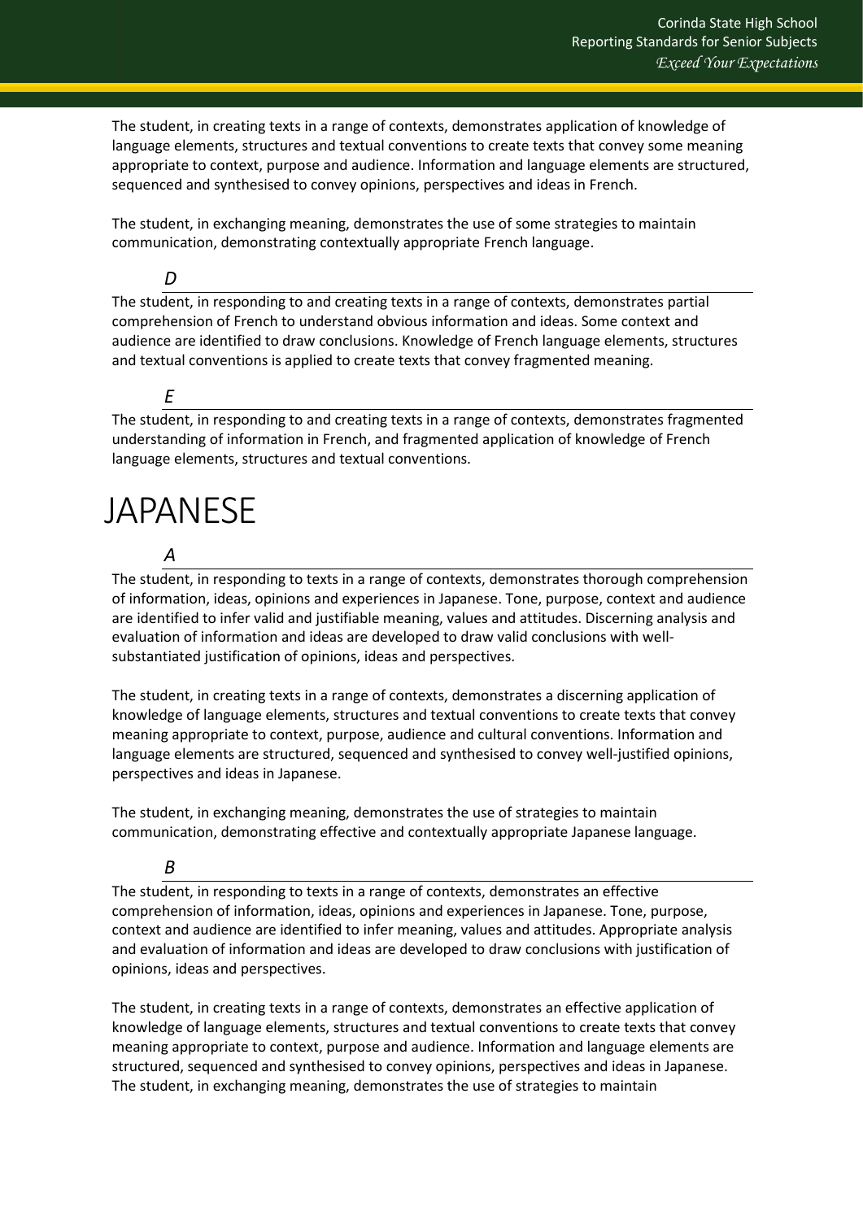The student, in creating texts in a range of contexts, demonstrates application of knowledge of language elements, structures and textual conventions to create texts that convey some meaning appropriate to context, purpose and audience. Information and language elements are structured, sequenced and synthesised to convey opinions, perspectives and ideas in French.

The student, in exchanging meaning, demonstrates the use of some strategies to maintain communication, demonstrating contextually appropriate French language.

### *D*

The student, in responding to and creating texts in a range of contexts, demonstrates partial comprehension of French to understand obvious information and ideas. Some context and audience are identified to draw conclusions. Knowledge of French language elements, structures and textual conventions is applied to create texts that convey fragmented meaning.

### *E*

The student, in responding to and creating texts in a range of contexts, demonstrates fragmented understanding of information in French, and fragmented application of knowledge of French language elements, structures and textual conventions.

# JAPANESE

### *A*

The student, in responding to texts in a range of contexts, demonstrates thorough comprehension of information, ideas, opinions and experiences in Japanese. Tone, purpose, context and audience are identified to infer valid and justifiable meaning, values and attitudes. Discerning analysis and evaluation of information and ideas are developed to draw valid conclusions with well-substantiated justification of opinions, ideas and perspectives.

The student, in creating texts in a range of contexts, demonstrates a discerning application of knowledge of language elements, structures and textual conventions to create texts that convey meaning appropriate to context, purpose, audience and cultural conventions. Information and language elements are structured, sequenced and synthesised to convey well-justified opinions, perspectives and ideas in Japanese.

The student, in exchanging meaning, demonstrates the use of strategies to maintain communication, demonstrating effective and contextually appropriate Japanese language.

### *B*

The student, in responding to texts in a range of contexts, demonstrates an effective comprehension of information, ideas, opinions and experiences in Japanese. Tone, purpose, context and audience are identified to infer meaning, values and attitudes. Appropriate analysis and evaluation of information and ideas are developed to draw conclusions with justification of opinions, ideas and perspectives.

The student, in creating texts in a range of contexts, demonstrates an effective application of knowledge of language elements, structures and textual conventions to create texts that convey meaning appropriate to context, purpose and audience. Information and language elements are structured, sequenced and synthesised to convey opinions, perspectives and ideas in Japanese.
The student, in exchanging meaning, demonstrates the use of strategies to maintain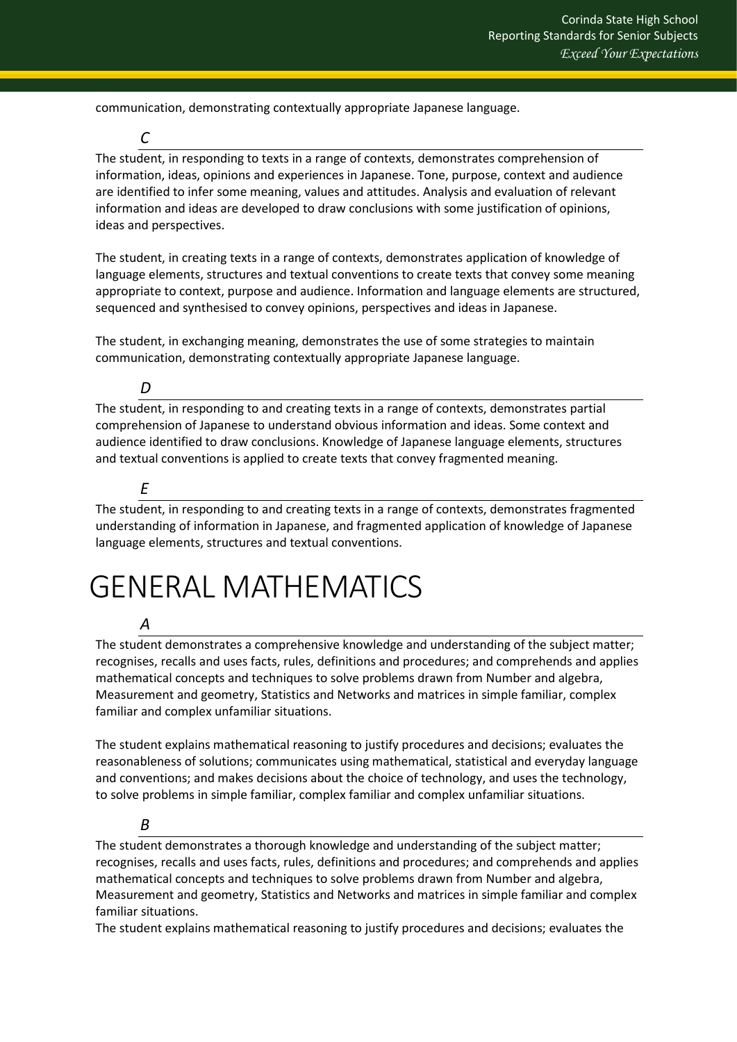communication, demonstrating contextually appropriate Japanese language.

### *C*

The student, in responding to texts in a range of contexts, demonstrates comprehension of information, ideas, opinions and experiences in Japanese. Tone, purpose, context and audience are identified to infer some meaning, values and attitudes. Analysis and evaluation of relevant information and ideas are developed to draw conclusions with some justification of opinions, ideas and perspectives.

The student, in creating texts in a range of contexts, demonstrates application of knowledge of language elements, structures and textual conventions to create texts that convey some meaning appropriate to context, purpose and audience. Information and language elements are structured, sequenced and synthesised to convey opinions, perspectives and ideas in Japanese.

The student, in exchanging meaning, demonstrates the use of some strategies to maintain communication, demonstrating contextually appropriate Japanese language.

### *D*

The student, in responding to and creating texts in a range of contexts, demonstrates partial comprehension of Japanese to understand obvious information and ideas. Some context and audience identified to draw conclusions. Knowledge of Japanese language elements, structures and textual conventions is applied to create texts that convey fragmented meaning.

### *E*

The student, in responding to and creating texts in a range of contexts, demonstrates fragmented understanding of information in Japanese, and fragmented application of knowledge of Japanese language elements, structures and textual conventions.

# GENERAL MATHEMATICS

### *A*

The student demonstrates a comprehensive knowledge and understanding of the subject matter; recognises, recalls and uses facts, rules, definitions and procedures; and comprehends and applies mathematical concepts and techniques to solve problems drawn from Number and algebra, Measurement and geometry, Statistics and Networks and matrices in simple familiar, complex familiar and complex unfamiliar situations.

The student explains mathematical reasoning to justify procedures and decisions; evaluates the reasonableness of solutions; communicates using mathematical, statistical and everyday language and conventions; and makes decisions about the choice of technology, and uses the technology, to solve problems in simple familiar, complex familiar and complex unfamiliar situations.

### *B*

The student demonstrates a thorough knowledge and understanding of the subject matter; recognises, recalls and uses facts, rules, definitions and procedures; and comprehends and applies mathematical concepts and techniques to solve problems drawn from Number and algebra, Measurement and geometry, Statistics and Networks and matrices in simple familiar and complex familiar situations.

The student explains mathematical reasoning to justify procedures and decisions; evaluates the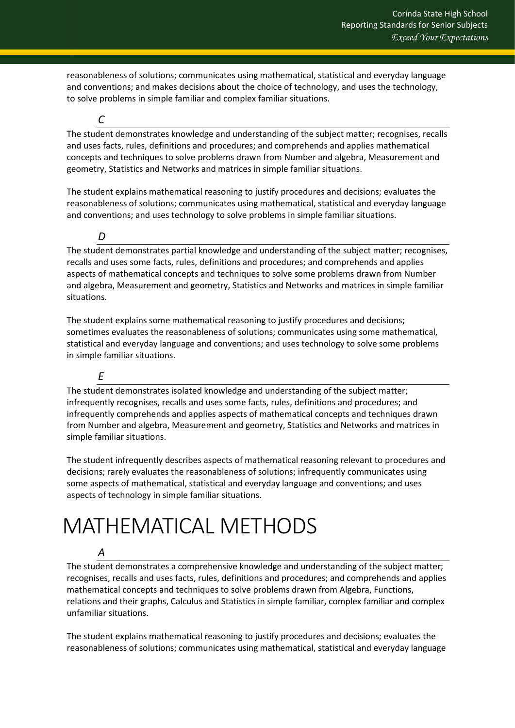reasonableness of solutions; communicates using mathematical, statistical and everyday language and conventions; and makes decisions about the choice of technology, and uses the technology, to solve problems in simple familiar and complex familiar situations.

### *C*

The student demonstrates knowledge and understanding of the subject matter; recognises, recalls and uses facts, rules, definitions and procedures; and comprehends and applies mathematical concepts and techniques to solve problems drawn from Number and algebra, Measurement and geometry, Statistics and Networks and matrices in simple familiar situations.

The student explains mathematical reasoning to justify procedures and decisions; evaluates the reasonableness of solutions; communicates using mathematical, statistical and everyday language and conventions; and uses technology to solve problems in simple familiar situations.

### *D*

The student demonstrates partial knowledge and understanding of the subject matter; recognises, recalls and uses some facts, rules, definitions and procedures; and comprehends and applies aspects of mathematical concepts and techniques to solve some problems drawn from Number and algebra, Measurement and geometry, Statistics and Networks and matrices in simple familiar situations.

The student explains some mathematical reasoning to justify procedures and decisions; sometimes evaluates the reasonableness of solutions; communicates using some mathematical, statistical and everyday language and conventions; and uses technology to solve some problems in simple familiar situations.

### *E*

The student demonstrates isolated knowledge and understanding of the subject matter; infrequently recognises, recalls and uses some facts, rules, definitions and procedures; and infrequently comprehends and applies aspects of mathematical concepts and techniques drawn from Number and algebra, Measurement and geometry, Statistics and Networks and matrices in simple familiar situations.

The student infrequently describes aspects of mathematical reasoning relevant to procedures and decisions; rarely evaluates the reasonableness of solutions; infrequently communicates using some aspects of mathematical, statistical and everyday language and conventions; and uses aspects of technology in simple familiar situations.

# MATHEMATICAL METHODS

### *A*

The student demonstrates a comprehensive knowledge and understanding of the subject matter; recognises, recalls and uses facts, rules, definitions and procedures; and comprehends and applies mathematical concepts and techniques to solve problems drawn from Algebra, Functions, relations and their graphs, Calculus and Statistics in simple familiar, complex familiar and complex unfamiliar situations.

The student explains mathematical reasoning to justify procedures and decisions; evaluates the reasonableness of solutions; communicates using mathematical, statistical and everyday language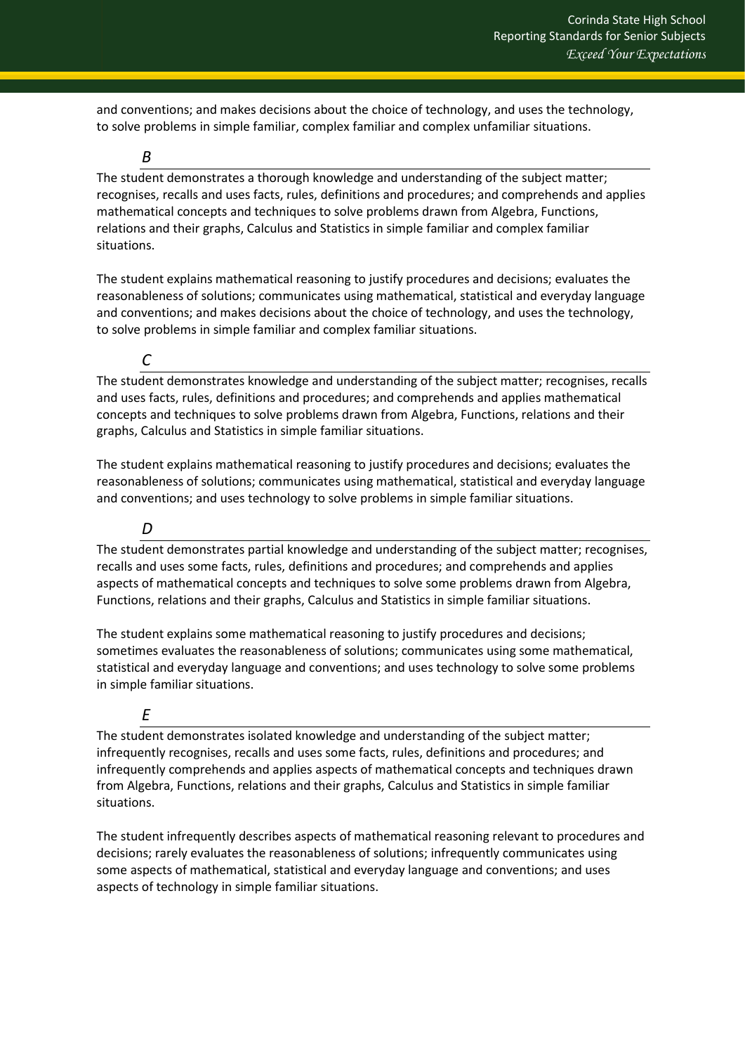and conventions; and makes decisions about the choice of technology, and uses the technology, to solve problems in simple familiar, complex familiar and complex unfamiliar situations.

### *B*

The student demonstrates a thorough knowledge and understanding of the subject matter; recognises, recalls and uses facts, rules, definitions and procedures; and comprehends and applies mathematical concepts and techniques to solve problems drawn from Algebra, Functions, relations and their graphs, Calculus and Statistics in simple familiar and complex familiar situations.

The student explains mathematical reasoning to justify procedures and decisions; evaluates the reasonableness of solutions; communicates using mathematical, statistical and everyday language and conventions; and makes decisions about the choice of technology, and uses the technology, to solve problems in simple familiar and complex familiar situations.

### *C*

The student demonstrates knowledge and understanding of the subject matter; recognises, recalls and uses facts, rules, definitions and procedures; and comprehends and applies mathematical concepts and techniques to solve problems drawn from Algebra, Functions, relations and their graphs, Calculus and Statistics in simple familiar situations.

The student explains mathematical reasoning to justify procedures and decisions; evaluates the reasonableness of solutions; communicates using mathematical, statistical and everyday language and conventions; and uses technology to solve problems in simple familiar situations.

### *D*

The student demonstrates partial knowledge and understanding of the subject matter; recognises, recalls and uses some facts, rules, definitions and procedures; and comprehends and applies aspects of mathematical concepts and techniques to solve some problems drawn from Algebra, Functions, relations and their graphs, Calculus and Statistics in simple familiar situations.

The student explains some mathematical reasoning to justify procedures and decisions; sometimes evaluates the reasonableness of solutions; communicates using some mathematical, statistical and everyday language and conventions; and uses technology to solve some problems in simple familiar situations.

### *E*

The student demonstrates isolated knowledge and understanding of the subject matter; infrequently recognises, recalls and uses some facts, rules, definitions and procedures; and infrequently comprehends and applies aspects of mathematical concepts and techniques drawn from Algebra, Functions, relations and their graphs, Calculus and Statistics in simple familiar situations.

The student infrequently describes aspects of mathematical reasoning relevant to procedures and decisions; rarely evaluates the reasonableness of solutions; infrequently communicates using some aspects of mathematical, statistical and everyday language and conventions; and uses aspects of technology in simple familiar situations.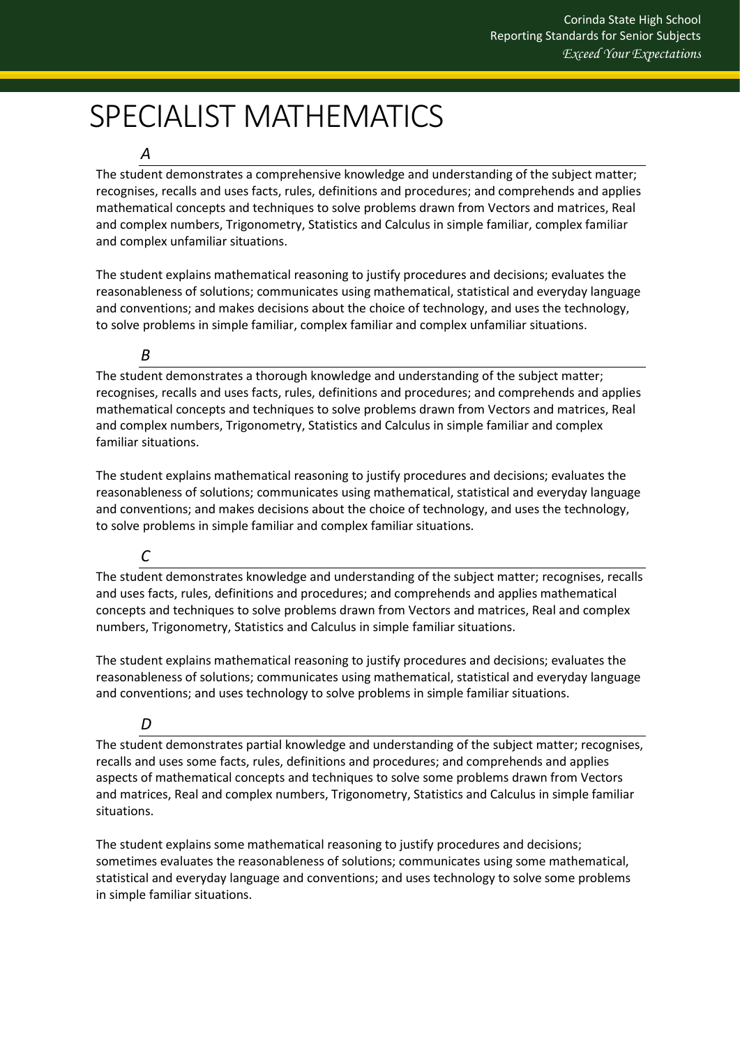# SPECIALIST MATHEMATICS

### *A*

The student demonstrates a comprehensive knowledge and understanding of the subject matter; recognises, recalls and uses facts, rules, definitions and procedures; and comprehends and applies mathematical concepts and techniques to solve problems drawn from Vectors and matrices, Real and complex numbers, Trigonometry, Statistics and Calculus in simple familiar, complex familiar and complex unfamiliar situations.

The student explains mathematical reasoning to justify procedures and decisions; evaluates the reasonableness of solutions; communicates using mathematical, statistical and everyday language and conventions; and makes decisions about the choice of technology, and uses the technology, to solve problems in simple familiar, complex familiar and complex unfamiliar situations.

### *B*

The student demonstrates a thorough knowledge and understanding of the subject matter; recognises, recalls and uses facts, rules, definitions and procedures; and comprehends and applies mathematical concepts and techniques to solve problems drawn from Vectors and matrices, Real and complex numbers, Trigonometry, Statistics and Calculus in simple familiar and complex familiar situations.

The student explains mathematical reasoning to justify procedures and decisions; evaluates the reasonableness of solutions; communicates using mathematical, statistical and everyday language and conventions; and makes decisions about the choice of technology, and uses the technology, to solve problems in simple familiar and complex familiar situations.

### *C*

The student demonstrates knowledge and understanding of the subject matter; recognises, recalls and uses facts, rules, definitions and procedures; and comprehends and applies mathematical concepts and techniques to solve problems drawn from Vectors and matrices, Real and complex numbers, Trigonometry, Statistics and Calculus in simple familiar situations.

The student explains mathematical reasoning to justify procedures and decisions; evaluates the reasonableness of solutions; communicates using mathematical, statistical and everyday language and conventions; and uses technology to solve problems in simple familiar situations.

### *D*

The student demonstrates partial knowledge and understanding of the subject matter; recognises, recalls and uses some facts, rules, definitions and procedures; and comprehends and applies aspects of mathematical concepts and techniques to solve some problems drawn from Vectors and matrices, Real and complex numbers, Trigonometry, Statistics and Calculus in simple familiar situations.

The student explains some mathematical reasoning to justify procedures and decisions; sometimes evaluates the reasonableness of solutions; communicates using some mathematical, statistical and everyday language and conventions; and uses technology to solve some problems in simple familiar situations.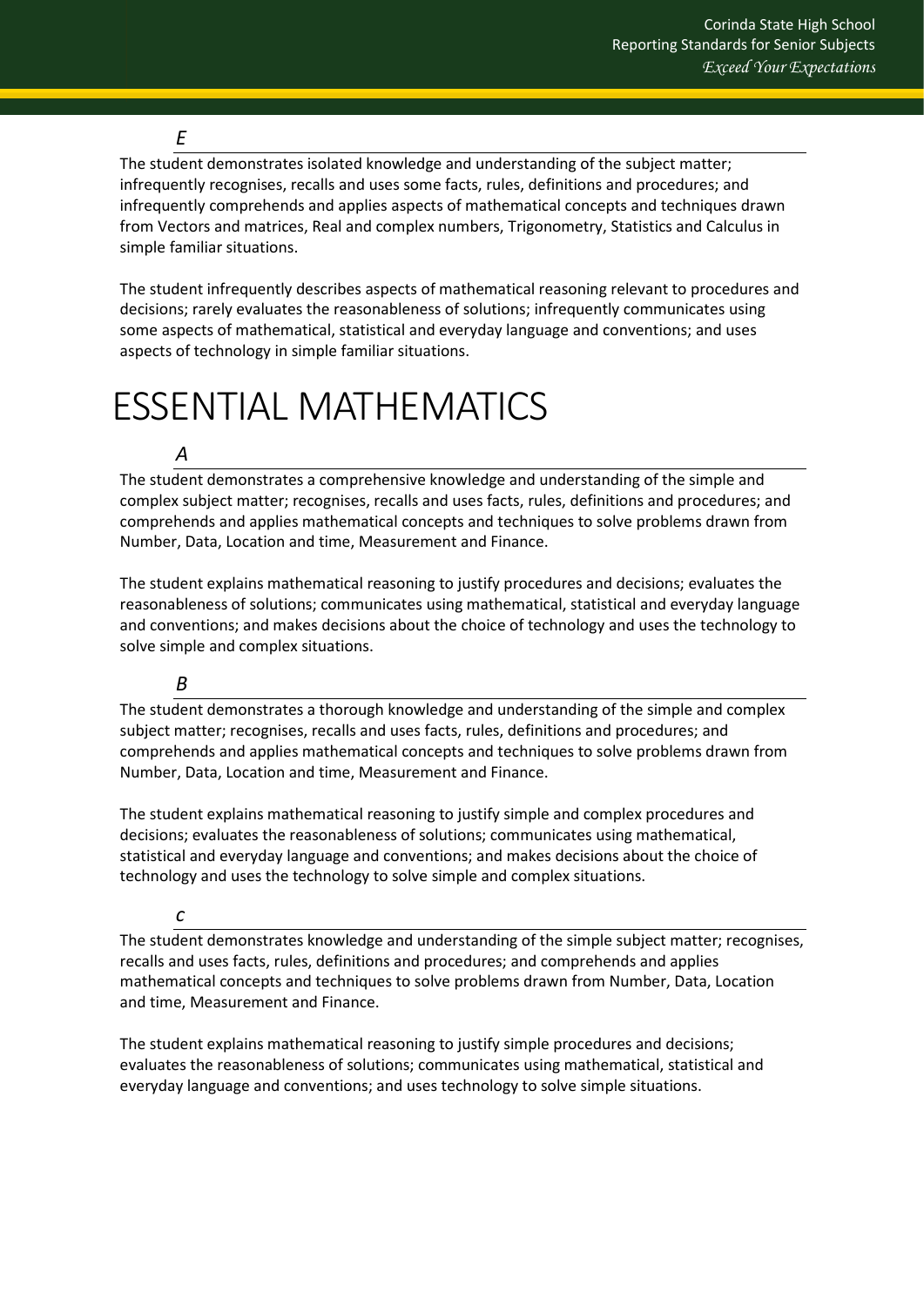### *E*

The student demonstrates isolated knowledge and understanding of the subject matter; infrequently recognises, recalls and uses some facts, rules, definitions and procedures; and infrequently comprehends and applies aspects of mathematical concepts and techniques drawn from Vectors and matrices, Real and complex numbers, Trigonometry, Statistics and Calculus in simple familiar situations.

The student infrequently describes aspects of mathematical reasoning relevant to procedures and decisions; rarely evaluates the reasonableness of solutions; infrequently communicates using some aspects of mathematical, statistical and everyday language and conventions; and uses aspects of technology in simple familiar situations.

# ESSENTIAL MATHEMATICS

### *A*

The student demonstrates a comprehensive knowledge and understanding of the simple and complex subject matter; recognises, recalls and uses facts, rules, definitions and procedures; and comprehends and applies mathematical concepts and techniques to solve problems drawn from Number, Data, Location and time, Measurement and Finance.

The student explains mathematical reasoning to justify procedures and decisions; evaluates the reasonableness of solutions; communicates using mathematical, statistical and everyday language and conventions; and makes decisions about the choice of technology and uses the technology to solve simple and complex situations.

### *B*

The student demonstrates a thorough knowledge and understanding of the simple and complex subject matter; recognises, recalls and uses facts, rules, definitions and procedures; and comprehends and applies mathematical concepts and techniques to solve problems drawn from Number, Data, Location and time, Measurement and Finance.

The student explains mathematical reasoning to justify simple and complex procedures and decisions; evaluates the reasonableness of solutions; communicates using mathematical, statistical and everyday language and conventions; and makes decisions about the choice of technology and uses the technology to solve simple and complex situations.

### *C*

The student demonstrates knowledge and understanding of the simple subject matter; recognises, recalls and uses facts, rules, definitions and procedures; and comprehends and applies mathematical concepts and techniques to solve problems drawn from Number, Data, Location and time, Measurement and Finance.

The student explains mathematical reasoning to justify simple procedures and decisions; evaluates the reasonableness of solutions; communicates using mathematical, statistical and everyday language and conventions; and uses technology to solve simple situations.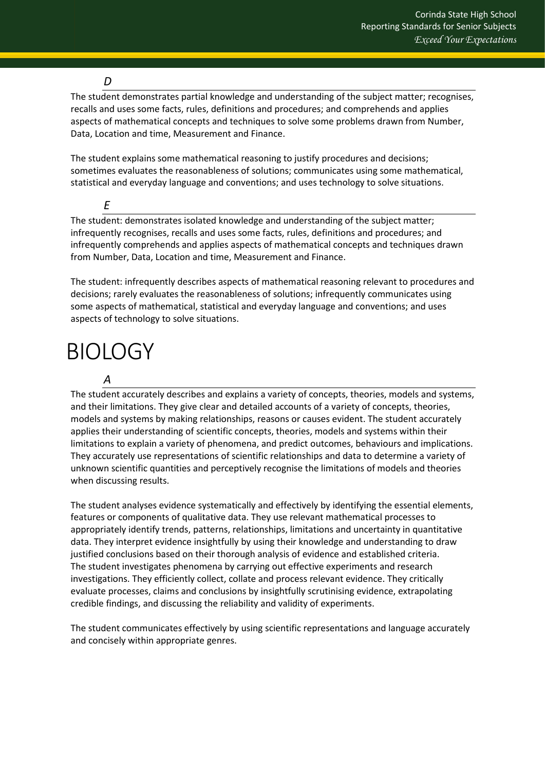### *D*

The student demonstrates partial knowledge and understanding of the subject matter; recognises, recalls and uses some facts, rules, definitions and procedures; and comprehends and applies aspects of mathematical concepts and techniques to solve some problems drawn from Number, Data, Location and time, Measurement and Finance.

The student explains some mathematical reasoning to justify procedures and decisions; sometimes evaluates the reasonableness of solutions; communicates using some mathematical, statistical and everyday language and conventions; and uses technology to solve situations.

### *E*

The student: demonstrates isolated knowledge and understanding of the subject matter; infrequently recognises, recalls and uses some facts, rules, definitions and procedures; and infrequently comprehends and applies aspects of mathematical concepts and techniques drawn from Number, Data, Location and time, Measurement and Finance.

The student: infrequently describes aspects of mathematical reasoning relevant to procedures and decisions; rarely evaluates the reasonableness of solutions; infrequently communicates using some aspects of mathematical, statistical and everyday language and conventions; and uses aspects of technology to solve situations.

# BIOLOGY

### *A*

The student accurately describes and explains a variety of concepts, theories, models and systems, and their limitations. They give clear and detailed accounts of a variety of concepts, theories, models and systems by making relationships, reasons or causes evident. The student accurately applies their understanding of scientific concepts, theories, models and systems within their limitations to explain a variety of phenomena, and predict outcomes, behaviours and implications. They accurately use representations of scientific relationships and data to determine a variety of unknown scientific quantities and perceptively recognise the limitations of models and theories when discussing results.

The student analyses evidence systematically and effectively by identifying the essential elements, features or components of qualitative data. They use relevant mathematical processes to appropriately identify trends, patterns, relationships, limitations and uncertainty in quantitative data. They interpret evidence insightfully by using their knowledge and understanding to draw justified conclusions based on their thorough analysis of evidence and established criteria. The student investigates phenomena by carrying out effective experiments and research investigations. They efficiently collect, collate and process relevant evidence. They critically evaluate processes, claims and conclusions by insightfully scrutinising evidence, extrapolating credible findings, and discussing the reliability and validity of experiments.

The student communicates effectively by using scientific representations and language accurately and concisely within appropriate genres.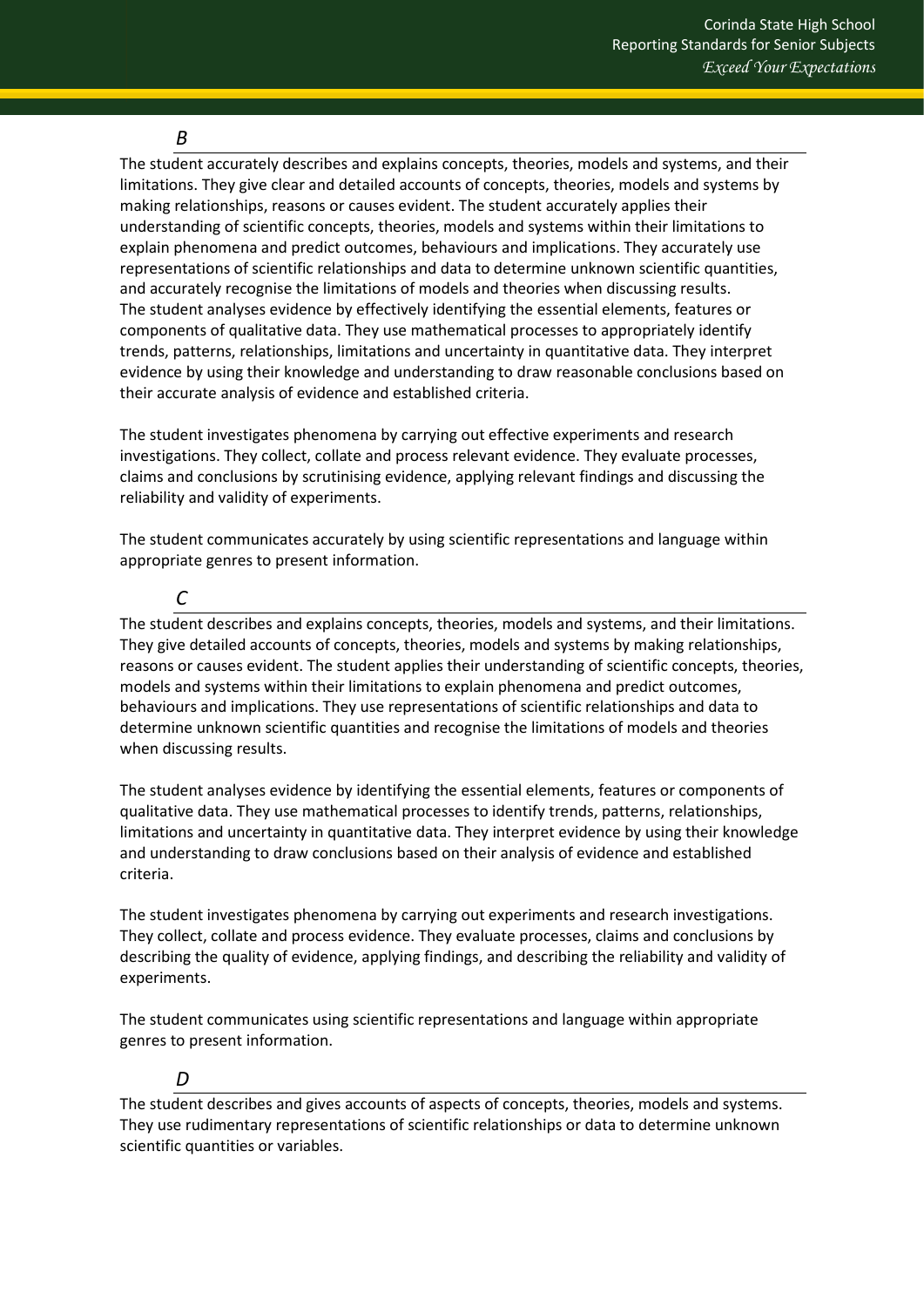### *B*

The student accurately describes and explains concepts, theories, models and systems, and their limitations. They give clear and detailed accounts of concepts, theories, models and systems by making relationships, reasons or causes evident. The student accurately applies their understanding of scientific concepts, theories, models and systems within their limitations to explain phenomena and predict outcomes, behaviours and implications. They accurately use representations of scientific relationships and data to determine unknown scientific quantities, and accurately recognise the limitations of models and theories when discussing results.
The student analyses evidence by effectively identifying the essential elements, features or components of qualitative data. They use mathematical processes to appropriately identify trends, patterns, relationships, limitations and uncertainty in quantitative data. They interpret evidence by using their knowledge and understanding to draw reasonable conclusions based on their accurate analysis of evidence and established criteria.

The student investigates phenomena by carrying out effective experiments and research investigations. They collect, collate and process relevant evidence. They evaluate processes, claims and conclusions by scrutinising evidence, applying relevant findings and discussing the reliability and validity of experiments.

The student communicates accurately by using scientific representations and language within appropriate genres to present information.

### *C*

The student describes and explains concepts, theories, models and systems, and their limitations. They give detailed accounts of concepts, theories, models and systems by making relationships, reasons or causes evident. The student applies their understanding of scientific concepts, theories, models and systems within their limitations to explain phenomena and predict outcomes, behaviours and implications. They use representations of scientific relationships and data to determine unknown scientific quantities and recognise the limitations of models and theories when discussing results.

The student analyses evidence by identifying the essential elements, features or components of qualitative data. They use mathematical processes to identify trends, patterns, relationships, limitations and uncertainty in quantitative data. They interpret evidence by using their knowledge and understanding to draw conclusions based on their analysis of evidence and established criteria.

The student investigates phenomena by carrying out experiments and research investigations. They collect, collate and process evidence. They evaluate processes, claims and conclusions by describing the quality of evidence, applying findings, and describing the reliability and validity of experiments.

The student communicates using scientific representations and language within appropriate genres to present information.

### *D*

The student describes and gives accounts of aspects of concepts, theories, models and systems. They use rudimentary representations of scientific relationships or data to determine unknown scientific quantities or variables.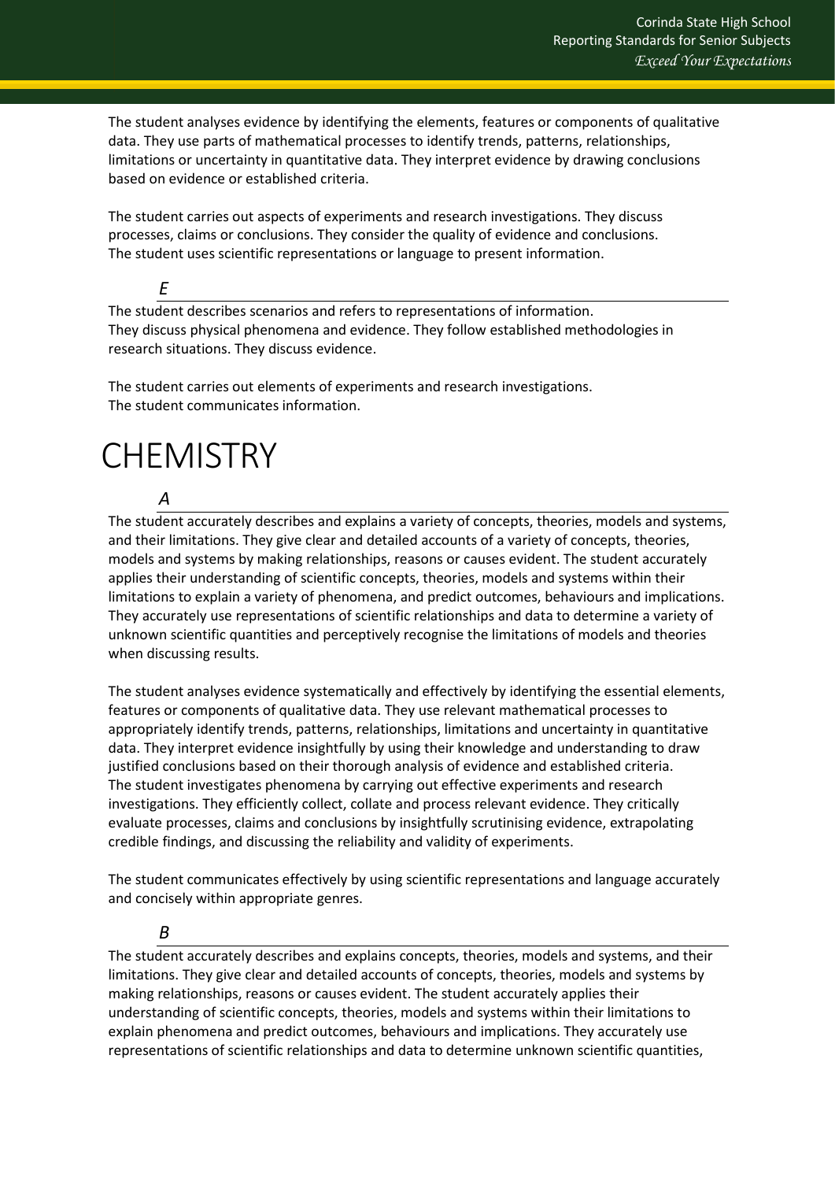The student analyses evidence by identifying the elements, features or components of qualitative data. They use parts of mathematical processes to identify trends, patterns, relationships, limitations or uncertainty in quantitative data. They interpret evidence by drawing conclusions based on evidence or established criteria.

The student carries out aspects of experiments and research investigations. They discuss processes, claims or conclusions. They consider the quality of evidence and conclusions. The student uses scientific representations or language to present information.

### *E*

The student describes scenarios and refers to representations of information. They discuss physical phenomena and evidence. They follow established methodologies in research situations. They discuss evidence.

The student carries out elements of experiments and research investigations. The student communicates information.

# CHEMISTRY

### *A*

The student accurately describes and explains a variety of concepts, theories, models and systems, and their limitations. They give clear and detailed accounts of a variety of concepts, theories, models and systems by making relationships, reasons or causes evident. The student accurately applies their understanding of scientific concepts, theories, models and systems within their limitations to explain a variety of phenomena, and predict outcomes, behaviours and implications. They accurately use representations of scientific relationships and data to determine a variety of unknown scientific quantities and perceptively recognise the limitations of models and theories when discussing results.

The student analyses evidence systematically and effectively by identifying the essential elements, features or components of qualitative data. They use relevant mathematical processes to appropriately identify trends, patterns, relationships, limitations and uncertainty in quantitative data. They interpret evidence insightfully by using their knowledge and understanding to draw justified conclusions based on their thorough analysis of evidence and established criteria. The student investigates phenomena by carrying out effective experiments and research investigations. They efficiently collect, collate and process relevant evidence. They critically evaluate processes, claims and conclusions by insightfully scrutinising evidence, extrapolating credible findings, and discussing the reliability and validity of experiments.

The student communicates effectively by using scientific representations and language accurately and concisely within appropriate genres.

### *B*

The student accurately describes and explains concepts, theories, models and systems, and their limitations. They give clear and detailed accounts of concepts, theories, models and systems by making relationships, reasons or causes evident. The student accurately applies their understanding of scientific concepts, theories, models and systems within their limitations to explain phenomena and predict outcomes, behaviours and implications. They accurately use representations of scientific relationships and data to determine unknown scientific quantities,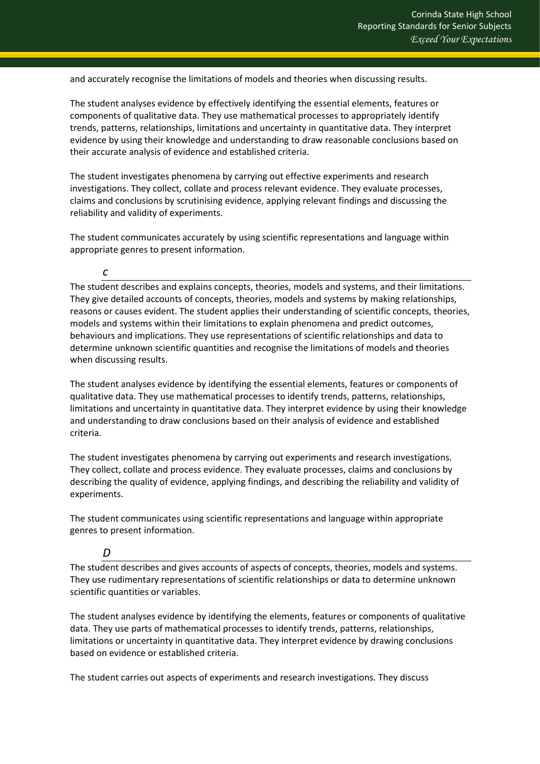and accurately recognise the limitations of models and theories when discussing results.

The student analyses evidence by effectively identifying the essential elements, features or components of qualitative data. They use mathematical processes to appropriately identify trends, patterns, relationships, limitations and uncertainty in quantitative data. They interpret evidence by using their knowledge and understanding to draw reasonable conclusions based on their accurate analysis of evidence and established criteria.

The student investigates phenomena by carrying out effective experiments and research investigations. They collect, collate and process relevant evidence. They evaluate processes, claims and conclusions by scrutinising evidence, applying relevant findings and discussing the reliability and validity of experiments.

The student communicates accurately by using scientific representations and language within appropriate genres to present information.

### *C*

The student describes and explains concepts, theories, models and systems, and their limitations. They give detailed accounts of concepts, theories, models and systems by making relationships, reasons or causes evident. The student applies their understanding of scientific concepts, theories, models and systems within their limitations to explain phenomena and predict outcomes, behaviours and implications. They use representations of scientific relationships and data to determine unknown scientific quantities and recognise the limitations of models and theories when discussing results.

The student analyses evidence by identifying the essential elements, features or components of qualitative data. They use mathematical processes to identify trends, patterns, relationships, limitations and uncertainty in quantitative data. They interpret evidence by using their knowledge and understanding to draw conclusions based on their analysis of evidence and established criteria.

The student investigates phenomena by carrying out experiments and research investigations. They collect, collate and process evidence. They evaluate processes, claims and conclusions by describing the quality of evidence, applying findings, and describing the reliability and validity of experiments.

The student communicates using scientific representations and language within appropriate genres to present information.

### *D*

The student describes and gives accounts of aspects of concepts, theories, models and systems. They use rudimentary representations of scientific relationships or data to determine unknown scientific quantities or variables.

The student analyses evidence by identifying the elements, features or components of qualitative data. They use parts of mathematical processes to identify trends, patterns, relationships, limitations or uncertainty in quantitative data. They interpret evidence by drawing conclusions based on evidence or established criteria.

The student carries out aspects of experiments and research investigations. They discuss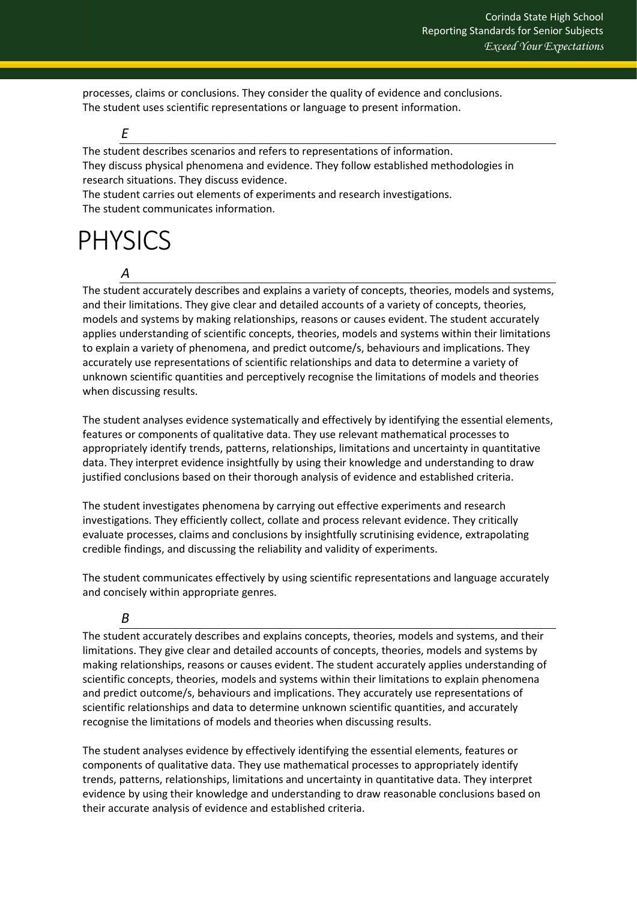processes, claims or conclusions. They consider the quality of evidence and conclusions.
The student uses scientific representations or language to present information.

### *E*

The student describes scenarios and refers to representations of information.
They discuss physical phenomena and evidence. They follow established methodologies in research situations. They discuss evidence.
The student carries out elements of experiments and research investigations.
The student communicates information.

# PHYSICS

### *A*

The student accurately describes and explains a variety of concepts, theories, models and systems, and their limitations. They give clear and detailed accounts of a variety of concepts, theories, models and systems by making relationships, reasons or causes evident. The student accurately applies understanding of scientific concepts, theories, models and systems within their limitations to explain a variety of phenomena, and predict outcome/s, behaviours and implications. They accurately use representations of scientific relationships and data to determine a variety of unknown scientific quantities and perceptively recognise the limitations of models and theories when discussing results.

The student analyses evidence systematically and effectively by identifying the essential elements, features or components of qualitative data. They use relevant mathematical processes to appropriately identify trends, patterns, relationships, limitations and uncertainty in quantitative data. They interpret evidence insightfully by using their knowledge and understanding to draw justified conclusions based on their thorough analysis of evidence and established criteria.

The student investigates phenomena by carrying out effective experiments and research investigations. They efficiently collect, collate and process relevant evidence. They critically evaluate processes, claims and conclusions by insightfully scrutinising evidence, extrapolating credible findings, and discussing the reliability and validity of experiments.

The student communicates effectively by using scientific representations and language accurately and concisely within appropriate genres.

### *B*

The student accurately describes and explains concepts, theories, models and systems, and their limitations. They give clear and detailed accounts of concepts, theories, models and systems by making relationships, reasons or causes evident. The student accurately applies understanding of scientific concepts, theories, models and systems within their limitations to explain phenomena and predict outcome/s, behaviours and implications. They accurately use representations of scientific relationships and data to determine unknown scientific quantities, and accurately recognise the limitations of models and theories when discussing results.

The student analyses evidence by effectively identifying the essential elements, features or components of qualitative data. They use mathematical processes to appropriately identify trends, patterns, relationships, limitations and uncertainty in quantitative data. They interpret evidence by using their knowledge and understanding to draw reasonable conclusions based on their accurate analysis of evidence and established criteria.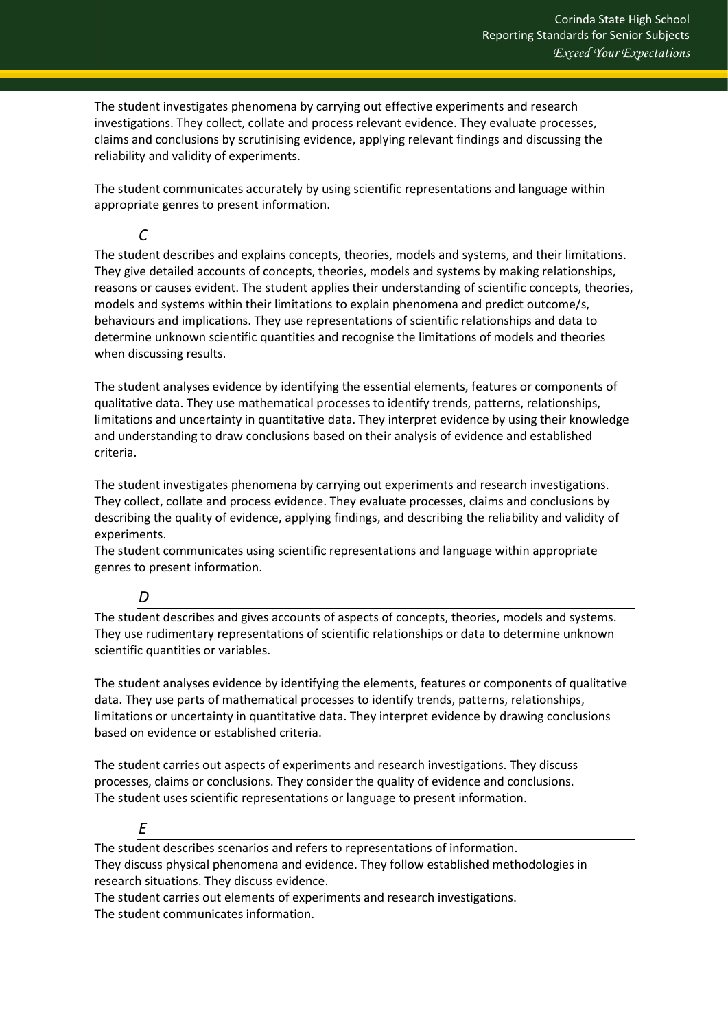The student investigates phenomena by carrying out effective experiments and research investigations. They collect, collate and process relevant evidence. They evaluate processes, claims and conclusions by scrutinising evidence, applying relevant findings and discussing the reliability and validity of experiments.

The student communicates accurately by using scientific representations and language within appropriate genres to present information.

### *C*

The student describes and explains concepts, theories, models and systems, and their limitations. They give detailed accounts of concepts, theories, models and systems by making relationships, reasons or causes evident. The student applies their understanding of scientific concepts, theories, models and systems within their limitations to explain phenomena and predict outcome/s, behaviours and implications. They use representations of scientific relationships and data to determine unknown scientific quantities and recognise the limitations of models and theories when discussing results.

The student analyses evidence by identifying the essential elements, features or components of qualitative data. They use mathematical processes to identify trends, patterns, relationships, limitations and uncertainty in quantitative data. They interpret evidence by using their knowledge and understanding to draw conclusions based on their analysis of evidence and established criteria.

The student investigates phenomena by carrying out experiments and research investigations. They collect, collate and process evidence. They evaluate processes, claims and conclusions by describing the quality of evidence, applying findings, and describing the reliability and validity of experiments.
The student communicates using scientific representations and language within appropriate genres to present information.

### *D*

The student describes and gives accounts of aspects of concepts, theories, models and systems. They use rudimentary representations of scientific relationships or data to determine unknown scientific quantities or variables.

The student analyses evidence by identifying the elements, features or components of qualitative data. They use parts of mathematical processes to identify trends, patterns, relationships, limitations or uncertainty in quantitative data. They interpret evidence by drawing conclusions based on evidence or established criteria.

The student carries out aspects of experiments and research investigations. They discuss processes, claims or conclusions. They consider the quality of evidence and conclusions.
The student uses scientific representations or language to present information.

### *E*

The student describes scenarios and refers to representations of information.
They discuss physical phenomena and evidence. They follow established methodologies in research situations. They discuss evidence.
The student carries out elements of experiments and research investigations.
The student communicates information.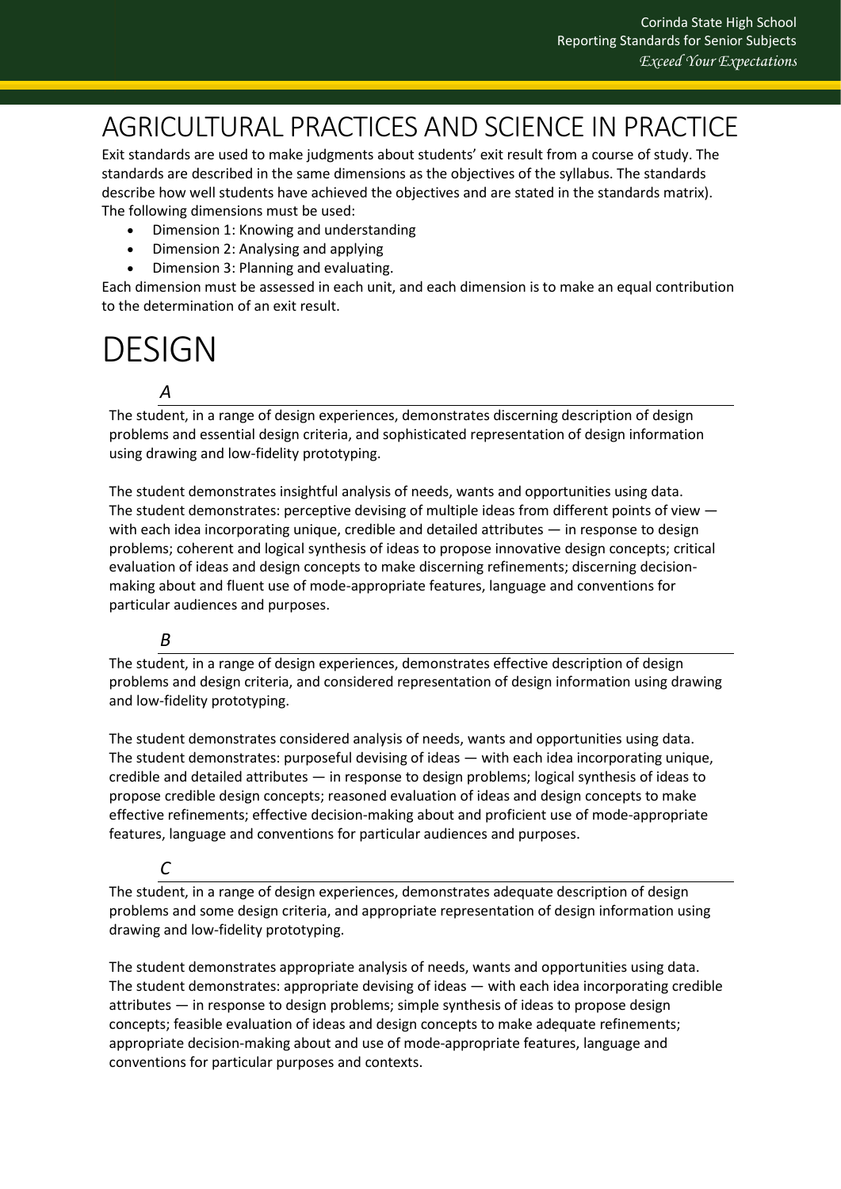# AGRICULTURAL PRACTICES AND SCIENCE IN PRACTICE

Exit standards are used to make judgments about students' exit result from a course of study. The standards are described in the same dimensions as the objectives of the syllabus. The standards describe how well students have achieved the objectives and are stated in the standards matrix). The following dimensions must be used:

- Dimension 1: Knowing and understanding
- Dimension 2: Analysing and applying
- Dimension 3: Planning and evaluating.

Each dimension must be assessed in each unit, and each dimension is to make an equal contribution to the determination of an exit result.

# DESIGN

### *A*

The student, in a range of design experiences, demonstrates discerning description of design problems and essential design criteria, and sophisticated representation of design information using drawing and low-fidelity prototyping.

The student demonstrates insightful analysis of needs, wants and opportunities using data. The student demonstrates: perceptive devising of multiple ideas from different points of view — with each idea incorporating unique, credible and detailed attributes — in response to design problems; coherent and logical synthesis of ideas to propose innovative design concepts; critical evaluation of ideas and design concepts to make discerning refinements; discerning decision-making about and fluent use of mode-appropriate features, language and conventions for particular audiences and purposes.

### *B*

The student, in a range of design experiences, demonstrates effective description of design problems and design criteria, and considered representation of design information using drawing and low-fidelity prototyping.

The student demonstrates considered analysis of needs, wants and opportunities using data. The student demonstrates: purposeful devising of ideas — with each idea incorporating unique, credible and detailed attributes — in response to design problems; logical synthesis of ideas to propose credible design concepts; reasoned evaluation of ideas and design concepts to make effective refinements; effective decision-making about and proficient use of mode-appropriate features, language and conventions for particular audiences and purposes.

### *C*

The student, in a range of design experiences, demonstrates adequate description of design problems and some design criteria, and appropriate representation of design information using drawing and low-fidelity prototyping.

The student demonstrates appropriate analysis of needs, wants and opportunities using data. The student demonstrates: appropriate devising of ideas — with each idea incorporating credible attributes — in response to design problems; simple synthesis of ideas to propose design concepts; feasible evaluation of ideas and design concepts to make adequate refinements; appropriate decision-making about and use of mode-appropriate features, language and conventions for particular purposes and contexts.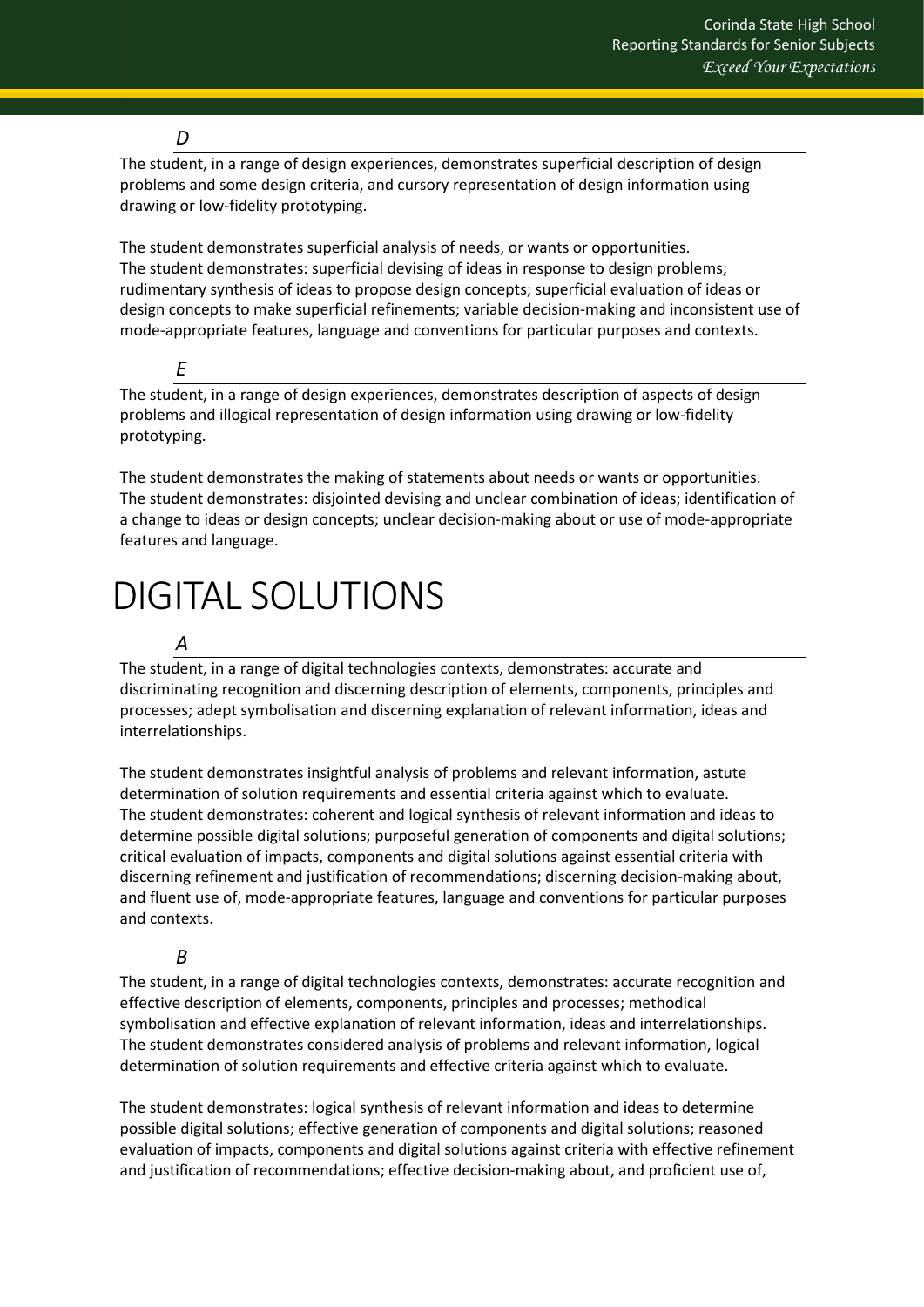*D*

The student, in a range of design experiences, demonstrates superficial description of design problems and some design criteria, and cursory representation of design information using drawing or low-fidelity prototyping.

The student demonstrates superficial analysis of needs, or wants or opportunities.
The student demonstrates: superficial devising of ideas in response to design problems; rudimentary synthesis of ideas to propose design concepts; superficial evaluation of ideas or design concepts to make superficial refinements; variable decision-making and inconsistent use of mode-appropriate features, language and conventions for particular purposes and contexts.

*E*

The student, in a range of design experiences, demonstrates description of aspects of design problems and illogical representation of design information using drawing or low-fidelity prototyping.

The student demonstrates the making of statements about needs or wants or opportunities.
The student demonstrates: disjointed devising and unclear combination of ideas; identification of a change to ideas or design concepts; unclear decision-making about or use of mode-appropriate features and language.

# DIGITAL SOLUTIONS

*A*

The student, in a range of digital technologies contexts, demonstrates: accurate and discriminating recognition and discerning description of elements, components, principles and processes; adept symbolisation and discerning explanation of relevant information, ideas and interrelationships.

The student demonstrates insightful analysis of problems and relevant information, astute determination of solution requirements and essential criteria against which to evaluate.
The student demonstrates: coherent and logical synthesis of relevant information and ideas to determine possible digital solutions; purposeful generation of components and digital solutions; critical evaluation of impacts, components and digital solutions against essential criteria with discerning refinement and justification of recommendations; discerning decision-making about, and fluent use of, mode-appropriate features, language and conventions for particular purposes and contexts.

*B*

The student, in a range of digital technologies contexts, demonstrates: accurate recognition and effective description of elements, components, principles and processes; methodical symbolisation and effective explanation of relevant information, ideas and interrelationships.
The student demonstrates considered analysis of problems and relevant information, logical determination of solution requirements and effective criteria against which to evaluate.

The student demonstrates: logical synthesis of relevant information and ideas to determine possible digital solutions; effective generation of components and digital solutions; reasoned evaluation of impacts, components and digital solutions against criteria with effective refinement and justification of recommendations; effective decision-making about, and proficient use of,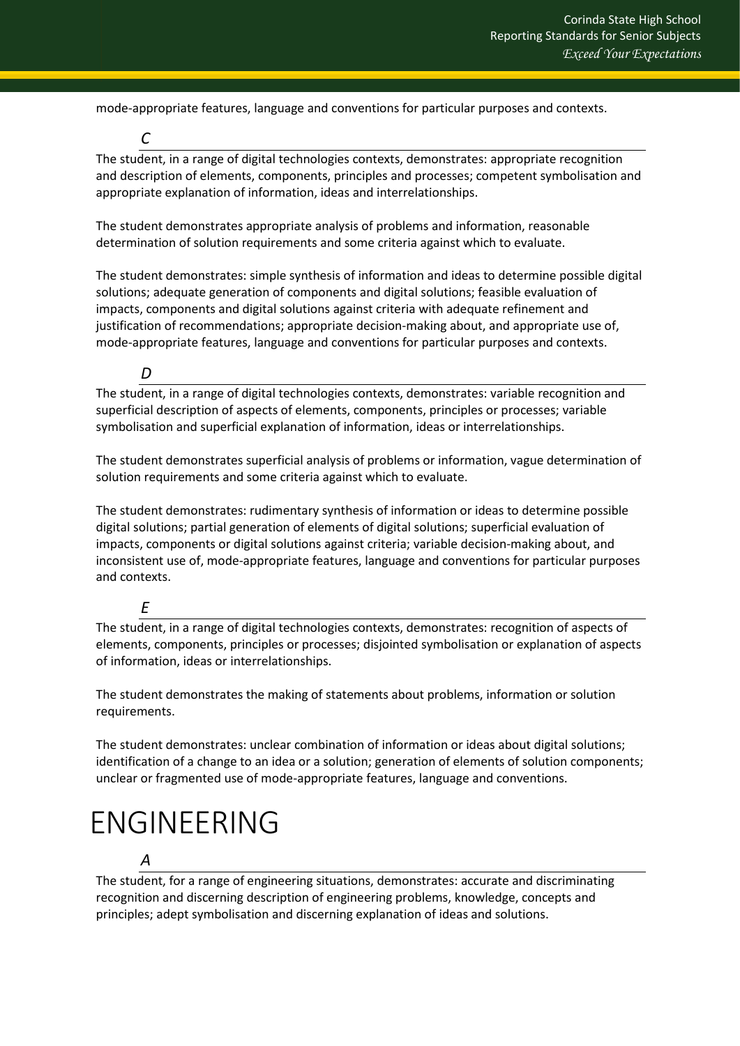mode-appropriate features, language and conventions for particular purposes and contexts.

### *C*

The student, in a range of digital technologies contexts, demonstrates: appropriate recognition and description of elements, components, principles and processes; competent symbolisation and appropriate explanation of information, ideas and interrelationships.

The student demonstrates appropriate analysis of problems and information, reasonable determination of solution requirements and some criteria against which to evaluate.

The student demonstrates: simple synthesis of information and ideas to determine possible digital solutions; adequate generation of components and digital solutions; feasible evaluation of impacts, components and digital solutions against criteria with adequate refinement and justification of recommendations; appropriate decision-making about, and appropriate use of, mode-appropriate features, language and conventions for particular purposes and contexts.

### *D*

The student, in a range of digital technologies contexts, demonstrates: variable recognition and superficial description of aspects of elements, components, principles or processes; variable symbolisation and superficial explanation of information, ideas or interrelationships.

The student demonstrates superficial analysis of problems or information, vague determination of solution requirements and some criteria against which to evaluate.

The student demonstrates: rudimentary synthesis of information or ideas to determine possible digital solutions; partial generation of elements of digital solutions; superficial evaluation of impacts, components or digital solutions against criteria; variable decision-making about, and inconsistent use of, mode-appropriate features, language and conventions for particular purposes and contexts.

### *E*

The student, in a range of digital technologies contexts, demonstrates: recognition of aspects of elements, components, principles or processes; disjointed symbolisation or explanation of aspects of information, ideas or interrelationships.

The student demonstrates the making of statements about problems, information or solution requirements.

The student demonstrates: unclear combination of information or ideas about digital solutions; identification of a change to an idea or a solution; generation of elements of solution components; unclear or fragmented use of mode-appropriate features, language and conventions.

# ENGINEERING

### *A*

The student, for a range of engineering situations, demonstrates: accurate and discriminating recognition and discerning description of engineering problems, knowledge, concepts and principles; adept symbolisation and discerning explanation of ideas and solutions.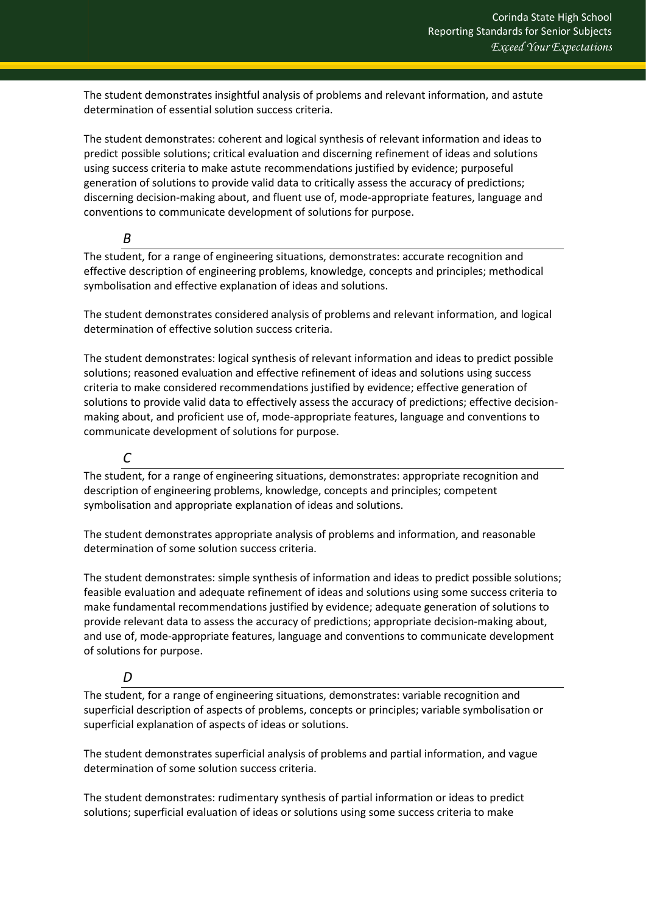The student demonstrates insightful analysis of problems and relevant information, and astute determination of essential solution success criteria.

The student demonstrates: coherent and logical synthesis of relevant information and ideas to predict possible solutions; critical evaluation and discerning refinement of ideas and solutions using success criteria to make astute recommendations justified by evidence; purposeful generation of solutions to provide valid data to critically assess the accuracy of predictions; discerning decision-making about, and fluent use of, mode-appropriate features, language and conventions to communicate development of solutions for purpose.

### *B*

The student, for a range of engineering situations, demonstrates: accurate recognition and effective description of engineering problems, knowledge, concepts and principles; methodical symbolisation and effective explanation of ideas and solutions.

The student demonstrates considered analysis of problems and relevant information, and logical determination of effective solution success criteria.

The student demonstrates: logical synthesis of relevant information and ideas to predict possible solutions; reasoned evaluation and effective refinement of ideas and solutions using success criteria to make considered recommendations justified by evidence; effective generation of solutions to provide valid data to effectively assess the accuracy of predictions; effective decision-making about, and proficient use of, mode-appropriate features, language and conventions to communicate development of solutions for purpose.

### *C*

The student, for a range of engineering situations, demonstrates: appropriate recognition and description of engineering problems, knowledge, concepts and principles; competent symbolisation and appropriate explanation of ideas and solutions.

The student demonstrates appropriate analysis of problems and information, and reasonable determination of some solution success criteria.

The student demonstrates: simple synthesis of information and ideas to predict possible solutions; feasible evaluation and adequate refinement of ideas and solutions using some success criteria to make fundamental recommendations justified by evidence; adequate generation of solutions to provide relevant data to assess the accuracy of predictions; appropriate decision-making about, and use of, mode-appropriate features, language and conventions to communicate development of solutions for purpose.

### *D*

The student, for a range of engineering situations, demonstrates: variable recognition and superficial description of aspects of problems, concepts or principles; variable symbolisation or superficial explanation of aspects of ideas or solutions.

The student demonstrates superficial analysis of problems and partial information, and vague determination of some solution success criteria.

The student demonstrates: rudimentary synthesis of partial information or ideas to predict solutions; superficial evaluation of ideas or solutions using some success criteria to make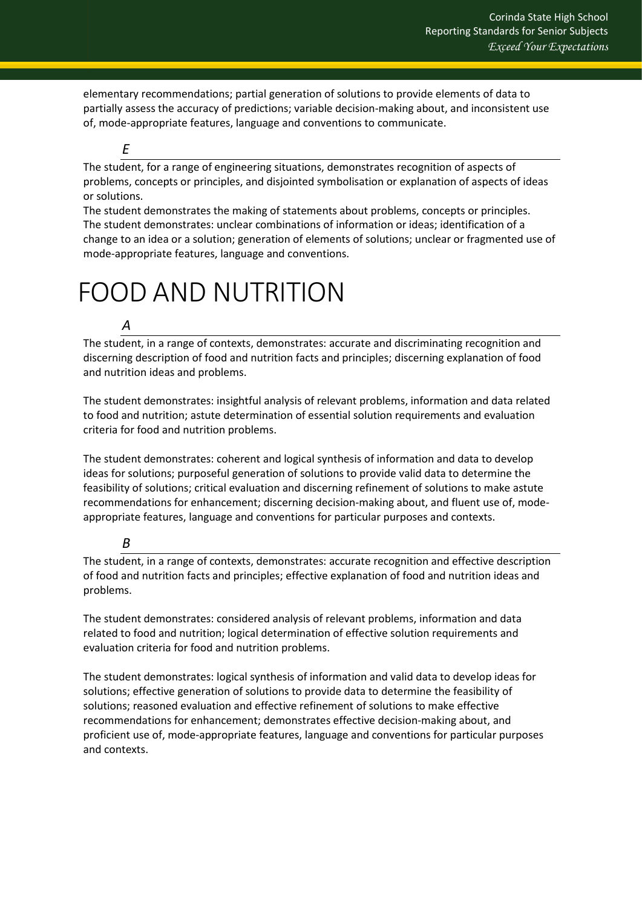elementary recommendations; partial generation of solutions to provide elements of data to partially assess the accuracy of predictions; variable decision-making about, and inconsistent use of, mode-appropriate features, language and conventions to communicate.

### *E*

The student, for a range of engineering situations, demonstrates recognition of aspects of problems, concepts or principles, and disjointed symbolisation or explanation of aspects of ideas or solutions.

The student demonstrates the making of statements about problems, concepts or principles.
The student demonstrates: unclear combinations of information or ideas; identification of a change to an idea or a solution; generation of elements of solutions; unclear or fragmented use of mode-appropriate features, language and conventions.

# FOOD AND NUTRITION

### *A*

The student, in a range of contexts, demonstrates: accurate and discriminating recognition and discerning description of food and nutrition facts and principles; discerning explanation of food and nutrition ideas and problems.

The student demonstrates: insightful analysis of relevant problems, information and data related to food and nutrition; astute determination of essential solution requirements and evaluation criteria for food and nutrition problems.

The student demonstrates: coherent and logical synthesis of information and data to develop ideas for solutions; purposeful generation of solutions to provide valid data to determine the feasibility of solutions; critical evaluation and discerning refinement of solutions to make astute recommendations for enhancement; discerning decision-making about, and fluent use of, mode-appropriate features, language and conventions for particular purposes and contexts.

### *B*

The student, in a range of contexts, demonstrates: accurate recognition and effective description of food and nutrition facts and principles; effective explanation of food and nutrition ideas and problems.

The student demonstrates: considered analysis of relevant problems, information and data related to food and nutrition; logical determination of effective solution requirements and evaluation criteria for food and nutrition problems.

The student demonstrates: logical synthesis of information and valid data to develop ideas for solutions; effective generation of solutions to provide data to determine the feasibility of solutions; reasoned evaluation and effective refinement of solutions to make effective recommendations for enhancement; demonstrates effective decision-making about, and proficient use of, mode-appropriate features, language and conventions for particular purposes and contexts.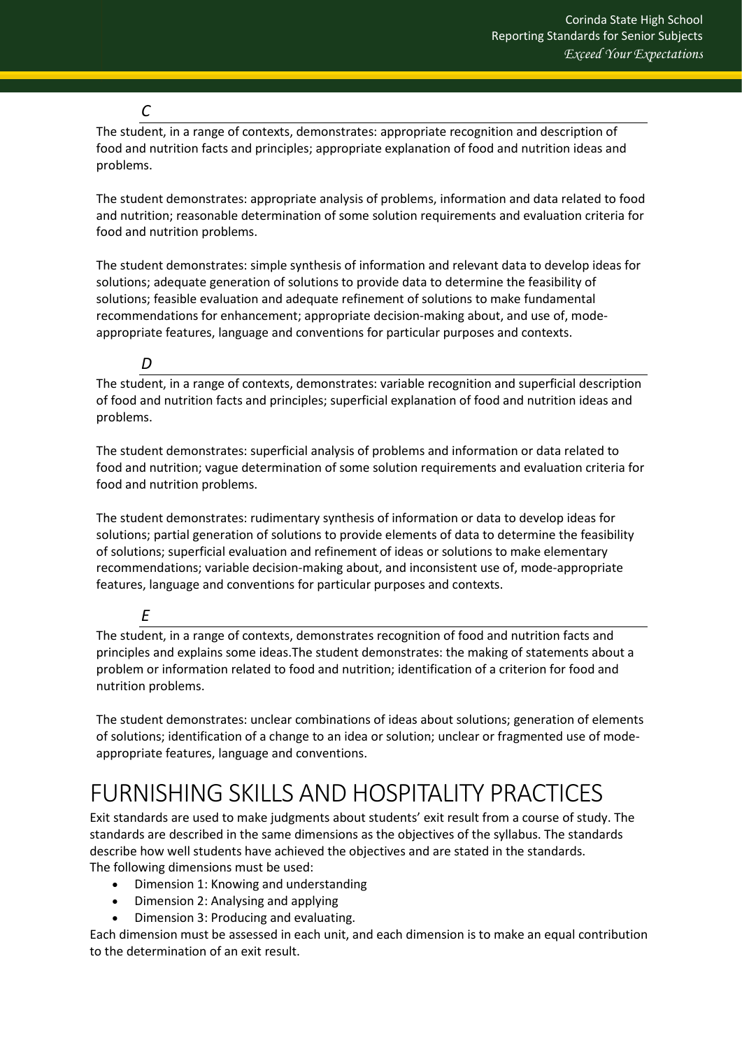*C*

The student, in a range of contexts, demonstrates: appropriate recognition and description of food and nutrition facts and principles; appropriate explanation of food and nutrition ideas and problems.

The student demonstrates: appropriate analysis of problems, information and data related to food and nutrition; reasonable determination of some solution requirements and evaluation criteria for food and nutrition problems.

The student demonstrates: simple synthesis of information and relevant data to develop ideas for solutions; adequate generation of solutions to provide data to determine the feasibility of solutions; feasible evaluation and adequate refinement of solutions to make fundamental recommendations for enhancement; appropriate decision-making about, and use of, mode-appropriate features, language and conventions for particular purposes and contexts.

*D*

The student, in a range of contexts, demonstrates: variable recognition and superficial description of food and nutrition facts and principles; superficial explanation of food and nutrition ideas and problems.

The student demonstrates: superficial analysis of problems and information or data related to food and nutrition; vague determination of some solution requirements and evaluation criteria for food and nutrition problems.

The student demonstrates: rudimentary synthesis of information or data to develop ideas for solutions; partial generation of solutions to provide elements of data to determine the feasibility of solutions; superficial evaluation and refinement of ideas or solutions to make elementary recommendations; variable decision-making about, and inconsistent use of, mode-appropriate features, language and conventions for particular purposes and contexts.

*E*

The student, in a range of contexts, demonstrates recognition of food and nutrition facts and principles and explains some ideas.The student demonstrates: the making of statements about a problem or information related to food and nutrition; identification of a criterion for food and nutrition problems.

The student demonstrates: unclear combinations of ideas about solutions; generation of elements of solutions; identification of a change to an idea or solution; unclear or fragmented use of mode-appropriate features, language and conventions.

# FURNISHING SKILLS AND HOSPITALITY PRACTICES

Exit standards are used to make judgments about students' exit result from a course of study. The standards are described in the same dimensions as the objectives of the syllabus. The standards describe how well students have achieved the objectives and are stated in the standards.
The following dimensions must be used:

- Dimension 1: Knowing and understanding
- Dimension 2: Analysing and applying
- Dimension 3: Producing and evaluating.

Each dimension must be assessed in each unit, and each dimension is to make an equal contribution to the determination of an exit result.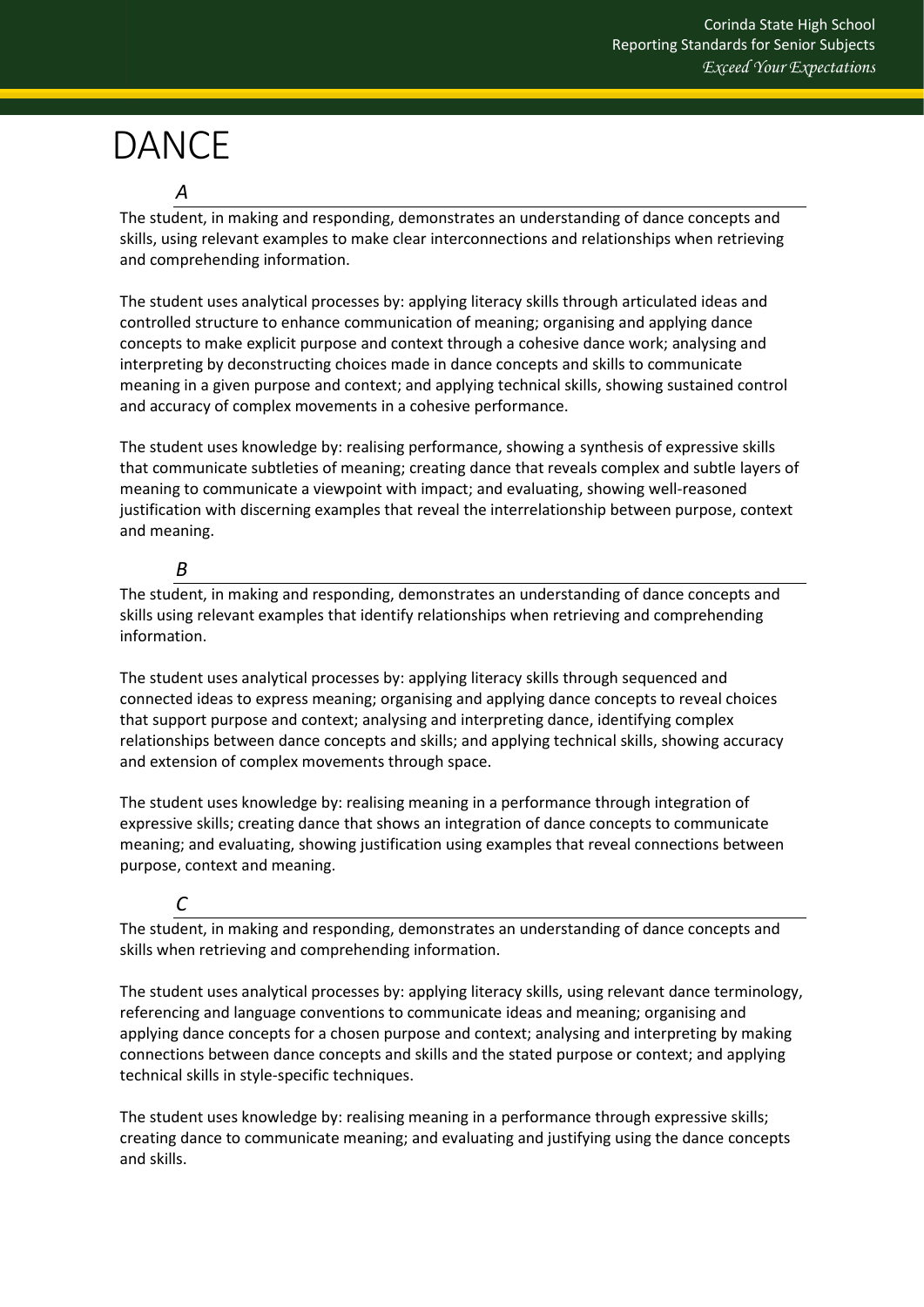# DANCE

### *A*

The student, in making and responding, demonstrates an understanding of dance concepts and skills, using relevant examples to make clear interconnections and relationships when retrieving and comprehending information.

The student uses analytical processes by: applying literacy skills through articulated ideas and controlled structure to enhance communication of meaning; organising and applying dance concepts to make explicit purpose and context through a cohesive dance work; analysing and interpreting by deconstructing choices made in dance concepts and skills to communicate meaning in a given purpose and context; and applying technical skills, showing sustained control and accuracy of complex movements in a cohesive performance.

The student uses knowledge by: realising performance, showing a synthesis of expressive skills that communicate subtleties of meaning; creating dance that reveals complex and subtle layers of meaning to communicate a viewpoint with impact; and evaluating, showing well-reasoned justification with discerning examples that reveal the interrelationship between purpose, context and meaning.

### *B*

The student, in making and responding, demonstrates an understanding of dance concepts and skills using relevant examples that identify relationships when retrieving and comprehending information.

The student uses analytical processes by: applying literacy skills through sequenced and connected ideas to express meaning; organising and applying dance concepts to reveal choices that support purpose and context; analysing and interpreting dance, identifying complex relationships between dance concepts and skills; and applying technical skills, showing accuracy and extension of complex movements through space.

The student uses knowledge by: realising meaning in a performance through integration of expressive skills; creating dance that shows an integration of dance concepts to communicate meaning; and evaluating, showing justification using examples that reveal connections between purpose, context and meaning.

### *C*

The student, in making and responding, demonstrates an understanding of dance concepts and skills when retrieving and comprehending information.

The student uses analytical processes by: applying literacy skills, using relevant dance terminology, referencing and language conventions to communicate ideas and meaning; organising and applying dance concepts for a chosen purpose and context; analysing and interpreting by making connections between dance concepts and skills and the stated purpose or context; and applying technical skills in style-specific techniques.

The student uses knowledge by: realising meaning in a performance through expressive skills; creating dance to communicate meaning; and evaluating and justifying using the dance concepts and skills.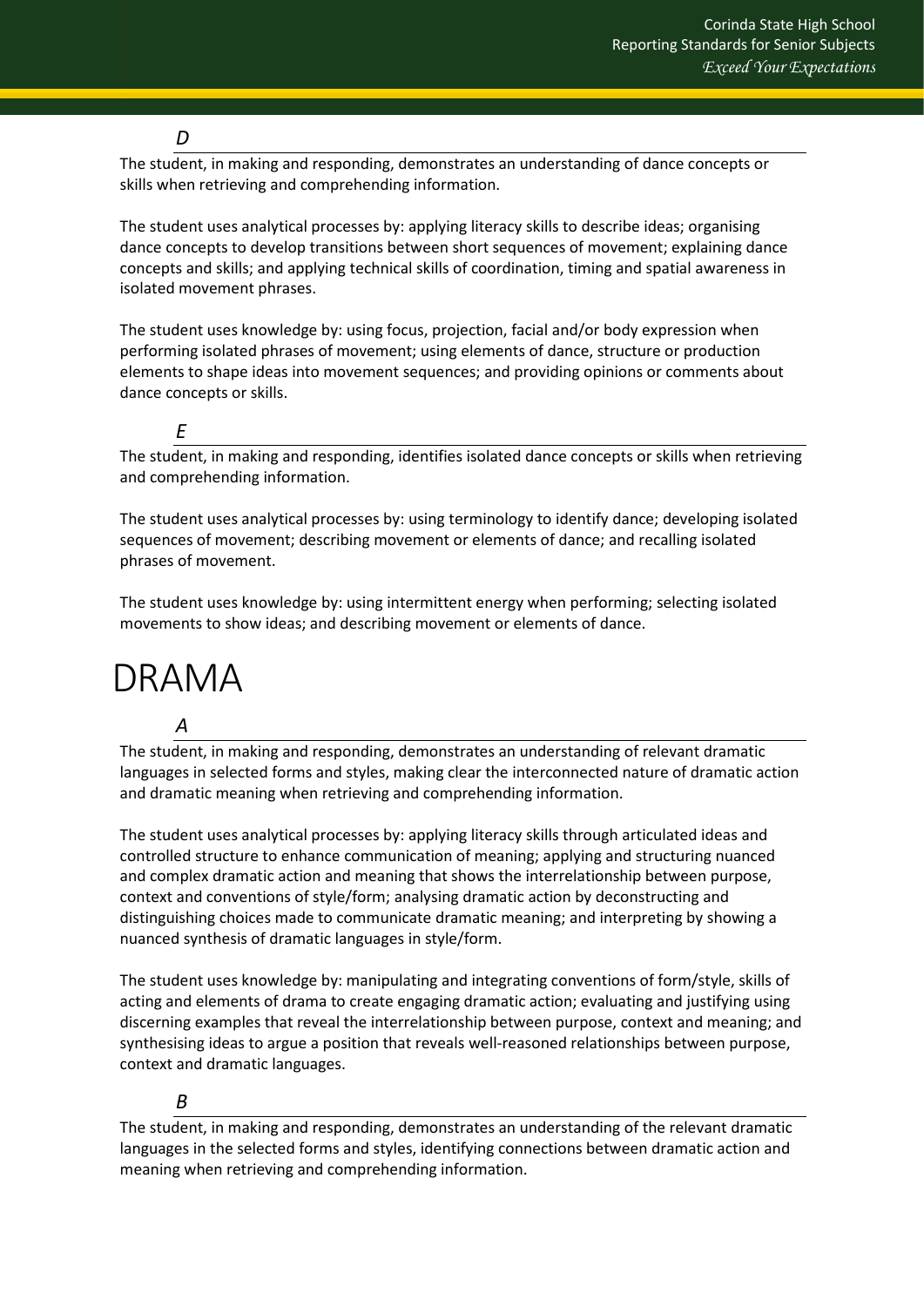### *D*

The student, in making and responding, demonstrates an understanding of dance concepts or skills when retrieving and comprehending information.

The student uses analytical processes by: applying literacy skills to describe ideas; organising dance concepts to develop transitions between short sequences of movement; explaining dance concepts and skills; and applying technical skills of coordination, timing and spatial awareness in isolated movement phrases.

The student uses knowledge by: using focus, projection, facial and/or body expression when performing isolated phrases of movement; using elements of dance, structure or production elements to shape ideas into movement sequences; and providing opinions or comments about dance concepts or skills.

### *E*

The student, in making and responding, identifies isolated dance concepts or skills when retrieving and comprehending information.

The student uses analytical processes by: using terminology to identify dance; developing isolated sequences of movement; describing movement or elements of dance; and recalling isolated phrases of movement.

The student uses knowledge by: using intermittent energy when performing; selecting isolated movements to show ideas; and describing movement or elements of dance.

# DRAMA

### *A*

The student, in making and responding, demonstrates an understanding of relevant dramatic languages in selected forms and styles, making clear the interconnected nature of dramatic action and dramatic meaning when retrieving and comprehending information.

The student uses analytical processes by: applying literacy skills through articulated ideas and controlled structure to enhance communication of meaning; applying and structuring nuanced and complex dramatic action and meaning that shows the interrelationship between purpose, context and conventions of style/form; analysing dramatic action by deconstructing and distinguishing choices made to communicate dramatic meaning; and interpreting by showing a nuanced synthesis of dramatic languages in style/form.

The student uses knowledge by: manipulating and integrating conventions of form/style, skills of acting and elements of drama to create engaging dramatic action; evaluating and justifying using discerning examples that reveal the interrelationship between purpose, context and meaning; and synthesising ideas to argue a position that reveals well-reasoned relationships between purpose, context and dramatic languages.

### *B*

The student, in making and responding, demonstrates an understanding of the relevant dramatic languages in the selected forms and styles, identifying connections between dramatic action and meaning when retrieving and comprehending information.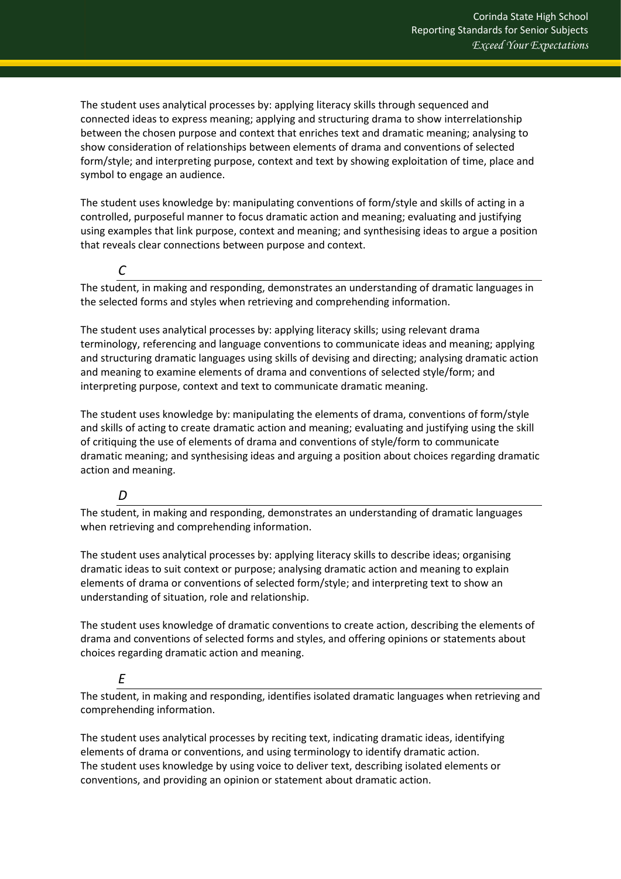The student uses analytical processes by: applying literacy skills through sequenced and connected ideas to express meaning; applying and structuring drama to show interrelationship between the chosen purpose and context that enriches text and dramatic meaning; analysing to show consideration of relationships between elements of drama and conventions of selected form/style; and interpreting purpose, context and text by showing exploitation of time, place and symbol to engage an audience.

The student uses knowledge by: manipulating conventions of form/style and skills of acting in a controlled, purposeful manner to focus dramatic action and meaning; evaluating and justifying using examples that link purpose, context and meaning; and synthesising ideas to argue a position that reveals clear connections between purpose and context.

### *C*

The student, in making and responding, demonstrates an understanding of dramatic languages in the selected forms and styles when retrieving and comprehending information.

The student uses analytical processes by: applying literacy skills; using relevant drama terminology, referencing and language conventions to communicate ideas and meaning; applying and structuring dramatic languages using skills of devising and directing; analysing dramatic action and meaning to examine elements of drama and conventions of selected style/form; and interpreting purpose, context and text to communicate dramatic meaning.

The student uses knowledge by: manipulating the elements of drama, conventions of form/style and skills of acting to create dramatic action and meaning; evaluating and justifying using the skill of critiquing the use of elements of drama and conventions of style/form to communicate dramatic meaning; and synthesising ideas and arguing a position about choices regarding dramatic action and meaning.

### *D*

The student, in making and responding, demonstrates an understanding of dramatic languages when retrieving and comprehending information.

The student uses analytical processes by: applying literacy skills to describe ideas; organising dramatic ideas to suit context or purpose; analysing dramatic action and meaning to explain elements of drama or conventions of selected form/style; and interpreting text to show an understanding of situation, role and relationship.

The student uses knowledge of dramatic conventions to create action, describing the elements of drama and conventions of selected forms and styles, and offering opinions or statements about choices regarding dramatic action and meaning.

### *E*

The student, in making and responding, identifies isolated dramatic languages when retrieving and comprehending information.

The student uses analytical processes by reciting text, indicating dramatic ideas, identifying elements of drama or conventions, and using terminology to identify dramatic action.
The student uses knowledge by using voice to deliver text, describing isolated elements or conventions, and providing an opinion or statement about dramatic action.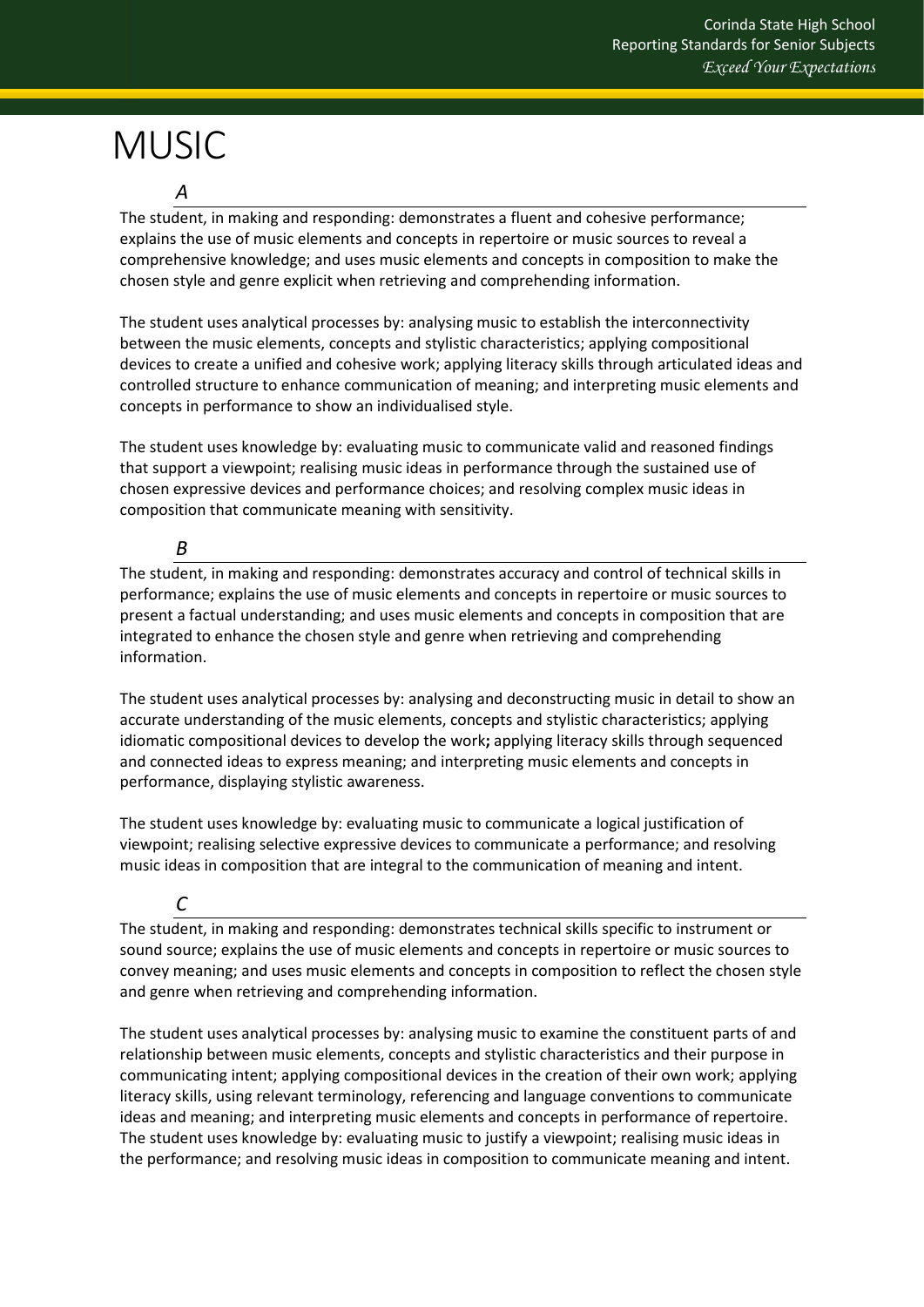# MUSIC

### *A*

The student, in making and responding: demonstrates a fluent and cohesive performance; explains the use of music elements and concepts in repertoire or music sources to reveal a comprehensive knowledge; and uses music elements and concepts in composition to make the chosen style and genre explicit when retrieving and comprehending information.

The student uses analytical processes by: analysing music to establish the interconnectivity between the music elements, concepts and stylistic characteristics; applying compositional devices to create a unified and cohesive work; applying literacy skills through articulated ideas and controlled structure to enhance communication of meaning; and interpreting music elements and concepts in performance to show an individualised style.

The student uses knowledge by: evaluating music to communicate valid and reasoned findings that support a viewpoint; realising music ideas in performance through the sustained use of chosen expressive devices and performance choices; and resolving complex music ideas in composition that communicate meaning with sensitivity.

### *B*

The student, in making and responding: demonstrates accuracy and control of technical skills in performance; explains the use of music elements and concepts in repertoire or music sources to present a factual understanding; and uses music elements and concepts in composition that are integrated to enhance the chosen style and genre when retrieving and comprehending information.

The student uses analytical processes by: analysing and deconstructing music in detail to show an accurate understanding of the music elements, concepts and stylistic characteristics; applying idiomatic compositional devices to develop the work**;** applying literacy skills through sequenced and connected ideas to express meaning; and interpreting music elements and concepts in performance, displaying stylistic awareness.

The student uses knowledge by: evaluating music to communicate a logical justification of viewpoint; realising selective expressive devices to communicate a performance; and resolving music ideas in composition that are integral to the communication of meaning and intent.

### *C*

The student, in making and responding: demonstrates technical skills specific to instrument or sound source; explains the use of music elements and concepts in repertoire or music sources to convey meaning; and uses music elements and concepts in composition to reflect the chosen style and genre when retrieving and comprehending information.

The student uses analytical processes by: analysing music to examine the constituent parts of and relationship between music elements, concepts and stylistic characteristics and their purpose in communicating intent; applying compositional devices in the creation of their own work; applying literacy skills, using relevant terminology, referencing and language conventions to communicate ideas and meaning; and interpreting music elements and concepts in performance of repertoire. The student uses knowledge by: evaluating music to justify a viewpoint; realising music ideas in the performance; and resolving music ideas in composition to communicate meaning and intent.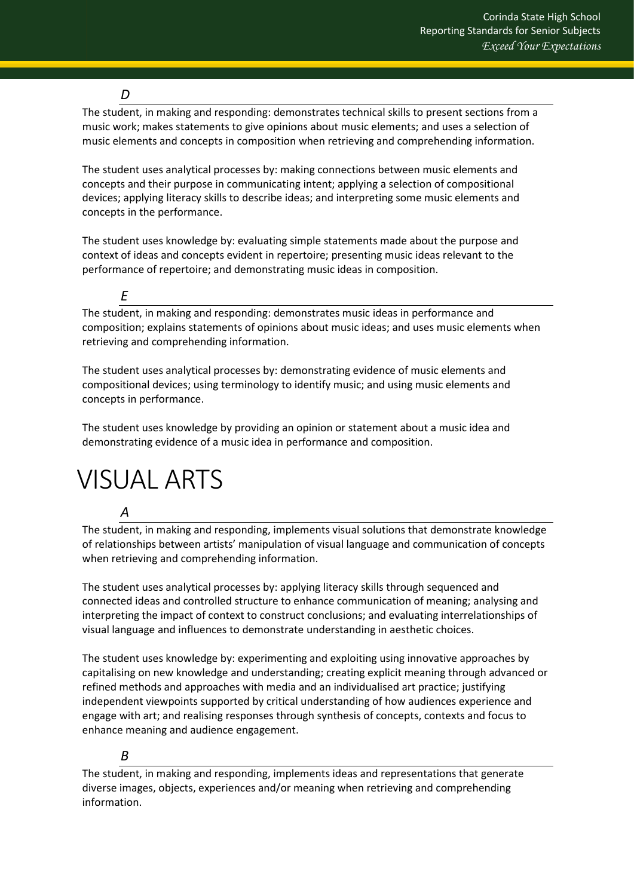*D*

The student, in making and responding: demonstrates technical skills to present sections from a music work; makes statements to give opinions about music elements; and uses a selection of music elements and concepts in composition when retrieving and comprehending information.

The student uses analytical processes by: making connections between music elements and concepts and their purpose in communicating intent; applying a selection of compositional devices; applying literacy skills to describe ideas; and interpreting some music elements and concepts in the performance.

The student uses knowledge by: evaluating simple statements made about the purpose and context of ideas and concepts evident in repertoire; presenting music ideas relevant to the performance of repertoire; and demonstrating music ideas in composition.

*E*

The student, in making and responding: demonstrates music ideas in performance and composition; explains statements of opinions about music ideas; and uses music elements when retrieving and comprehending information.

The student uses analytical processes by: demonstrating evidence of music elements and compositional devices; using terminology to identify music; and using music elements and concepts in performance.

The student uses knowledge by providing an opinion or statement about a music idea and demonstrating evidence of a music idea in performance and composition.

# VISUAL ARTS

*A*

The student, in making and responding, implements visual solutions that demonstrate knowledge of relationships between artists' manipulation of visual language and communication of concepts when retrieving and comprehending information.

The student uses analytical processes by: applying literacy skills through sequenced and connected ideas and controlled structure to enhance communication of meaning; analysing and interpreting the impact of context to construct conclusions; and evaluating interrelationships of visual language and influences to demonstrate understanding in aesthetic choices.

The student uses knowledge by: experimenting and exploiting using innovative approaches by capitalising on new knowledge and understanding; creating explicit meaning through advanced or refined methods and approaches with media and an individualised art practice; justifying independent viewpoints supported by critical understanding of how audiences experience and engage with art; and realising responses through synthesis of concepts, contexts and focus to enhance meaning and audience engagement.

*B*

The student, in making and responding, implements ideas and representations that generate diverse images, objects, experiences and/or meaning when retrieving and comprehending information.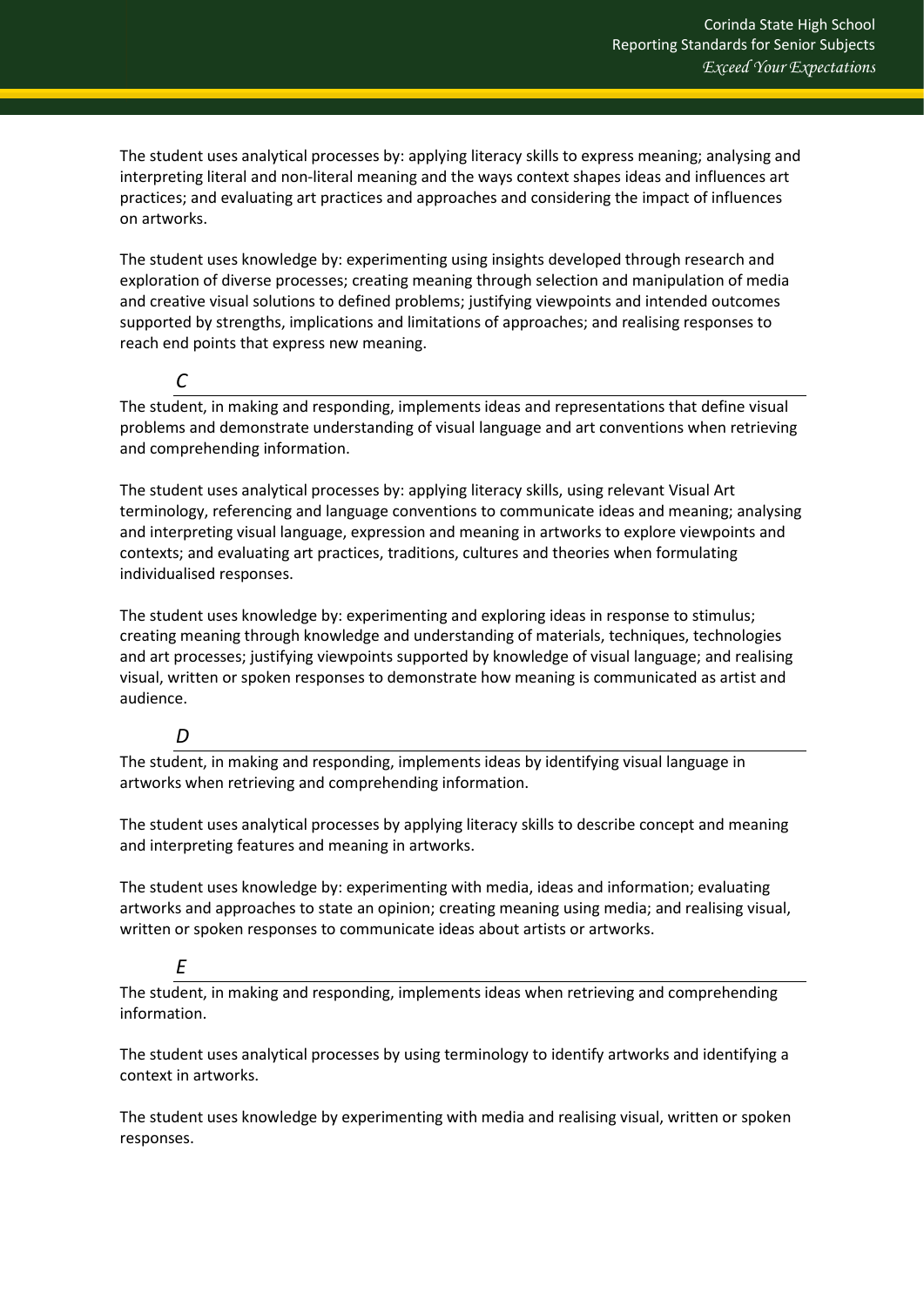The student uses analytical processes by: applying literacy skills to express meaning; analysing and interpreting literal and non-literal meaning and the ways context shapes ideas and influences art practices; and evaluating art practices and approaches and considering the impact of influences on artworks.

The student uses knowledge by: experimenting using insights developed through research and exploration of diverse processes; creating meaning through selection and manipulation of media and creative visual solutions to defined problems; justifying viewpoints and intended outcomes supported by strengths, implications and limitations of approaches; and realising responses to reach end points that express new meaning.

### *C*

The student, in making and responding, implements ideas and representations that define visual problems and demonstrate understanding of visual language and art conventions when retrieving and comprehending information.

The student uses analytical processes by: applying literacy skills, using relevant Visual Art terminology, referencing and language conventions to communicate ideas and meaning; analysing and interpreting visual language, expression and meaning in artworks to explore viewpoints and contexts; and evaluating art practices, traditions, cultures and theories when formulating individualised responses.

The student uses knowledge by: experimenting and exploring ideas in response to stimulus; creating meaning through knowledge and understanding of materials, techniques, technologies and art processes; justifying viewpoints supported by knowledge of visual language; and realising visual, written or spoken responses to demonstrate how meaning is communicated as artist and audience.

### *D*

The student, in making and responding, implements ideas by identifying visual language in artworks when retrieving and comprehending information.

The student uses analytical processes by applying literacy skills to describe concept and meaning and interpreting features and meaning in artworks.

The student uses knowledge by: experimenting with media, ideas and information; evaluating artworks and approaches to state an opinion; creating meaning using media; and realising visual, written or spoken responses to communicate ideas about artists or artworks.

### *E*

The student, in making and responding, implements ideas when retrieving and comprehending information.

The student uses analytical processes by using terminology to identify artworks and identifying a context in artworks.

The student uses knowledge by experimenting with media and realising visual, written or spoken responses.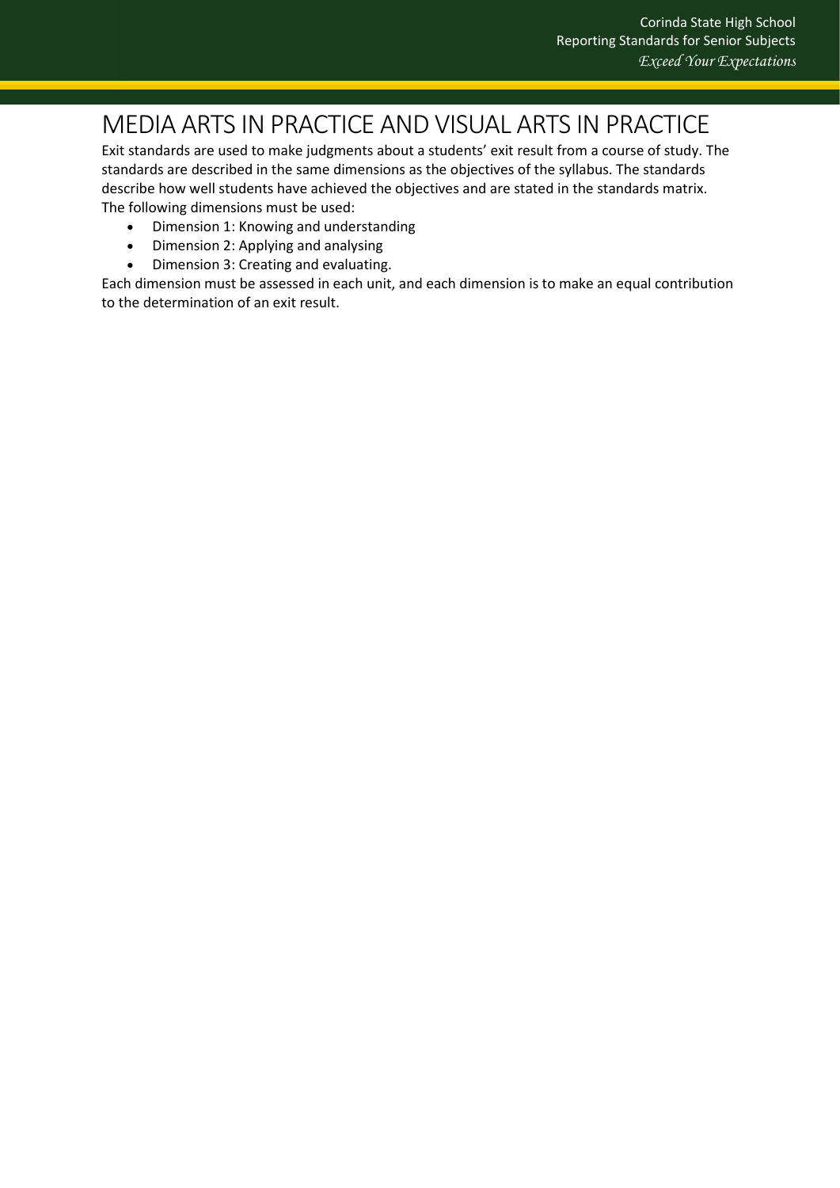# MEDIA ARTS IN PRACTICE AND VISUAL ARTS IN PRACTICE

Exit standards are used to make judgments about a students' exit result from a course of study. The standards are described in the same dimensions as the objectives of the syllabus. The standards describe how well students have achieved the objectives and are stated in the standards matrix. The following dimensions must be used:

- Dimension 1: Knowing and understanding
- Dimension 2: Applying and analysing
- Dimension 3: Creating and evaluating.

Each dimension must be assessed in each unit, and each dimension is to make an equal contribution to the determination of an exit result.